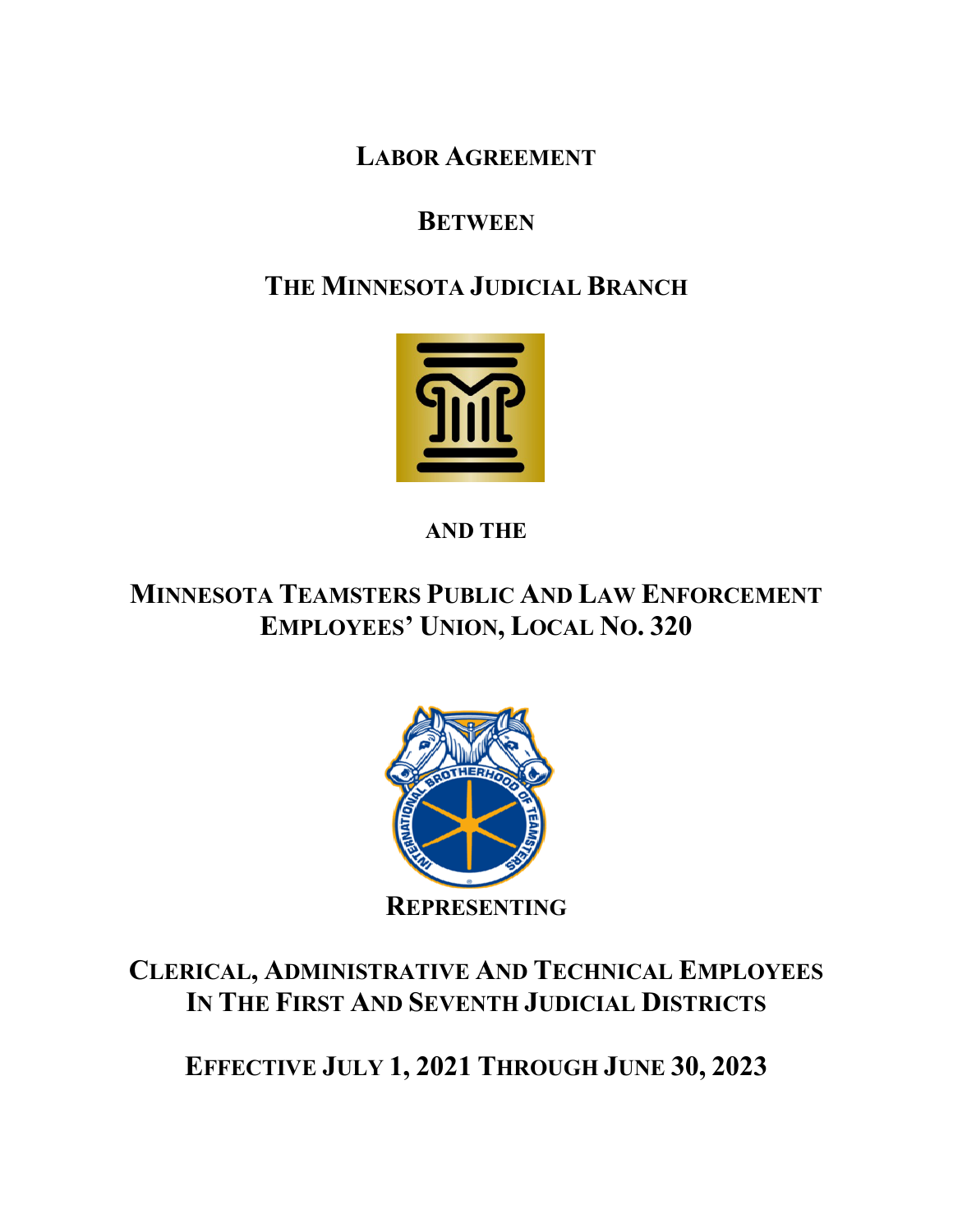# LABOR AGREEMENT

## BETWEEN

## THE MINNESOTA JUDICIAL BRANCH

**AND THE**

## MINNESOTA TEAMSTERS PUBLIC AND LAW ENFORCEMENT EMPLOYEES' UNION, LOCAL NO. 320

**REPRESENTING**

## CLERICAL, ADMINISTRATIVE AND TECHNICAL EMPLOYEES IN THE FIRST AND SEVENTH JUDICIAL DISTRICTS

## EFFECTIVE JULY 1, 2021 THROUGH JUNE 30, 2023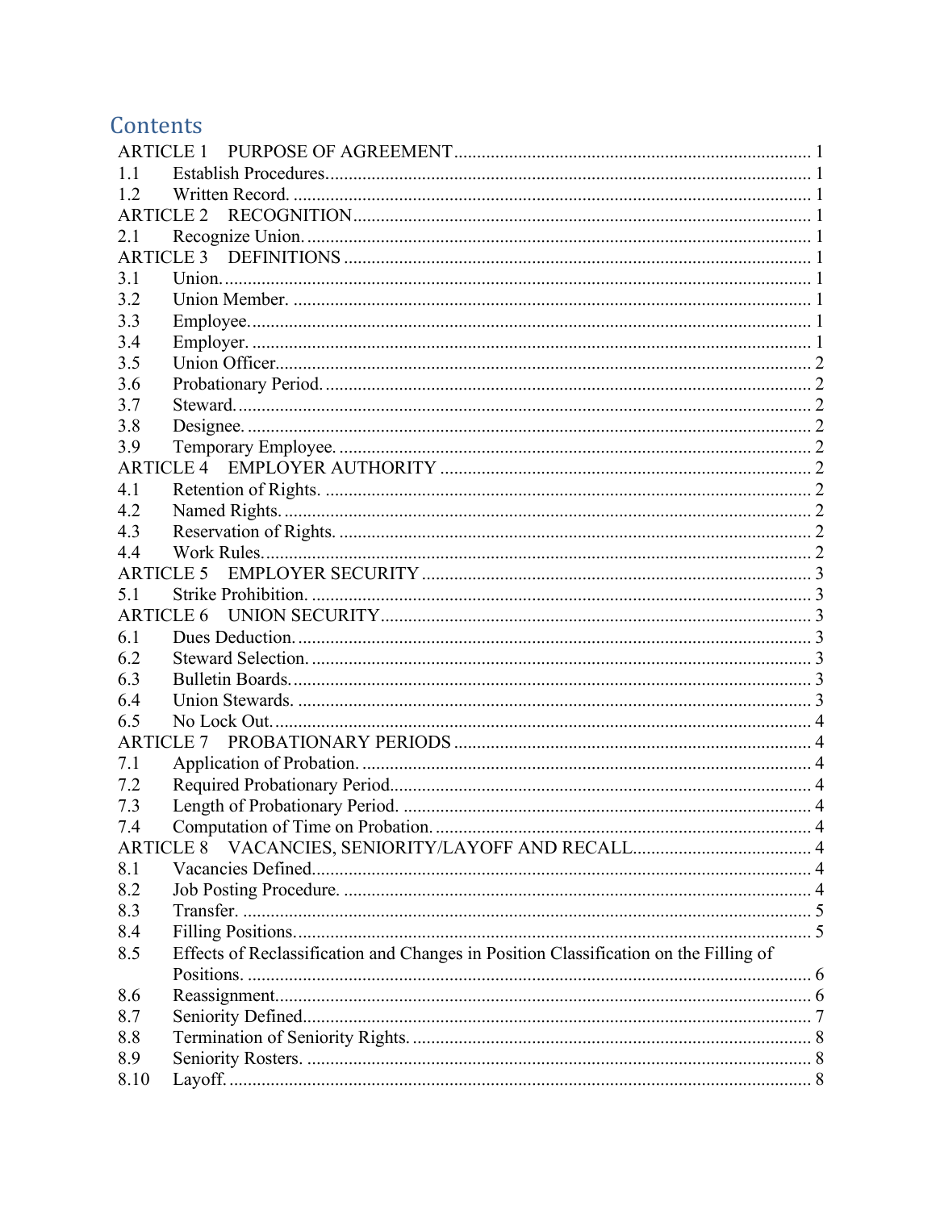# Contents

ARTICLE 1 PURPOSE OF AGREEMENT ........ 1
1.1 Establish Procedures ........ 1
1.2 Written Record. ........ 1
ARTICLE 2 RECOGNITION ........ 1
2.1 Recognize Union. ........ 1
ARTICLE 3 DEFINITIONS ........ 1
3.1 Union. ........ 1
3.2 Union Member. ........ 1
3.3 Employee. ........ 1
3.4 Employer. ........ 1
3.5 Union Officer ........ 2
3.6 Probationary Period. ........ 2
3.7 Steward. ........ 2
3.8 Designee. ........ 2
3.9 Temporary Employee. ........ 2
ARTICLE 4 EMPLOYER AUTHORITY ........ 2
4.1 Retention of Rights. ........ 2
4.2 Named Rights. ........ 2
4.3 Reservation of Rights. ........ 2
4.4 Work Rules. ........ 2
ARTICLE 5 EMPLOYER SECURITY ........ 3
5.1 Strike Prohibition. ........ 3
ARTICLE 6 UNION SECURITY ........ 3
6.1 Dues Deduction. ........ 3
6.2 Steward Selection. ........ 3
6.3 Bulletin Boards. ........ 3
6.4 Union Stewards. ........ 3
6.5 No Lock Out. ........ 4
ARTICLE 7 PROBATIONARY PERIODS ........ 4
7.1 Application of Probation. ........ 4
7.2 Required Probationary Period ........ 4
7.3 Length of Probationary Period. ........ 4
7.4 Computation of Time on Probation. ........ 4
ARTICLE 8 VACANCIES, SENIORITY/LAYOFF AND RECALL ........ 4
8.1 Vacancies Defined ........ 4
8.2 Job Posting Procedure. ........ 4
8.3 Transfer. ........ 5
8.4 Filling Positions ........ 5
8.5 Effects of Reclassification and Changes in Position Classification on the Filling of Positions. ........ 6
8.6 Reassignment ........ 6
8.7 Seniority Defined ........ 7
8.8 Termination of Seniority Rights. ........ 8
8.9 Seniority Rosters. ........ 8
8.10 Layoff. ........ 8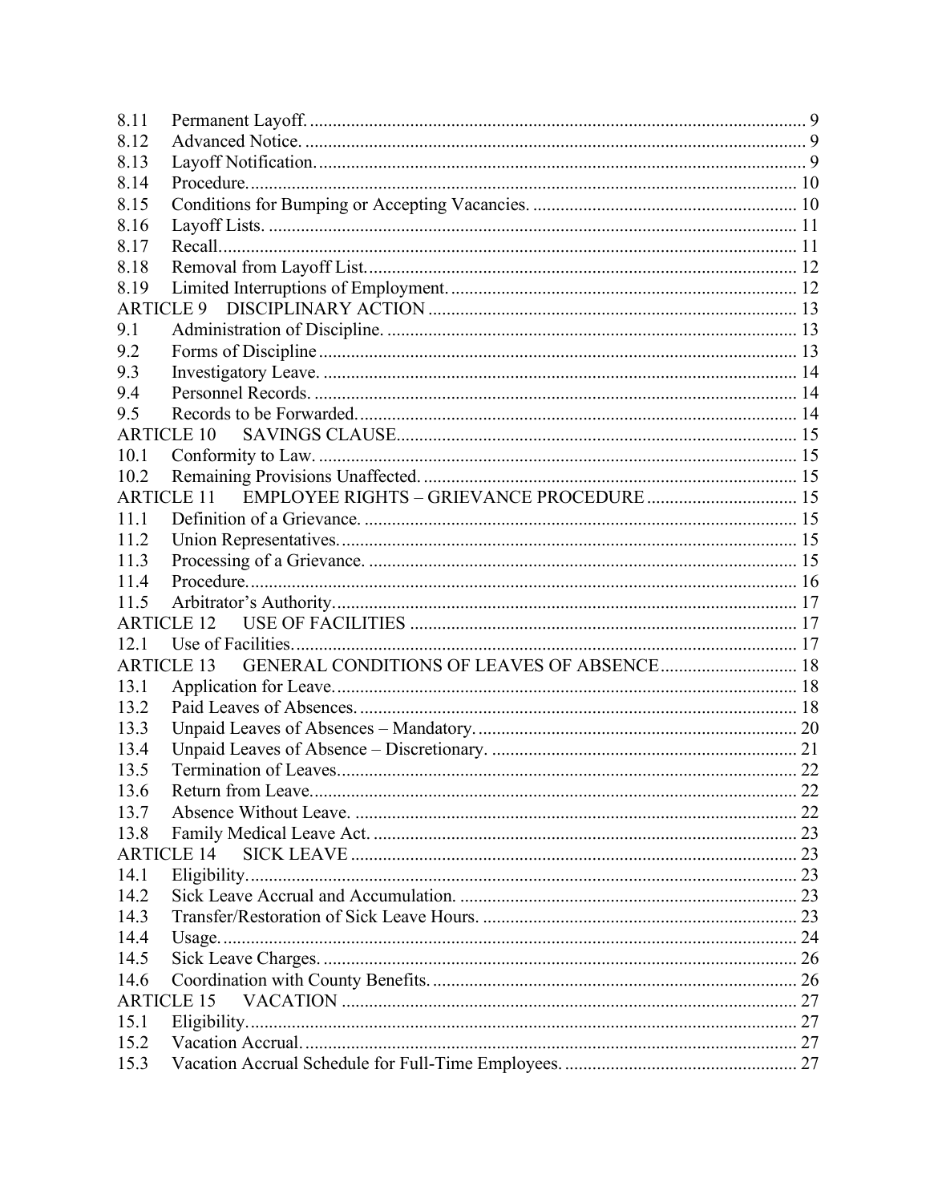| | | |
|---|---|---|
| 8.11 | Permanent Layoff. | 9 |
| 8.12 | Advanced Notice. | 9 |
| 8.13 | Layoff Notification. | 9 |
| 8.14 | Procedure. | 10 |
| 8.15 | Conditions for Bumping or Accepting Vacancies. | 10 |
| 8.16 | Layoff Lists. | 11 |
| 8.17 | Recall. | 11 |
| 8.18 | Removal from Layoff List. | 12 |
| 8.19 | Limited Interruptions of Employment. | 12 |
| ARTICLE 9 | DISCIPLINARY ACTION | 13 |
| 9.1 | Administration of Discipline. | 13 |
| 9.2 | Forms of Discipline | 13 |
| 9.3 | Investigatory Leave. | 14 |
| 9.4 | Personnel Records. | 14 |
| 9.5 | Records to be Forwarded. | 14 |
| ARTICLE 10 | SAVINGS CLAUSE | 15 |
| 10.1 | Conformity to Law. | 15 |
| 10.2 | Remaining Provisions Unaffected. | 15 |
| ARTICLE 11 | EMPLOYEE RIGHTS – GRIEVANCE PROCEDURE | 15 |
| 11.1 | Definition of a Grievance. | 15 |
| 11.2 | Union Representatives. | 15 |
| 11.3 | Processing of a Grievance. | 15 |
| 11.4 | Procedure. | 16 |
| 11.5 | Arbitrator's Authority. | 17 |
| ARTICLE 12 | USE OF FACILITIES | 17 |
| 12.1 | Use of Facilities. | 17 |
| ARTICLE 13 | GENERAL CONDITIONS OF LEAVES OF ABSENCE | 18 |
| 13.1 | Application for Leave. | 18 |
| 13.2 | Paid Leaves of Absences. | 18 |
| 13.3 | Unpaid Leaves of Absences – Mandatory. | 20 |
| 13.4 | Unpaid Leaves of Absence – Discretionary. | 21 |
| 13.5 | Termination of Leaves. | 22 |
| 13.6 | Return from Leave. | 22 |
| 13.7 | Absence Without Leave. | 22 |
| 13.8 | Family Medical Leave Act. | 23 |
| ARTICLE 14 | SICK LEAVE | 23 |
| 14.1 | Eligibility. | 23 |
| 14.2 | Sick Leave Accrual and Accumulation. | 23 |
| 14.3 | Transfer/Restoration of Sick Leave Hours. | 23 |
| 14.4 | Usage. | 24 |
| 14.5 | Sick Leave Charges. | 26 |
| 14.6 | Coordination with County Benefits. | 26 |
| ARTICLE 15 | VACATION | 27 |
| 15.1 | Eligibility. | 27 |
| 15.2 | Vacation Accrual. | 27 |
| 15.3 | Vacation Accrual Schedule for Full-Time Employees. | 27 |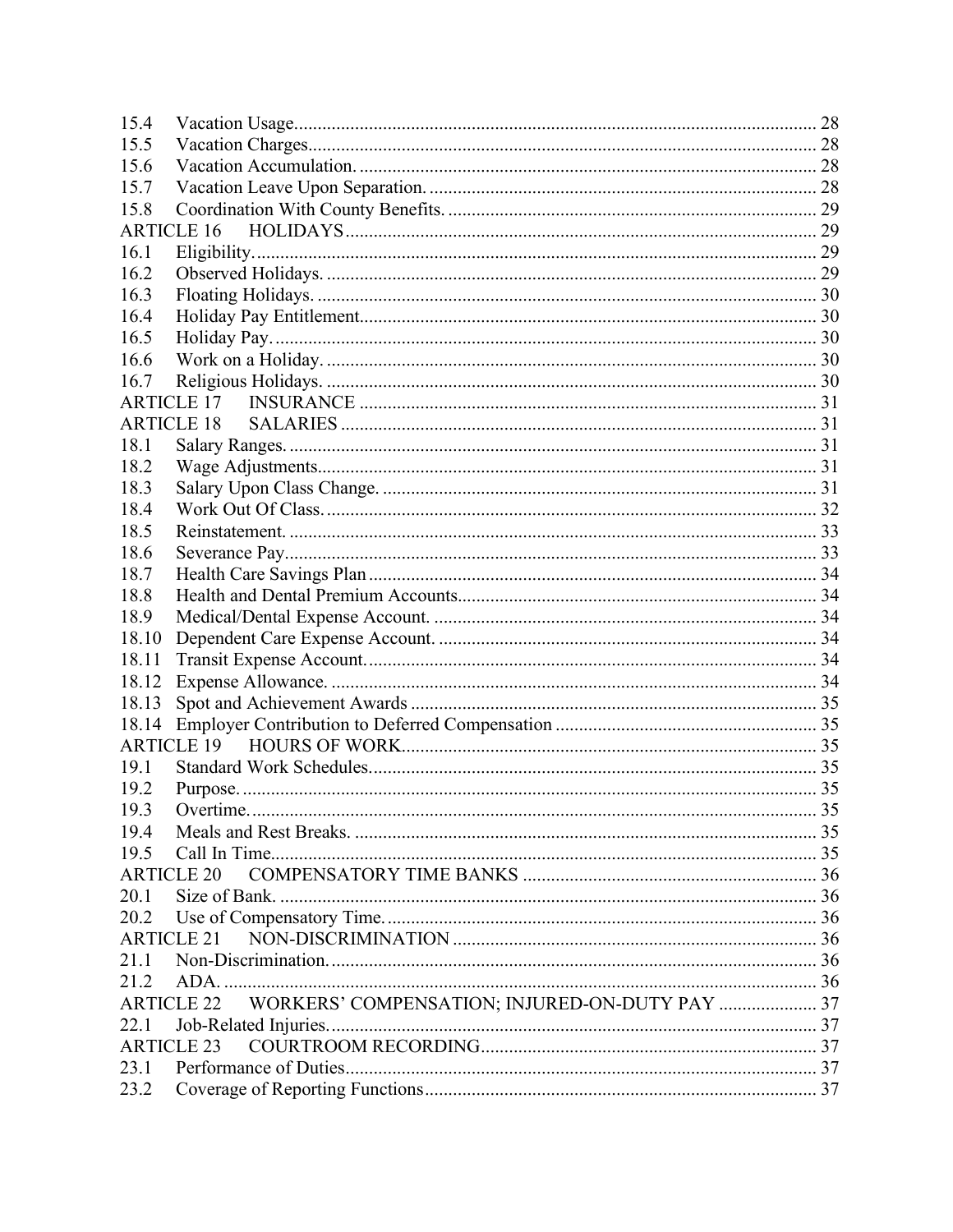| | | |
|---|---|---|
| 15.4 | Vacation Usage | 28 |
| 15.5 | Vacation Charges | 28 |
| 15.6 | Vacation Accumulation. | 28 |
| 15.7 | Vacation Leave Upon Separation. | 28 |
| 15.8 | Coordination With County Benefits. | 29 |
| ARTICLE 16 | HOLIDAYS | 29 |
| 16.1 | Eligibility. | 29 |
| 16.2 | Observed Holidays. | 29 |
| 16.3 | Floating Holidays. | 30 |
| 16.4 | Holiday Pay Entitlement | 30 |
| 16.5 | Holiday Pay. | 30 |
| 16.6 | Work on a Holiday. | 30 |
| 16.7 | Religious Holidays. | 30 |
| ARTICLE 17 | INSURANCE | 31 |
| ARTICLE 18 | SALARIES | 31 |
| 18.1 | Salary Ranges. | 31 |
| 18.2 | Wage Adjustments | 31 |
| 18.3 | Salary Upon Class Change. | 31 |
| 18.4 | Work Out Of Class. | 32 |
| 18.5 | Reinstatement. | 33 |
| 18.6 | Severance Pay | 33 |
| 18.7 | Health Care Savings Plan | 34 |
| 18.8 | Health and Dental Premium Accounts | 34 |
| 18.9 | Medical/Dental Expense Account. | 34 |
| 18.10 | Dependent Care Expense Account. | 34 |
| 18.11 | Transit Expense Account. | 34 |
| 18.12 | Expense Allowance. | 34 |
| 18.13 | Spot and Achievement Awards | 35 |
| 18.14 | Employer Contribution to Deferred Compensation | 35 |
| ARTICLE 19 | HOURS OF WORK | 35 |
| 19.1 | Standard Work Schedules. | 35 |
| 19.2 | Purpose. | 35 |
| 19.3 | Overtime. | 35 |
| 19.4 | Meals and Rest Breaks. | 35 |
| 19.5 | Call In Time | 35 |
| ARTICLE 20 | COMPENSATORY TIME BANKS | 36 |
| 20.1 | Size of Bank. | 36 |
| 20.2 | Use of Compensatory Time. | 36 |
| ARTICLE 21 | NON-DISCRIMINATION | 36 |
| 21.1 | Non-Discrimination. | 36 |
| 21.2 | ADA. | 36 |
| ARTICLE 22 | WORKERS' COMPENSATION; INJURED-ON-DUTY PAY | 37 |
| 22.1 | Job-Related Injuries. | 37 |
| ARTICLE 23 | COURTROOM RECORDING | 37 |
| 23.1 | Performance of Duties | 37 |
| 23.2 | Coverage of Reporting Functions | 37 |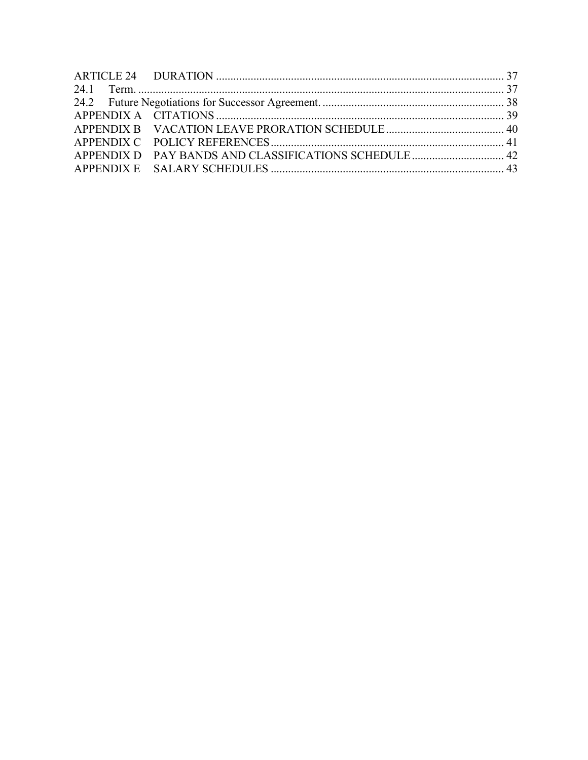ARTICLE 24 DURATION .................................................................................................... 37
24.1 Term. .............................................................................................................................. 37
24.2 Future Negotiations for Successor Agreement. .............................................................. 38
APPENDIX A CITATIONS .................................................................................................... 39
APPENDIX B VACATION LEAVE PRORATION SCHEDULE ......................................... 40
APPENDIX C POLICY REFERENCES ................................................................................ 41
APPENDIX D PAY BANDS AND CLASSIFICATIONS SCHEDULE ................................ 42
APPENDIX E SALARY SCHEDULES ................................................................................ 43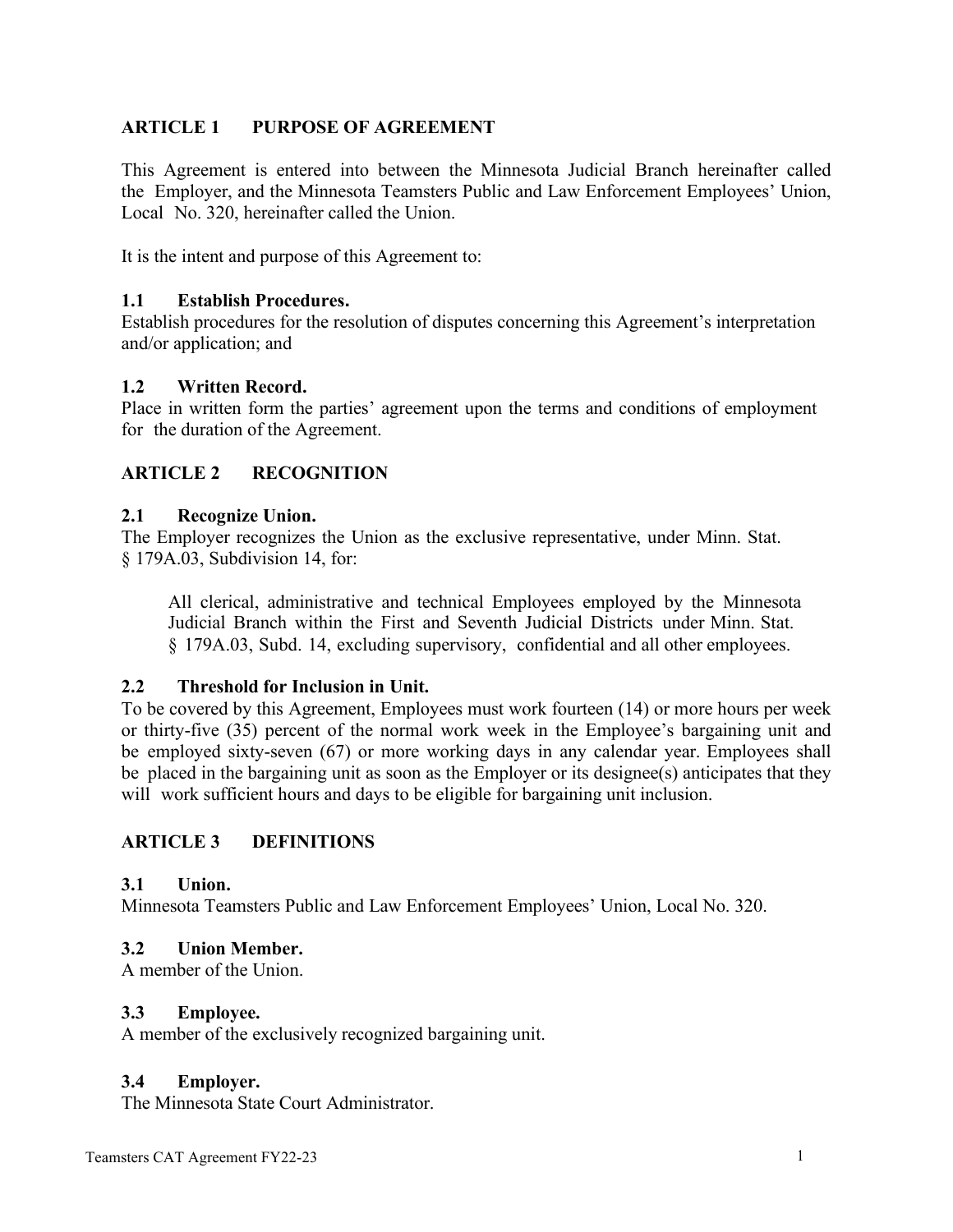## ARTICLE 1 PURPOSE OF AGREEMENT

This Agreement is entered into between the Minnesota Judicial Branch hereinafter called the Employer, and the Minnesota Teamsters Public and Law Enforcement Employees' Union, Local No. 320, hereinafter called the Union.

It is the intent and purpose of this Agreement to:

### 1.1 Establish Procedures.

Establish procedures for the resolution of disputes concerning this Agreement's interpretation and/or application; and

### 1.2 Written Record.

Place in written form the parties' agreement upon the terms and conditions of employment for the duration of the Agreement.

## ARTICLE 2 RECOGNITION

### 2.1 Recognize Union.

The Employer recognizes the Union as the exclusive representative, under Minn. Stat. § 179A.03, Subdivision 14, for:

> All clerical, administrative and technical Employees employed by the Minnesota Judicial Branch within the First and Seventh Judicial Districts under Minn. Stat. § 179A.03, Subd. 14, excluding supervisory, confidential and all other employees.

### 2.2 Threshold for Inclusion in Unit.

To be covered by this Agreement, Employees must work fourteen (14) or more hours per week or thirty-five (35) percent of the normal work week in the Employee's bargaining unit and be employed sixty-seven (67) or more working days in any calendar year. Employees shall be placed in the bargaining unit as soon as the Employer or its designee(s) anticipates that they will work sufficient hours and days to be eligible for bargaining unit inclusion.

## ARTICLE 3 DEFINITIONS

### 3.1 Union.

Minnesota Teamsters Public and Law Enforcement Employees' Union, Local No. 320.

### 3.2 Union Member.

A member of the Union.

### 3.3 Employee.

A member of the exclusively recognized bargaining unit.

### 3.4 Employer.

The Minnesota State Court Administrator.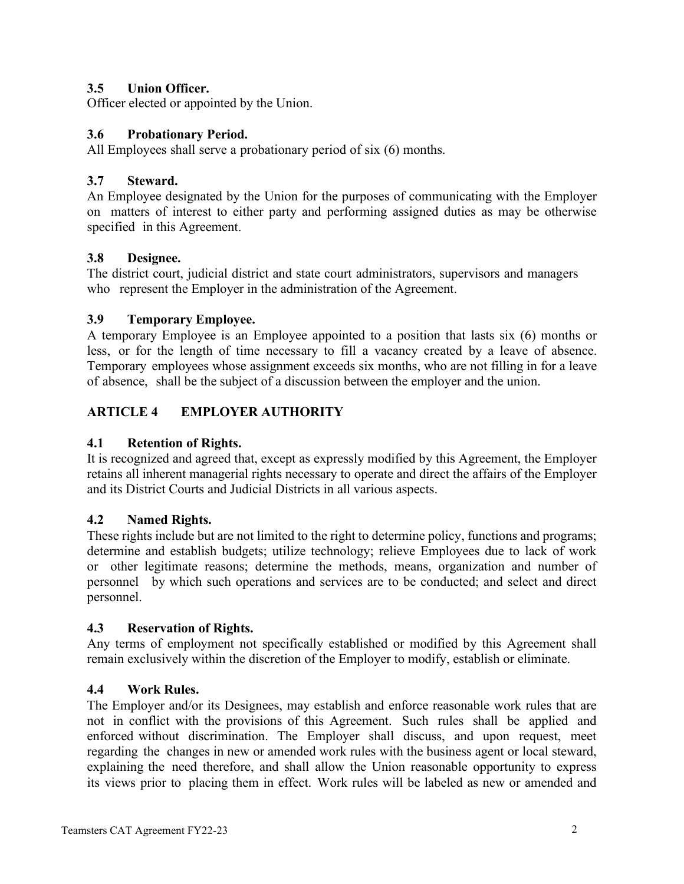### 3.5 Union Officer.

Officer elected or appointed by the Union.

### 3.6 Probationary Period.

All Employees shall serve a probationary period of six (6) months.

### 3.7 Steward.

An Employee designated by the Union for the purposes of communicating with the Employer on matters of interest to either party and performing assigned duties as may be otherwise specified in this Agreement.

### 3.8 Designee.

The district court, judicial district and state court administrators, supervisors and managers who represent the Employer in the administration of the Agreement.

### 3.9 Temporary Employee.

A temporary Employee is an Employee appointed to a position that lasts six (6) months or less, or for the length of time necessary to fill a vacancy created by a leave of absence. Temporary employees whose assignment exceeds six months, who are not filling in for a leave of absence, shall be the subject of a discussion between the employer and the union.

## ARTICLE 4 EMPLOYER AUTHORITY

### 4.1 Retention of Rights.

It is recognized and agreed that, except as expressly modified by this Agreement, the Employer retains all inherent managerial rights necessary to operate and direct the affairs of the Employer and its District Courts and Judicial Districts in all various aspects.

### 4.2 Named Rights.

These rights include but are not limited to the right to determine policy, functions and programs; determine and establish budgets; utilize technology; relieve Employees due to lack of work or other legitimate reasons; determine the methods, means, organization and number of personnel by which such operations and services are to be conducted; and select and direct personnel.

### 4.3 Reservation of Rights.

Any terms of employment not specifically established or modified by this Agreement shall remain exclusively within the discretion of the Employer to modify, establish or eliminate.

### 4.4 Work Rules.

The Employer and/or its Designees, may establish and enforce reasonable work rules that are not in conflict with the provisions of this Agreement. Such rules shall be applied and enforced without discrimination. The Employer shall discuss, and upon request, meet regarding the changes in new or amended work rules with the business agent or local steward, explaining the need therefore, and shall allow the Union reasonable opportunity to express its views prior to placing them in effect. Work rules will be labeled as new or amended and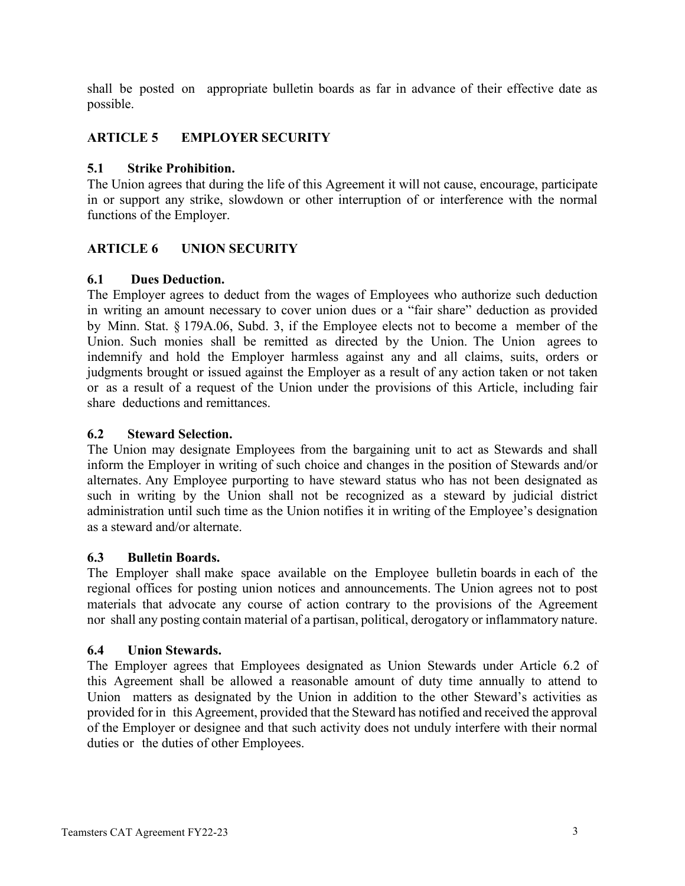shall be posted on appropriate bulletin boards as far in advance of their effective date as possible.

## ARTICLE 5 EMPLOYER SECURITY

### 5.1 Strike Prohibition.

The Union agrees that during the life of this Agreement it will not cause, encourage, participate in or support any strike, slowdown or other interruption of or interference with the normal functions of the Employer.

## ARTICLE 6 UNION SECURITY

### 6.1 Dues Deduction.

The Employer agrees to deduct from the wages of Employees who authorize such deduction in writing an amount necessary to cover union dues or a "fair share" deduction as provided by Minn. Stat. § 179A.06, Subd. 3, if the Employee elects not to become a member of the Union. Such monies shall be remitted as directed by the Union. The Union agrees to indemnify and hold the Employer harmless against any and all claims, suits, orders or judgments brought or issued against the Employer as a result of any action taken or not taken or as a result of a request of the Union under the provisions of this Article, including fair share deductions and remittances.

### 6.2 Steward Selection.

The Union may designate Employees from the bargaining unit to act as Stewards and shall inform the Employer in writing of such choice and changes in the position of Stewards and/or alternates. Any Employee purporting to have steward status who has not been designated as such in writing by the Union shall not be recognized as a steward by judicial district administration until such time as the Union notifies it in writing of the Employee's designation as a steward and/or alternate.

### 6.3 Bulletin Boards.

The Employer shall make space available on the Employee bulletin boards in each of the regional offices for posting union notices and announcements. The Union agrees not to post materials that advocate any course of action contrary to the provisions of the Agreement nor shall any posting contain material of a partisan, political, derogatory or inflammatory nature.

### 6.4 Union Stewards.

The Employer agrees that Employees designated as Union Stewards under Article 6.2 of this Agreement shall be allowed a reasonable amount of duty time annually to attend to Union matters as designated by the Union in addition to the other Steward's activities as provided for in this Agreement, provided that the Steward has notified and received the approval of the Employer or designee and that such activity does not unduly interfere with their normal duties or the duties of other Employees.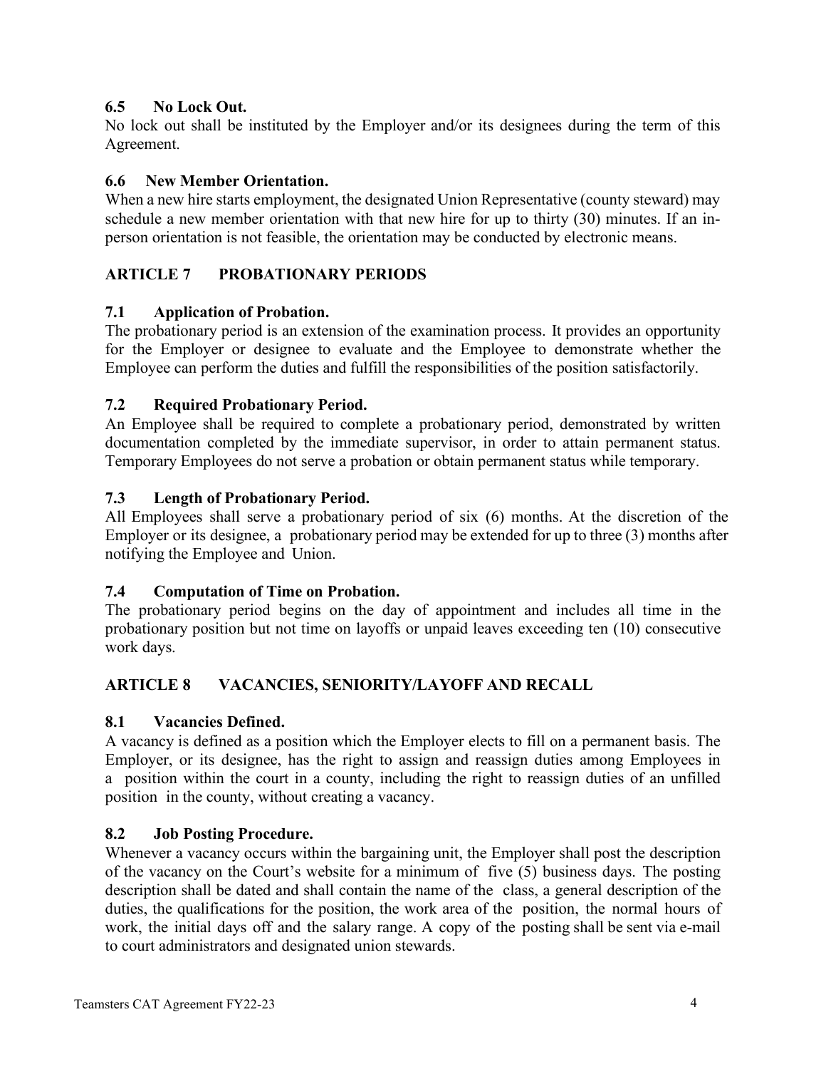### 6.5 No Lock Out.

No lock out shall be instituted by the Employer and/or its designees during the term of this Agreement.

### 6.6 New Member Orientation.

When a new hire starts employment, the designated Union Representative (county steward) may schedule a new member orientation with that new hire for up to thirty (30) minutes. If an in-person orientation is not feasible, the orientation may be conducted by electronic means.

## ARTICLE 7 PROBATIONARY PERIODS

### 7.1 Application of Probation.

The probationary period is an extension of the examination process. It provides an opportunity for the Employer or designee to evaluate and the Employee to demonstrate whether the Employee can perform the duties and fulfill the responsibilities of the position satisfactorily.

### 7.2 Required Probationary Period.

An Employee shall be required to complete a probationary period, demonstrated by written documentation completed by the immediate supervisor, in order to attain permanent status. Temporary Employees do not serve a probation or obtain permanent status while temporary.

### 7.3 Length of Probationary Period.

All Employees shall serve a probationary period of six (6) months. At the discretion of the Employer or its designee, a probationary period may be extended for up to three (3) months after notifying the Employee and Union.

### 7.4 Computation of Time on Probation.

The probationary period begins on the day of appointment and includes all time in the probationary position but not time on layoffs or unpaid leaves exceeding ten (10) consecutive work days.

## ARTICLE 8 VACANCIES, SENIORITY/LAYOFF AND RECALL

### 8.1 Vacancies Defined.

A vacancy is defined as a position which the Employer elects to fill on a permanent basis. The Employer, or its designee, has the right to assign and reassign duties among Employees in a position within the court in a county, including the right to reassign duties of an unfilled position in the county, without creating a vacancy.

### 8.2 Job Posting Procedure.

Whenever a vacancy occurs within the bargaining unit, the Employer shall post the description of the vacancy on the Court's website for a minimum of five (5) business days. The posting description shall be dated and shall contain the name of the class, a general description of the duties, the qualifications for the position, the work area of the position, the normal hours of work, the initial days off and the salary range. A copy of the posting shall be sent via e-mail to court administrators and designated union stewards.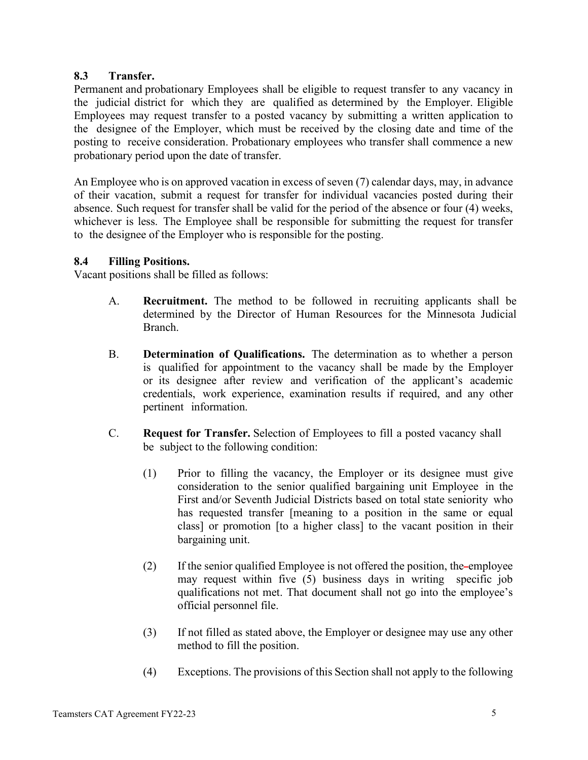### 8.3 Transfer.

Permanent and probationary Employees shall be eligible to request transfer to any vacancy in the judicial district for which they are qualified as determined by the Employer. Eligible Employees may request transfer to a posted vacancy by submitting a written application to the designee of the Employer, which must be received by the closing date and time of the posting to receive consideration. Probationary employees who transfer shall commence a new probationary period upon the date of transfer.

An Employee who is on approved vacation in excess of seven (7) calendar days, may, in advance of their vacation, submit a request for transfer for individual vacancies posted during their absence. Such request for transfer shall be valid for the period of the absence or four (4) weeks, whichever is less. The Employee shall be responsible for submitting the request for transfer to the designee of the Employer who is responsible for the posting.

### 8.4 Filling Positions.

Vacant positions shall be filled as follows:

A. **Recruitment.** The method to be followed in recruiting applicants shall be determined by the Director of Human Resources for the Minnesota Judicial Branch.

B. **Determination of Qualifications.** The determination as to whether a person is qualified for appointment to the vacancy shall be made by the Employer or its designee after review and verification of the applicant's academic credentials, work experience, examination results if required, and any other pertinent information.

C. **Request for Transfer.** Selection of Employees to fill a posted vacancy shall be subject to the following condition:

(1) Prior to filling the vacancy, the Employer or its designee must give consideration to the senior qualified bargaining unit Employee in the First and/or Seventh Judicial Districts based on total state seniority who has requested transfer [meaning to a position in the same or equal class] or promotion [to a higher class] to the vacant position in their bargaining unit.

(2) If the senior qualified Employee is not offered the position, the employee may request within five (5) business days in writing specific job qualifications not met. That document shall not go into the employee's official personnel file.

(3) If not filled as stated above, the Employer or designee may use any other method to fill the position.

(4) Exceptions. The provisions of this Section shall not apply to the following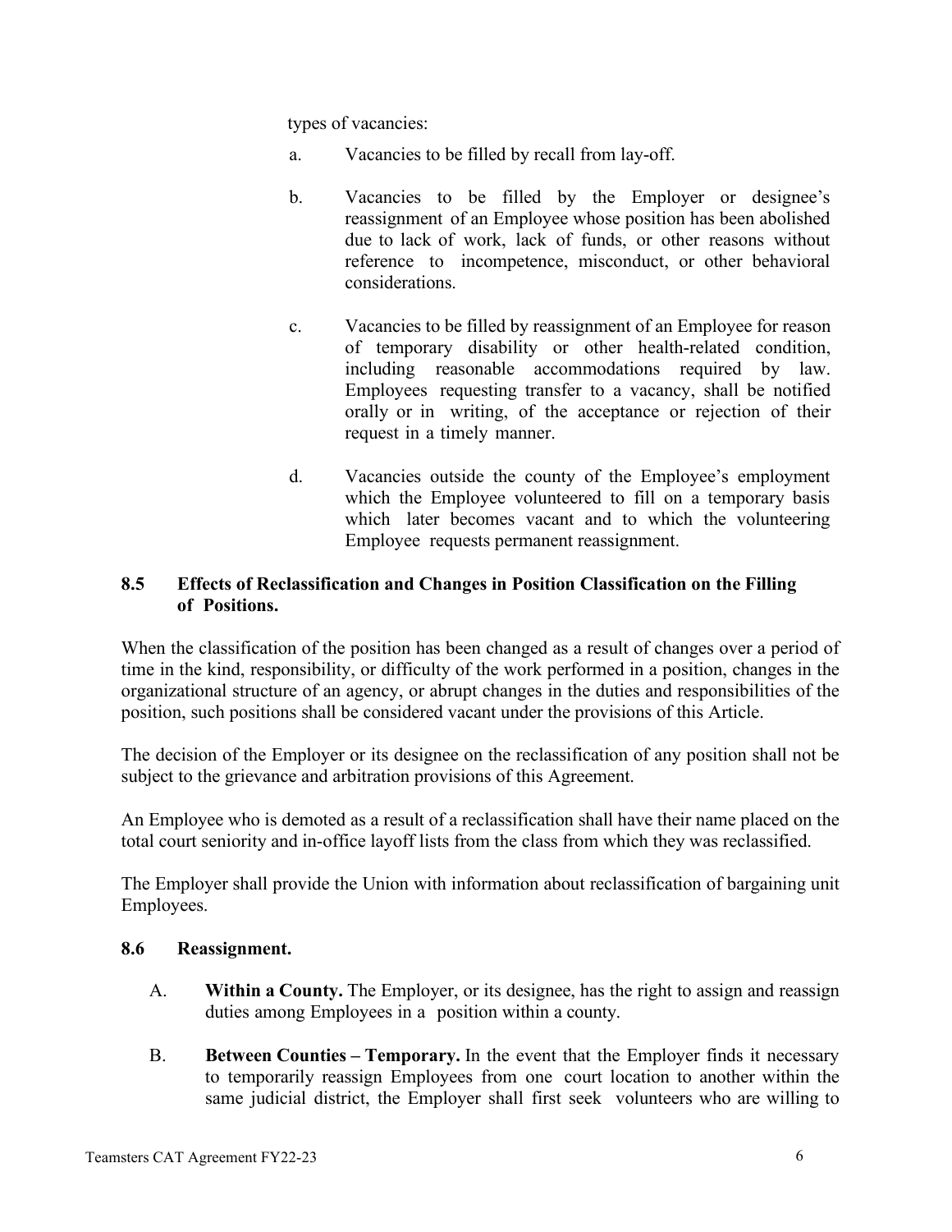types of vacancies:

a. Vacancies to be filled by recall from lay-off.

b. Vacancies to be filled by the Employer or designee's reassignment of an Employee whose position has been abolished due to lack of work, lack of funds, or other reasons without reference to incompetence, misconduct, or other behavioral considerations.

c. Vacancies to be filled by reassignment of an Employee for reason of temporary disability or other health-related condition, including reasonable accommodations required by law. Employees requesting transfer to a vacancy, shall be notified orally or in writing, of the acceptance or rejection of their request in a timely manner.

d. Vacancies outside the county of the Employee's employment which the Employee volunteered to fill on a temporary basis which later becomes vacant and to which the volunteering Employee requests permanent reassignment.

### 8.5 Effects of Reclassification and Changes in Position Classification on the Filling of Positions.

When the classification of the position has been changed as a result of changes over a period of time in the kind, responsibility, or difficulty of the work performed in a position, changes in the organizational structure of an agency, or abrupt changes in the duties and responsibilities of the position, such positions shall be considered vacant under the provisions of this Article.

The decision of the Employer or its designee on the reclassification of any position shall not be subject to the grievance and arbitration provisions of this Agreement.

An Employee who is demoted as a result of a reclassification shall have their name placed on the total court seniority and in-office layoff lists from the class from which they was reclassified.

The Employer shall provide the Union with information about reclassification of bargaining unit Employees.

### 8.6 Reassignment.

A. **Within a County.** The Employer, or its designee, has the right to assign and reassign duties among Employees in a position within a county.

B. **Between Counties – Temporary.** In the event that the Employer finds it necessary to temporarily reassign Employees from one court location to another within the same judicial district, the Employer shall first seek volunteers who are willing to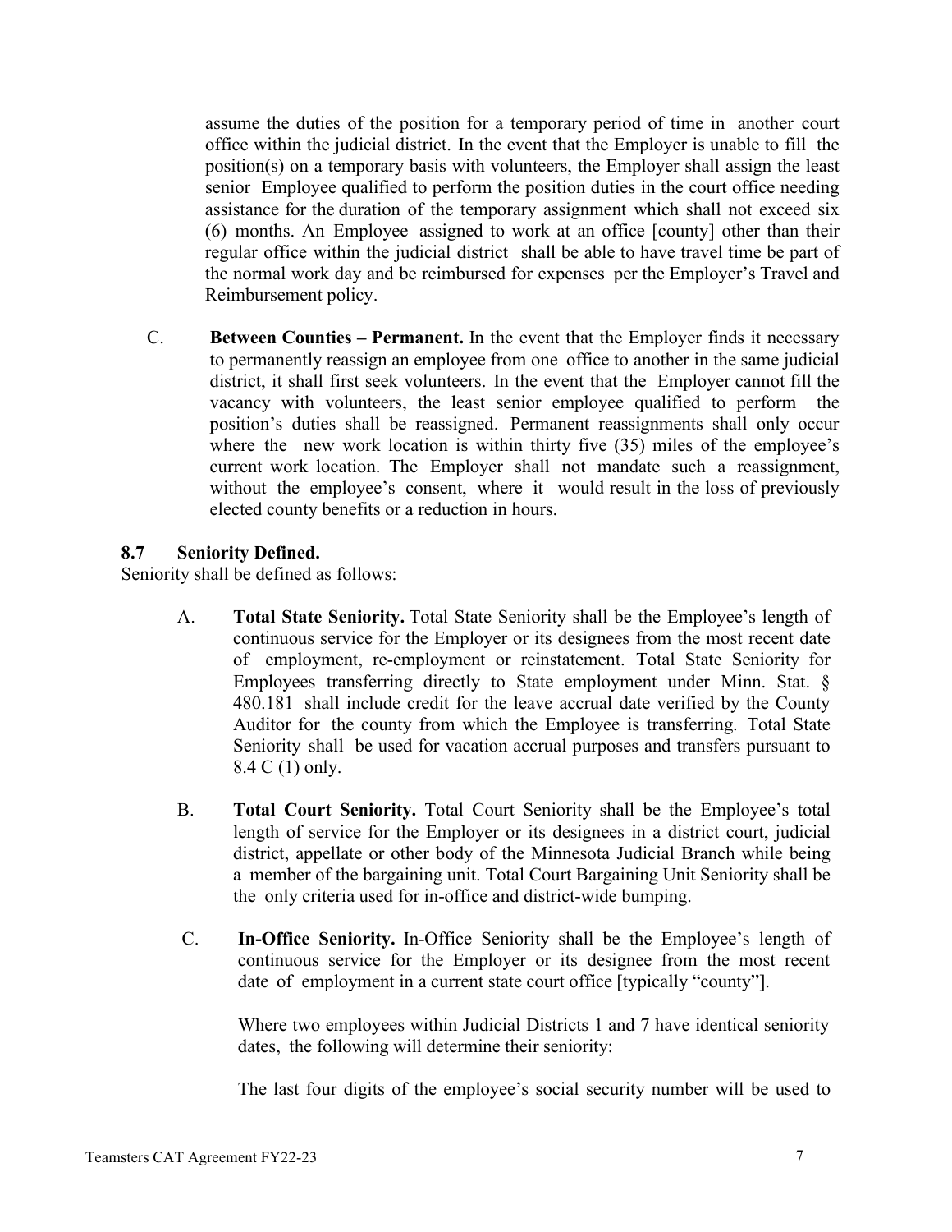assume the duties of the position for a temporary period of time in another court office within the judicial district. In the event that the Employer is unable to fill the position(s) on a temporary basis with volunteers, the Employer shall assign the least senior Employee qualified to perform the position duties in the court office needing assistance for the duration of the temporary assignment which shall not exceed six (6) months. An Employee assigned to work at an office [county] other than their regular office within the judicial district shall be able to have travel time be part of the normal work day and be reimbursed for expenses per the Employer's Travel and Reimbursement policy.

C. **Between Counties – Permanent.** In the event that the Employer finds it necessary to permanently reassign an employee from one office to another in the same judicial district, it shall first seek volunteers. In the event that the Employer cannot fill the vacancy with volunteers, the least senior employee qualified to perform the position's duties shall be reassigned. Permanent reassignments shall only occur where the new work location is within thirty five (35) miles of the employee's current work location. The Employer shall not mandate such a reassignment, without the employee's consent, where it would result in the loss of previously elected county benefits or a reduction in hours.

### 8.7 Seniority Defined.

Seniority shall be defined as follows:

A. **Total State Seniority.** Total State Seniority shall be the Employee's length of continuous service for the Employer or its designees from the most recent date of employment, re-employment or reinstatement. Total State Seniority for Employees transferring directly to State employment under Minn. Stat. § 480.181 shall include credit for the leave accrual date verified by the County Auditor for the county from which the Employee is transferring. Total State Seniority shall be used for vacation accrual purposes and transfers pursuant to 8.4 C (1) only.

B. **Total Court Seniority.** Total Court Seniority shall be the Employee's total length of service for the Employer or its designees in a district court, judicial district, appellate or other body of the Minnesota Judicial Branch while being a member of the bargaining unit. Total Court Bargaining Unit Seniority shall be the only criteria used for in-office and district-wide bumping.

C. **In-Office Seniority.** In-Office Seniority shall be the Employee's length of continuous service for the Employer or its designee from the most recent date of employment in a current state court office [typically "county"].

Where two employees within Judicial Districts 1 and 7 have identical seniority dates, the following will determine their seniority:

The last four digits of the employee's social security number will be used to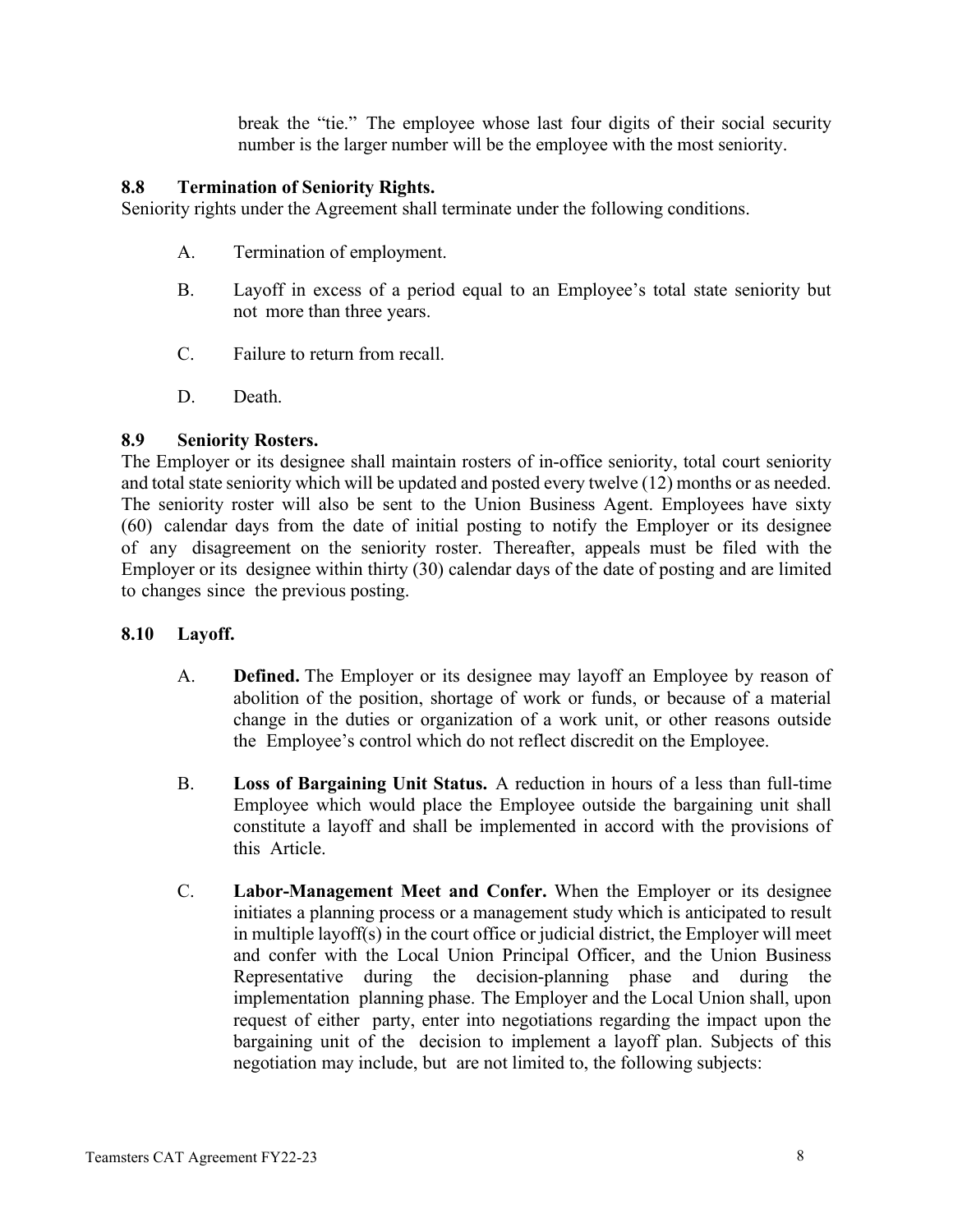break the "tie." The employee whose last four digits of their social security number is the larger number will be the employee with the most seniority.

### 8.8 Termination of Seniority Rights.

Seniority rights under the Agreement shall terminate under the following conditions.

A. Termination of employment.

B. Layoff in excess of a period equal to an Employee's total state seniority but not more than three years.

C. Failure to return from recall.

D. Death.

### 8.9 Seniority Rosters.

The Employer or its designee shall maintain rosters of in-office seniority, total court seniority and total state seniority which will be updated and posted every twelve (12) months or as needed. The seniority roster will also be sent to the Union Business Agent. Employees have sixty (60) calendar days from the date of initial posting to notify the Employer or its designee of any disagreement on the seniority roster. Thereafter, appeals must be filed with the Employer or its designee within thirty (30) calendar days of the date of posting and are limited to changes since the previous posting.

### 8.10 Layoff.

A. **Defined.** The Employer or its designee may layoff an Employee by reason of abolition of the position, shortage of work or funds, or because of a material change in the duties or organization of a work unit, or other reasons outside the Employee's control which do not reflect discredit on the Employee.

B. **Loss of Bargaining Unit Status.** A reduction in hours of a less than full-time Employee which would place the Employee outside the bargaining unit shall constitute a layoff and shall be implemented in accord with the provisions of this Article.

C. **Labor-Management Meet and Confer.** When the Employer or its designee initiates a planning process or a management study which is anticipated to result in multiple layoff(s) in the court office or judicial district, the Employer will meet and confer with the Local Union Principal Officer, and the Union Business Representative during the decision-planning phase and during the implementation planning phase. The Employer and the Local Union shall, upon request of either party, enter into negotiations regarding the impact upon the bargaining unit of the decision to implement a layoff plan. Subjects of this negotiation may include, but are not limited to, the following subjects: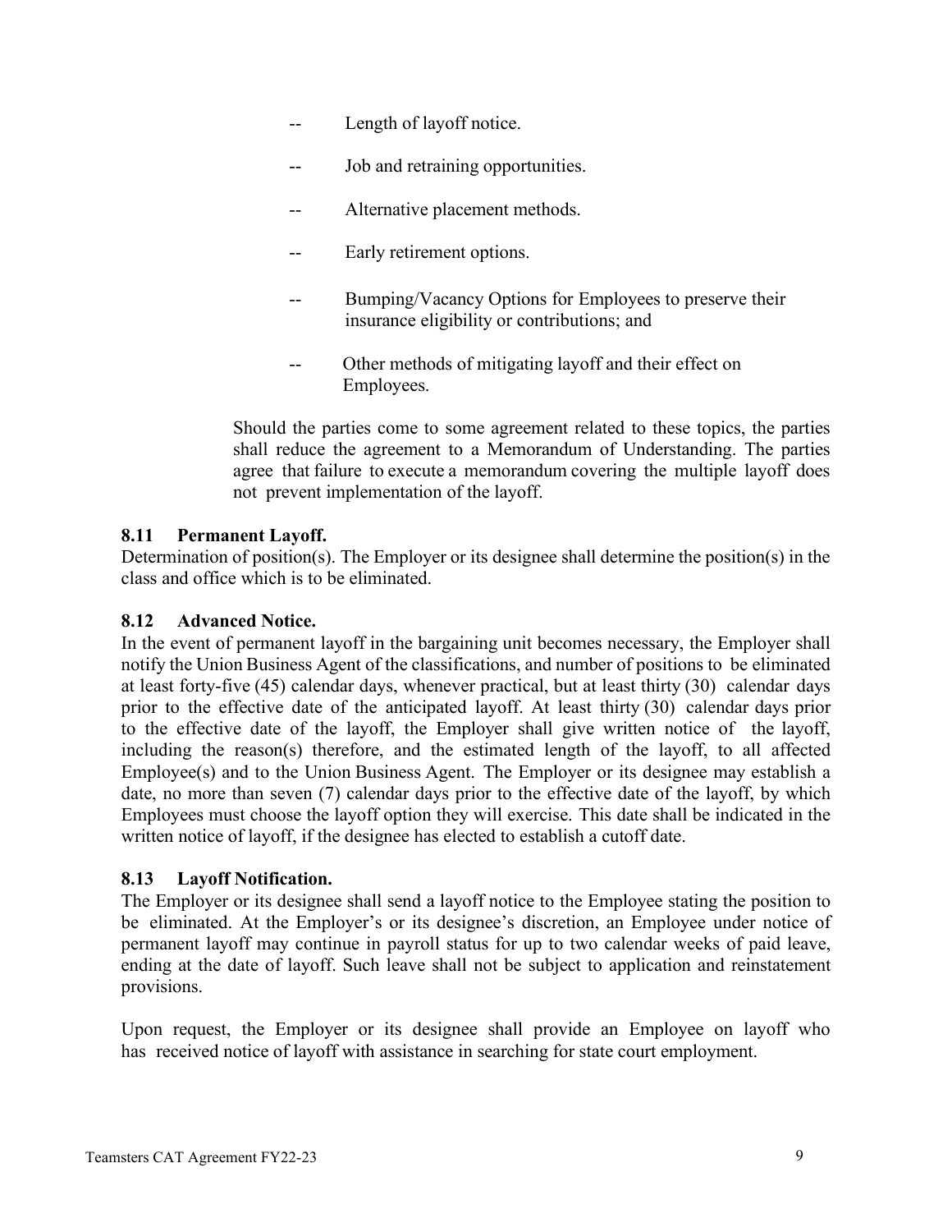- Length of layoff notice.
- Job and retraining opportunities.
- Alternative placement methods.
- Early retirement options.
- Bumping/Vacancy Options for Employees to preserve their insurance eligibility or contributions; and
- Other methods of mitigating layoff and their effect on Employees.

Should the parties come to some agreement related to these topics, the parties shall reduce the agreement to a Memorandum of Understanding. The parties agree that failure to execute a memorandum covering the multiple layoff does not prevent implementation of the layoff.

**8.11 Permanent Layoff.**

Determination of position(s). The Employer or its designee shall determine the position(s) in the class and office which is to be eliminated.

**8.12 Advanced Notice.**

In the event of permanent layoff in the bargaining unit becomes necessary, the Employer shall notify the Union Business Agent of the classifications, and number of positions to be eliminated at least forty-five (45) calendar days, whenever practical, but at least thirty (30) calendar days prior to the effective date of the anticipated layoff. At least thirty (30) calendar days prior to the effective date of the layoff, the Employer shall give written notice of the layoff, including the reason(s) therefore, and the estimated length of the layoff, to all affected Employee(s) and to the Union Business Agent. The Employer or its designee may establish a date, no more than seven (7) calendar days prior to the effective date of the layoff, by which Employees must choose the layoff option they will exercise. This date shall be indicated in the written notice of layoff, if the designee has elected to establish a cutoff date.

**8.13 Layoff Notification.**

The Employer or its designee shall send a layoff notice to the Employee stating the position to be eliminated. At the Employer's or its designee's discretion, an Employee under notice of permanent layoff may continue in payroll status for up to two calendar weeks of paid leave, ending at the date of layoff. Such leave shall not be subject to application and reinstatement provisions.

Upon request, the Employer or its designee shall provide an Employee on layoff who has received notice of layoff with assistance in searching for state court employment.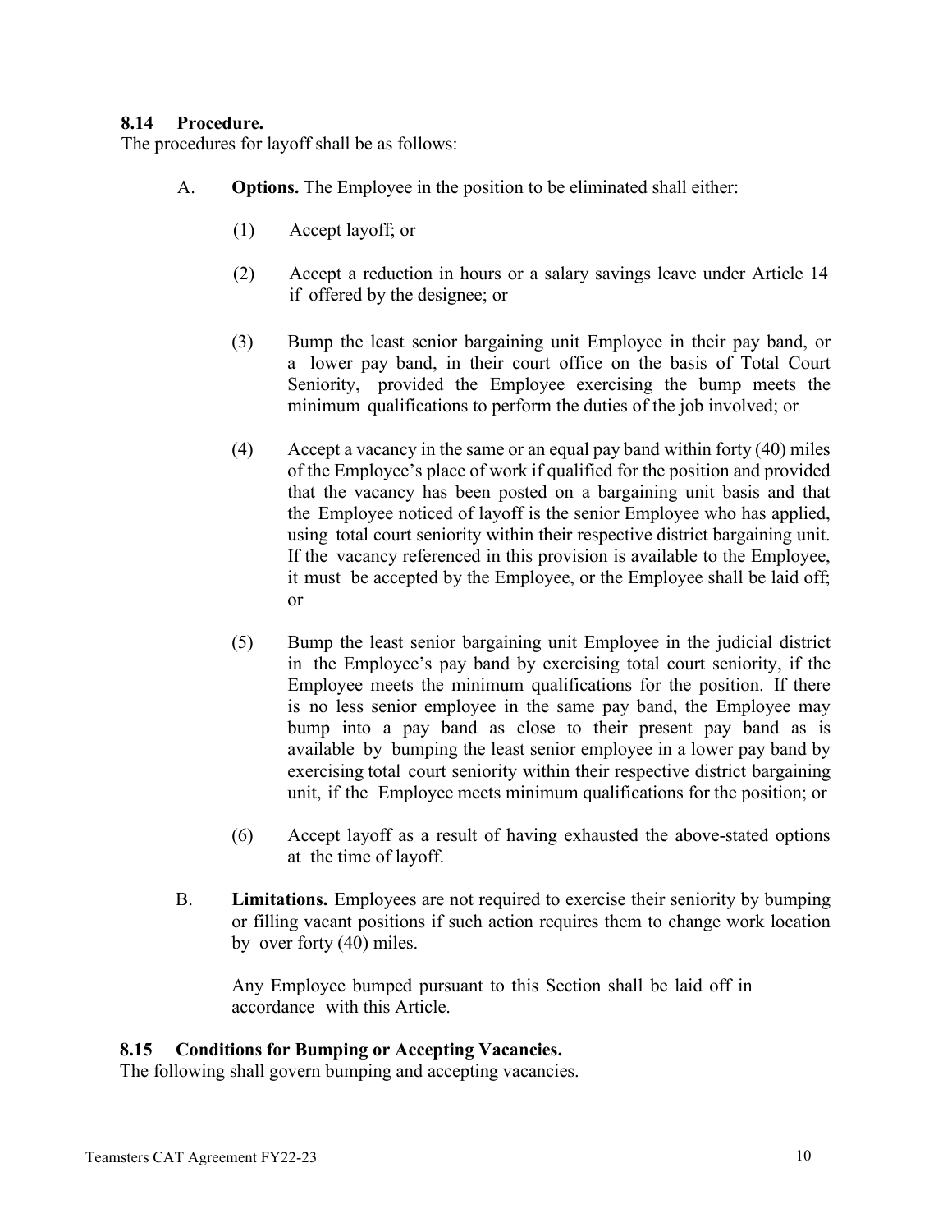**8.14 Procedure.**
The procedures for layoff shall be as follows:

A. **Options.** The Employee in the position to be eliminated shall either:

(1) Accept layoff; or

(2) Accept a reduction in hours or a salary savings leave under Article 14 if offered by the designee; or

(3) Bump the least senior bargaining unit Employee in their pay band, or a lower pay band, in their court office on the basis of Total Court Seniority, provided the Employee exercising the bump meets the minimum qualifications to perform the duties of the job involved; or

(4) Accept a vacancy in the same or an equal pay band within forty (40) miles of the Employee's place of work if qualified for the position and provided that the vacancy has been posted on a bargaining unit basis and that the Employee noticed of layoff is the senior Employee who has applied, using total court seniority within their respective district bargaining unit. If the vacancy referenced in this provision is available to the Employee, it must be accepted by the Employee, or the Employee shall be laid off; or

(5) Bump the least senior bargaining unit Employee in the judicial district in the Employee's pay band by exercising total court seniority, if the Employee meets the minimum qualifications for the position. If there is no less senior employee in the same pay band, the Employee may bump into a pay band as close to their present pay band as is available by bumping the least senior employee in a lower pay band by exercising total court seniority within their respective district bargaining unit, if the Employee meets minimum qualifications for the position; or

(6) Accept layoff as a result of having exhausted the above-stated options at the time of layoff.

B. **Limitations.** Employees are not required to exercise their seniority by bumping or filling vacant positions if such action requires them to change work location by over forty (40) miles.

Any Employee bumped pursuant to this Section shall be laid off in accordance with this Article.

**8.15 Conditions for Bumping or Accepting Vacancies.**
The following shall govern bumping and accepting vacancies.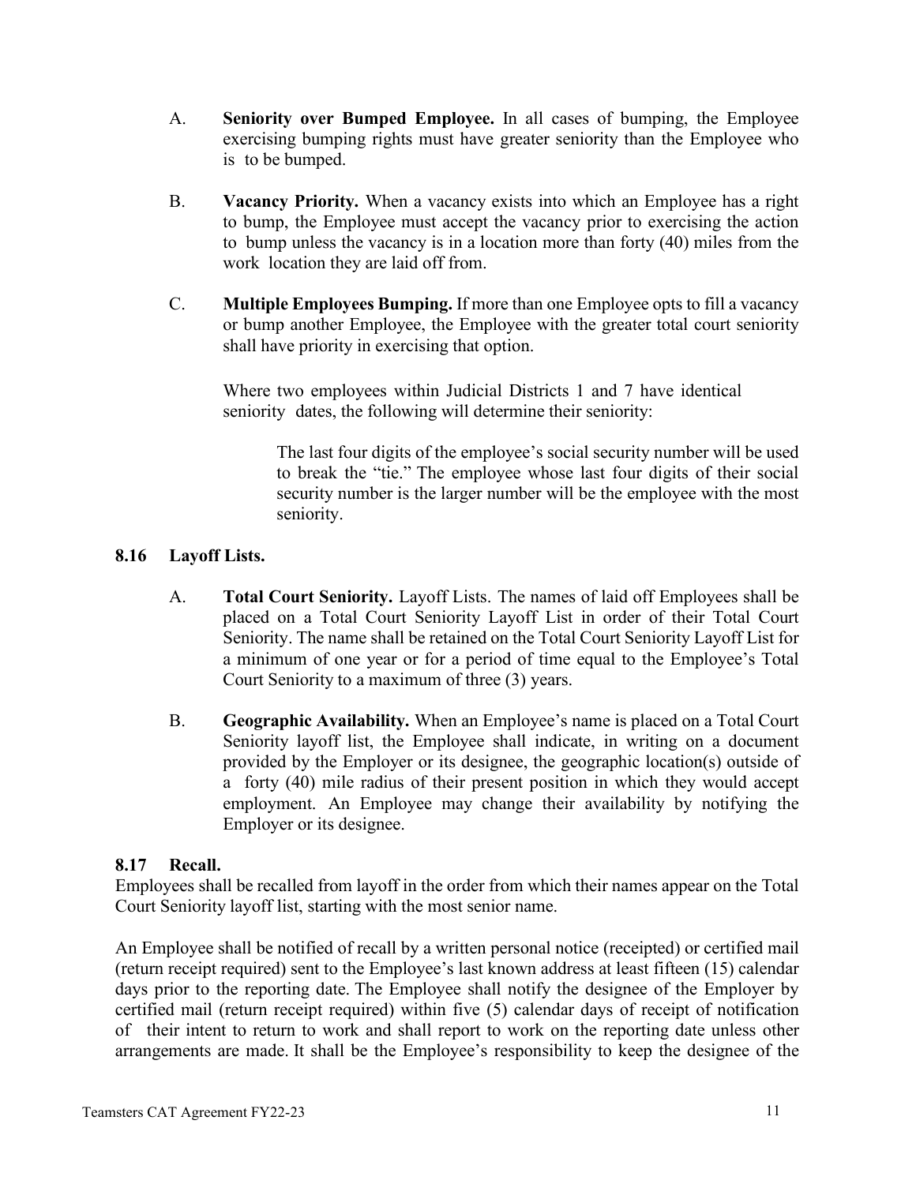A. **Seniority over Bumped Employee.** In all cases of bumping, the Employee exercising bumping rights must have greater seniority than the Employee who is to be bumped.

B. **Vacancy Priority.** When a vacancy exists into which an Employee has a right to bump, the Employee must accept the vacancy prior to exercising the action to bump unless the vacancy is in a location more than forty (40) miles from the work location they are laid off from.

C. **Multiple Employees Bumping.** If more than one Employee opts to fill a vacancy or bump another Employee, the Employee with the greater total court seniority shall have priority in exercising that option.

Where two employees within Judicial Districts 1 and 7 have identical seniority dates, the following will determine their seniority:

> The last four digits of the employee's social security number will be used to break the "tie." The employee whose last four digits of their social security number is the larger number will be the employee with the most seniority.

### 8.16 Layoff Lists.

A. **Total Court Seniority.** Layoff Lists. The names of laid off Employees shall be placed on a Total Court Seniority Layoff List in order of their Total Court Seniority. The name shall be retained on the Total Court Seniority Layoff List for a minimum of one year or for a period of time equal to the Employee's Total Court Seniority to a maximum of three (3) years.

B. **Geographic Availability.** When an Employee's name is placed on a Total Court Seniority layoff list, the Employee shall indicate, in writing on a document provided by the Employer or its designee, the geographic location(s) outside of a forty (40) mile radius of their present position in which they would accept employment. An Employee may change their availability by notifying the Employer or its designee.

### 8.17 Recall.

Employees shall be recalled from layoff in the order from which their names appear on the Total Court Seniority layoff list, starting with the most senior name.

An Employee shall be notified of recall by a written personal notice (receipted) or certified mail (return receipt required) sent to the Employee's last known address at least fifteen (15) calendar days prior to the reporting date. The Employee shall notify the designee of the Employer by certified mail (return receipt required) within five (5) calendar days of receipt of notification of their intent to return to work and shall report to work on the reporting date unless other arrangements are made. It shall be the Employee's responsibility to keep the designee of the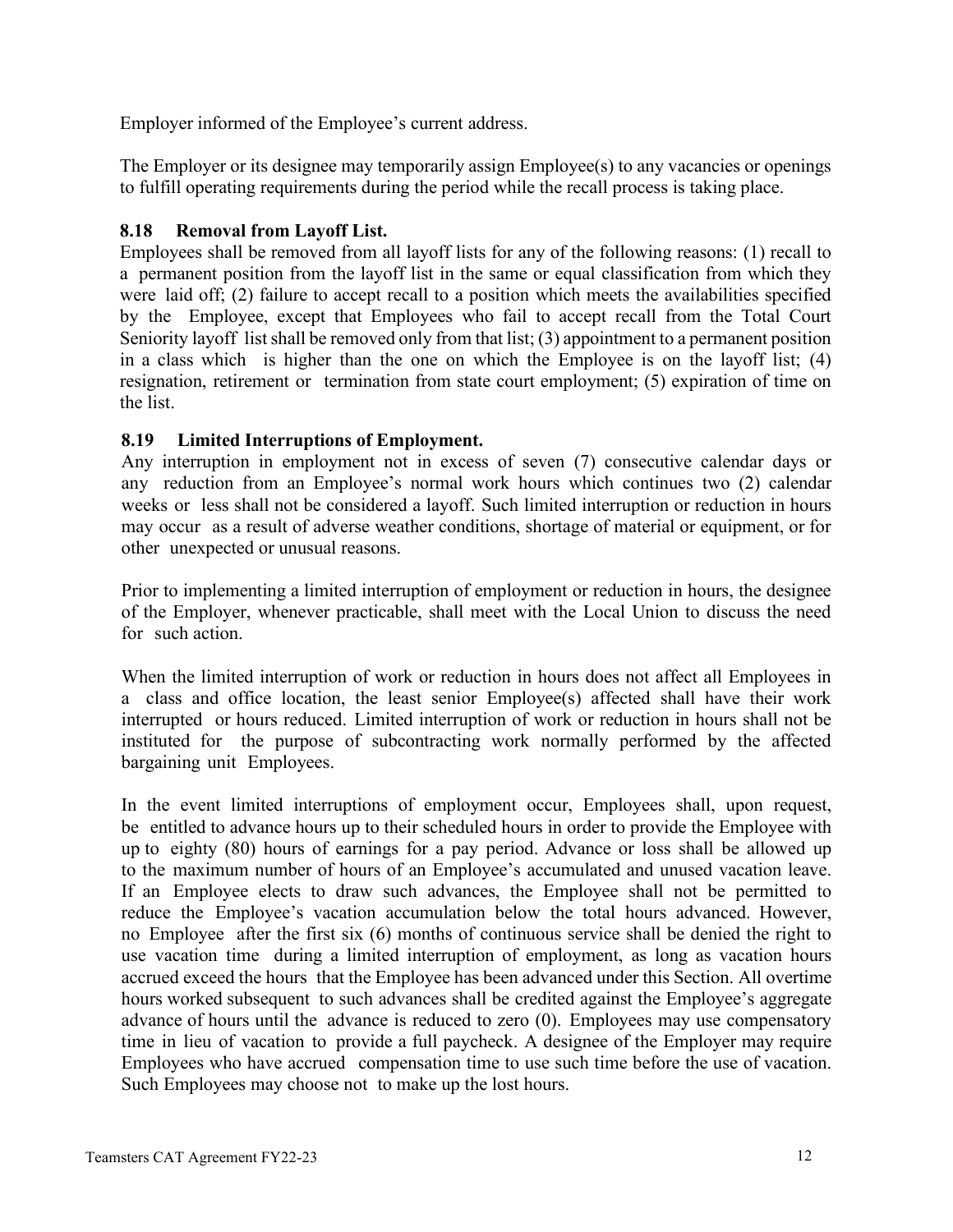Employer informed of the Employee's current address.

The Employer or its designee may temporarily assign Employee(s) to any vacancies or openings to fulfill operating requirements during the period while the recall process is taking place.

### 8.18 Removal from Layoff List.

Employees shall be removed from all layoff lists for any of the following reasons: (1) recall to a permanent position from the layoff list in the same or equal classification from which they were laid off; (2) failure to accept recall to a position which meets the availabilities specified by the Employee, except that Employees who fail to accept recall from the Total Court Seniority layoff list shall be removed only from that list; (3) appointment to a permanent position in a class which is higher than the one on which the Employee is on the layoff list; (4) resignation, retirement or termination from state court employment; (5) expiration of time on the list.

### 8.19 Limited Interruptions of Employment.

Any interruption in employment not in excess of seven (7) consecutive calendar days or any reduction from an Employee's normal work hours which continues two (2) calendar weeks or less shall not be considered a layoff. Such limited interruption or reduction in hours may occur as a result of adverse weather conditions, shortage of material or equipment, or for other unexpected or unusual reasons.

Prior to implementing a limited interruption of employment or reduction in hours, the designee of the Employer, whenever practicable, shall meet with the Local Union to discuss the need for such action.

When the limited interruption of work or reduction in hours does not affect all Employees in a class and office location, the least senior Employee(s) affected shall have their work interrupted or hours reduced. Limited interruption of work or reduction in hours shall not be instituted for the purpose of subcontracting work normally performed by the affected bargaining unit Employees.

In the event limited interruptions of employment occur, Employees shall, upon request, be entitled to advance hours up to their scheduled hours in order to provide the Employee with up to eighty (80) hours of earnings for a pay period. Advance or loss shall be allowed up to the maximum number of hours of an Employee's accumulated and unused vacation leave. If an Employee elects to draw such advances, the Employee shall not be permitted to reduce the Employee's vacation accumulation below the total hours advanced. However, no Employee after the first six (6) months of continuous service shall be denied the right to use vacation time during a limited interruption of employment, as long as vacation hours accrued exceed the hours that the Employee has been advanced under this Section. All overtime hours worked subsequent to such advances shall be credited against the Employee's aggregate advance of hours until the advance is reduced to zero (0). Employees may use compensatory time in lieu of vacation to provide a full paycheck. A designee of the Employer may require Employees who have accrued compensation time to use such time before the use of vacation. Such Employees may choose not to make up the lost hours.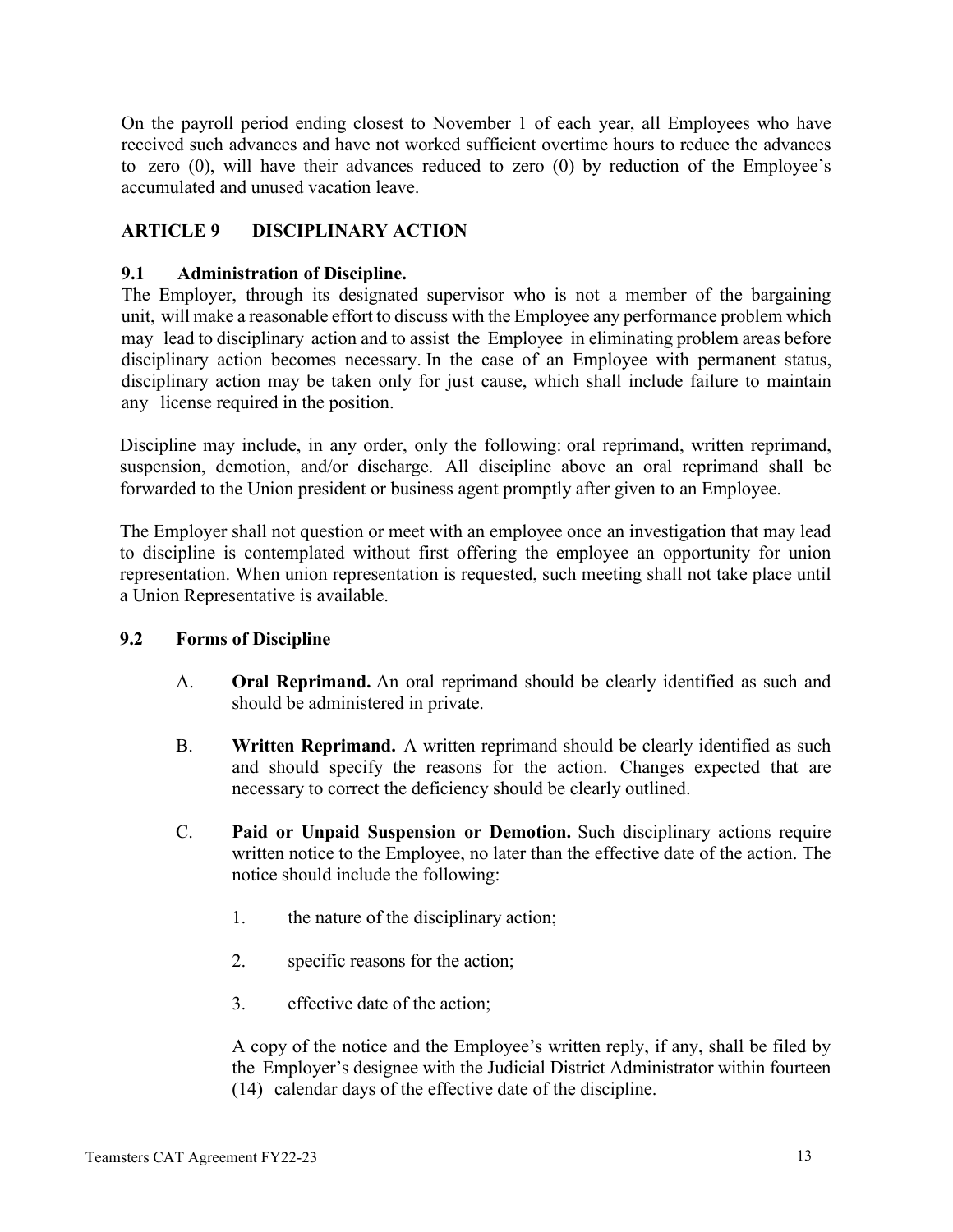On the payroll period ending closest to November 1 of each year, all Employees who have received such advances and have not worked sufficient overtime hours to reduce the advances to zero (0), will have their advances reduced to zero (0) by reduction of the Employee's accumulated and unused vacation leave.

## ARTICLE 9 DISCIPLINARY ACTION

### 9.1 Administration of Discipline.

The Employer, through its designated supervisor who is not a member of the bargaining unit, will make a reasonable effort to discuss with the Employee any performance problem which may lead to disciplinary action and to assist the Employee in eliminating problem areas before disciplinary action becomes necessary. In the case of an Employee with permanent status, disciplinary action may be taken only for just cause, which shall include failure to maintain any license required in the position.

Discipline may include, in any order, only the following: oral reprimand, written reprimand, suspension, demotion, and/or discharge. All discipline above an oral reprimand shall be forwarded to the Union president or business agent promptly after given to an Employee.

The Employer shall not question or meet with an employee once an investigation that may lead to discipline is contemplated without first offering the employee an opportunity for union representation. When union representation is requested, such meeting shall not take place until a Union Representative is available.

### 9.2 Forms of Discipline

A. **Oral Reprimand.** An oral reprimand should be clearly identified as such and should be administered in private.

B. **Written Reprimand.** A written reprimand should be clearly identified as such and should specify the reasons for the action. Changes expected that are necessary to correct the deficiency should be clearly outlined.

C. **Paid or Unpaid Suspension or Demotion.** Such disciplinary actions require written notice to the Employee, no later than the effective date of the action. The notice should include the following:

1. the nature of the disciplinary action;

2. specific reasons for the action;

3. effective date of the action;

A copy of the notice and the Employee's written reply, if any, shall be filed by the Employer's designee with the Judicial District Administrator within fourteen (14) calendar days of the effective date of the discipline.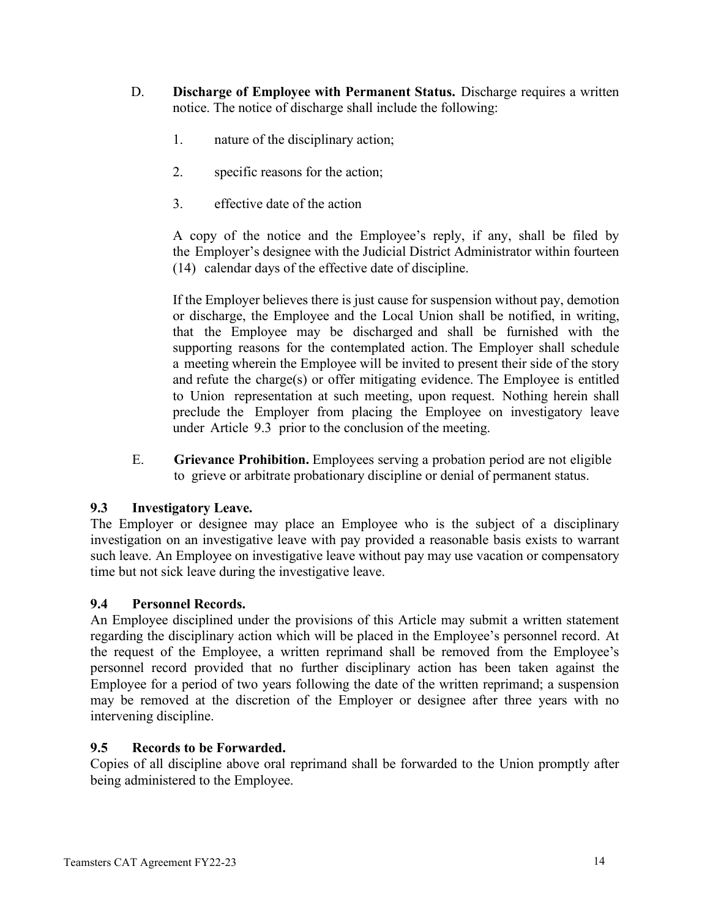D. **Discharge of Employee with Permanent Status.** Discharge requires a written notice. The notice of discharge shall include the following:

1. nature of the disciplinary action;

2. specific reasons for the action;

3. effective date of the action

A copy of the notice and the Employee's reply, if any, shall be filed by the Employer's designee with the Judicial District Administrator within fourteen (14) calendar days of the effective date of discipline.

If the Employer believes there is just cause for suspension without pay, demotion or discharge, the Employee and the Local Union shall be notified, in writing, that the Employee may be discharged and shall be furnished with the supporting reasons for the contemplated action. The Employer shall schedule a meeting wherein the Employee will be invited to present their side of the story and refute the charge(s) or offer mitigating evidence. The Employee is entitled to Union representation at such meeting, upon request. Nothing herein shall preclude the Employer from placing the Employee on investigatory leave under Article 9.3 prior to the conclusion of the meeting.

E. **Grievance Prohibition.** Employees serving a probation period are not eligible to grieve or arbitrate probationary discipline or denial of permanent status.

### 9.3 Investigatory Leave.

The Employer or designee may place an Employee who is the subject of a disciplinary investigation on an investigative leave with pay provided a reasonable basis exists to warrant such leave. An Employee on investigative leave without pay may use vacation or compensatory time but not sick leave during the investigative leave.

### 9.4 Personnel Records.

An Employee disciplined under the provisions of this Article may submit a written statement regarding the disciplinary action which will be placed in the Employee's personnel record. At the request of the Employee, a written reprimand shall be removed from the Employee's personnel record provided that no further disciplinary action has been taken against the Employee for a period of two years following the date of the written reprimand; a suspension may be removed at the discretion of the Employer or designee after three years with no intervening discipline.

### 9.5 Records to be Forwarded.

Copies of all discipline above oral reprimand shall be forwarded to the Union promptly after being administered to the Employee.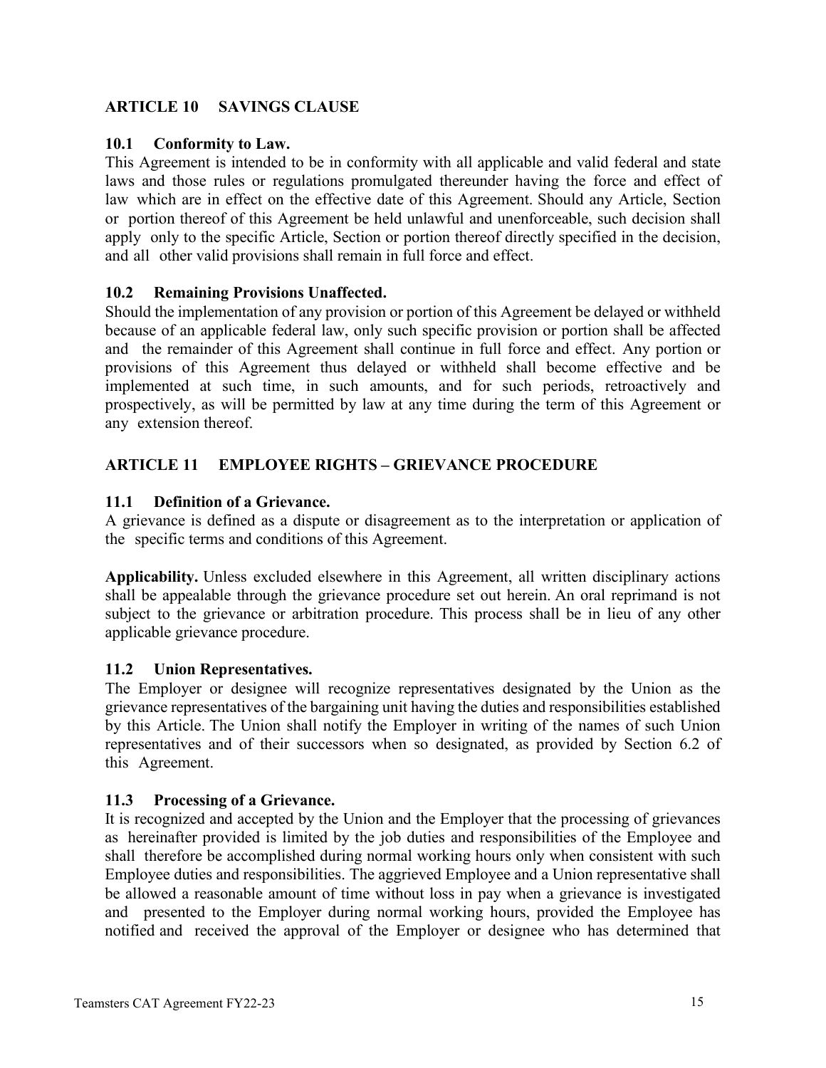## ARTICLE 10 SAVINGS CLAUSE

### 10.1 Conformity to Law.

This Agreement is intended to be in conformity with all applicable and valid federal and state laws and those rules or regulations promulgated thereunder having the force and effect of law which are in effect on the effective date of this Agreement. Should any Article, Section or portion thereof of this Agreement be held unlawful and unenforceable, such decision shall apply only to the specific Article, Section or portion thereof directly specified in the decision, and all other valid provisions shall remain in full force and effect.

### 10.2 Remaining Provisions Unaffected.

Should the implementation of any provision or portion of this Agreement be delayed or withheld because of an applicable federal law, only such specific provision or portion shall be affected and the remainder of this Agreement shall continue in full force and effect. Any portion or provisions of this Agreement thus delayed or withheld shall become effective and be implemented at such time, in such amounts, and for such periods, retroactively and prospectively, as will be permitted by law at any time during the term of this Agreement or any extension thereof.

## ARTICLE 11 EMPLOYEE RIGHTS – GRIEVANCE PROCEDURE

### 11.1 Definition of a Grievance.

A grievance is defined as a dispute or disagreement as to the interpretation or application of the specific terms and conditions of this Agreement.

**Applicability.** Unless excluded elsewhere in this Agreement, all written disciplinary actions shall be appealable through the grievance procedure set out herein. An oral reprimand is not subject to the grievance or arbitration procedure. This process shall be in lieu of any other applicable grievance procedure.

### 11.2 Union Representatives.

The Employer or designee will recognize representatives designated by the Union as the grievance representatives of the bargaining unit having the duties and responsibilities established by this Article. The Union shall notify the Employer in writing of the names of such Union representatives and of their successors when so designated, as provided by Section 6.2 of this Agreement.

### 11.3 Processing of a Grievance.

It is recognized and accepted by the Union and the Employer that the processing of grievances as hereinafter provided is limited by the job duties and responsibilities of the Employee and shall therefore be accomplished during normal working hours only when consistent with such Employee duties and responsibilities. The aggrieved Employee and a Union representative shall be allowed a reasonable amount of time without loss in pay when a grievance is investigated and presented to the Employer during normal working hours, provided the Employee has notified and received the approval of the Employer or designee who has determined that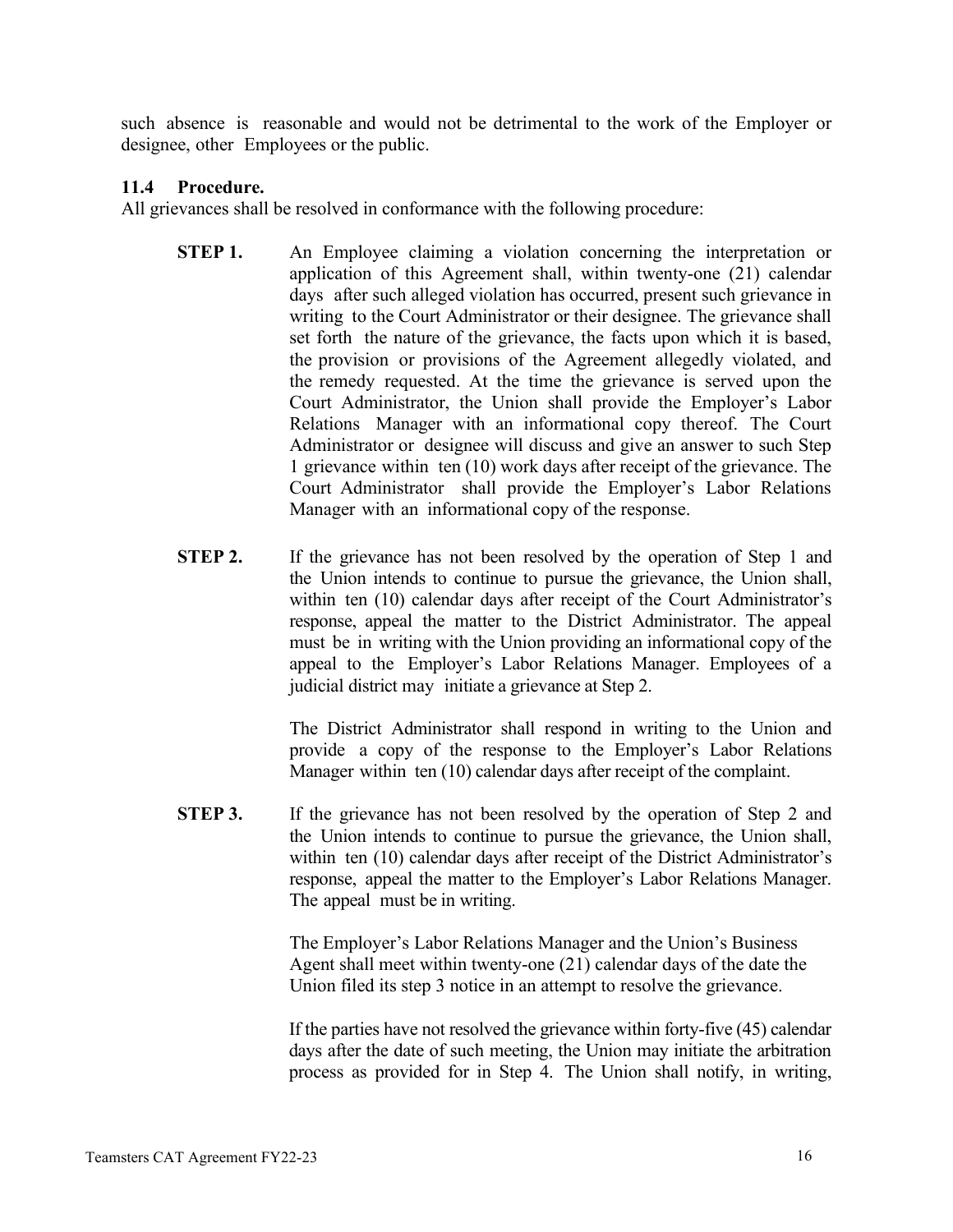such absence is reasonable and would not be detrimental to the work of the Employer or designee, other Employees or the public.

### 11.4 Procedure.

All grievances shall be resolved in conformance with the following procedure:

**STEP 1.** An Employee claiming a violation concerning the interpretation or application of this Agreement shall, within twenty-one (21) calendar days after such alleged violation has occurred, present such grievance in writing to the Court Administrator or their designee. The grievance shall set forth the nature of the grievance, the facts upon which it is based, the provision or provisions of the Agreement allegedly violated, and the remedy requested. At the time the grievance is served upon the Court Administrator, the Union shall provide the Employer's Labor Relations Manager with an informational copy thereof. The Court Administrator or designee will discuss and give an answer to such Step 1 grievance within ten (10) work days after receipt of the grievance. The Court Administrator shall provide the Employer's Labor Relations Manager with an informational copy of the response.

**STEP 2.** If the grievance has not been resolved by the operation of Step 1 and the Union intends to continue to pursue the grievance, the Union shall, within ten (10) calendar days after receipt of the Court Administrator's response, appeal the matter to the District Administrator. The appeal must be in writing with the Union providing an informational copy of the appeal to the Employer's Labor Relations Manager. Employees of a judicial district may initiate a grievance at Step 2.

The District Administrator shall respond in writing to the Union and provide a copy of the response to the Employer's Labor Relations Manager within ten (10) calendar days after receipt of the complaint.

**STEP 3.** If the grievance has not been resolved by the operation of Step 2 and the Union intends to continue to pursue the grievance, the Union shall, within ten (10) calendar days after receipt of the District Administrator's response, appeal the matter to the Employer's Labor Relations Manager. The appeal must be in writing.

The Employer's Labor Relations Manager and the Union's Business Agent shall meet within twenty-one (21) calendar days of the date the Union filed its step 3 notice in an attempt to resolve the grievance.

If the parties have not resolved the grievance within forty-five (45) calendar days after the date of such meeting, the Union may initiate the arbitration process as provided for in Step 4. The Union shall notify, in writing,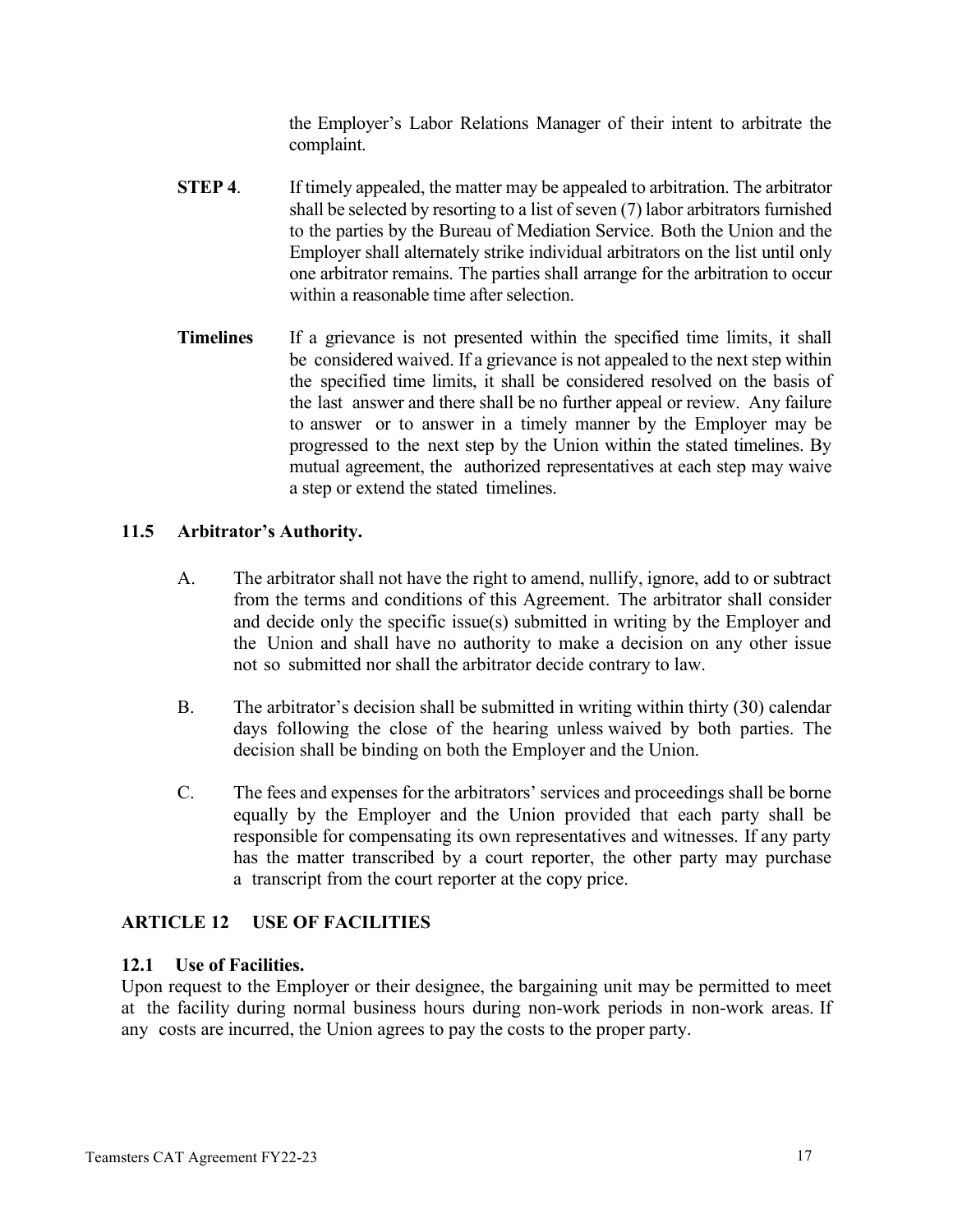the Employer's Labor Relations Manager of their intent to arbitrate the complaint.

**STEP 4**. If timely appealed, the matter may be appealed to arbitration. The arbitrator shall be selected by resorting to a list of seven (7) labor arbitrators furnished to the parties by the Bureau of Mediation Service. Both the Union and the Employer shall alternately strike individual arbitrators on the list until only one arbitrator remains. The parties shall arrange for the arbitration to occur within a reasonable time after selection.

**Timelines** If a grievance is not presented within the specified time limits, it shall be considered waived. If a grievance is not appealed to the next step within the specified time limits, it shall be considered resolved on the basis of the last answer and there shall be no further appeal or review. Any failure to answer or to answer in a timely manner by the Employer may be progressed to the next step by the Union within the stated timelines. By mutual agreement, the authorized representatives at each step may waive a step or extend the stated timelines.

### 11.5 Arbitrator's Authority.

A. The arbitrator shall not have the right to amend, nullify, ignore, add to or subtract from the terms and conditions of this Agreement. The arbitrator shall consider and decide only the specific issue(s) submitted in writing by the Employer and the Union and shall have no authority to make a decision on any other issue not so submitted nor shall the arbitrator decide contrary to law.

B. The arbitrator's decision shall be submitted in writing within thirty (30) calendar days following the close of the hearing unless waived by both parties. The decision shall be binding on both the Employer and the Union.

C. The fees and expenses for the arbitrators' services and proceedings shall be borne equally by the Employer and the Union provided that each party shall be responsible for compensating its own representatives and witnesses. If any party has the matter transcribed by a court reporter, the other party may purchase a transcript from the court reporter at the copy price.

## ARTICLE 12 USE OF FACILITIES

### 12.1 Use of Facilities.

Upon request to the Employer or their designee, the bargaining unit may be permitted to meet at the facility during normal business hours during non-work periods in non-work areas. If any costs are incurred, the Union agrees to pay the costs to the proper party.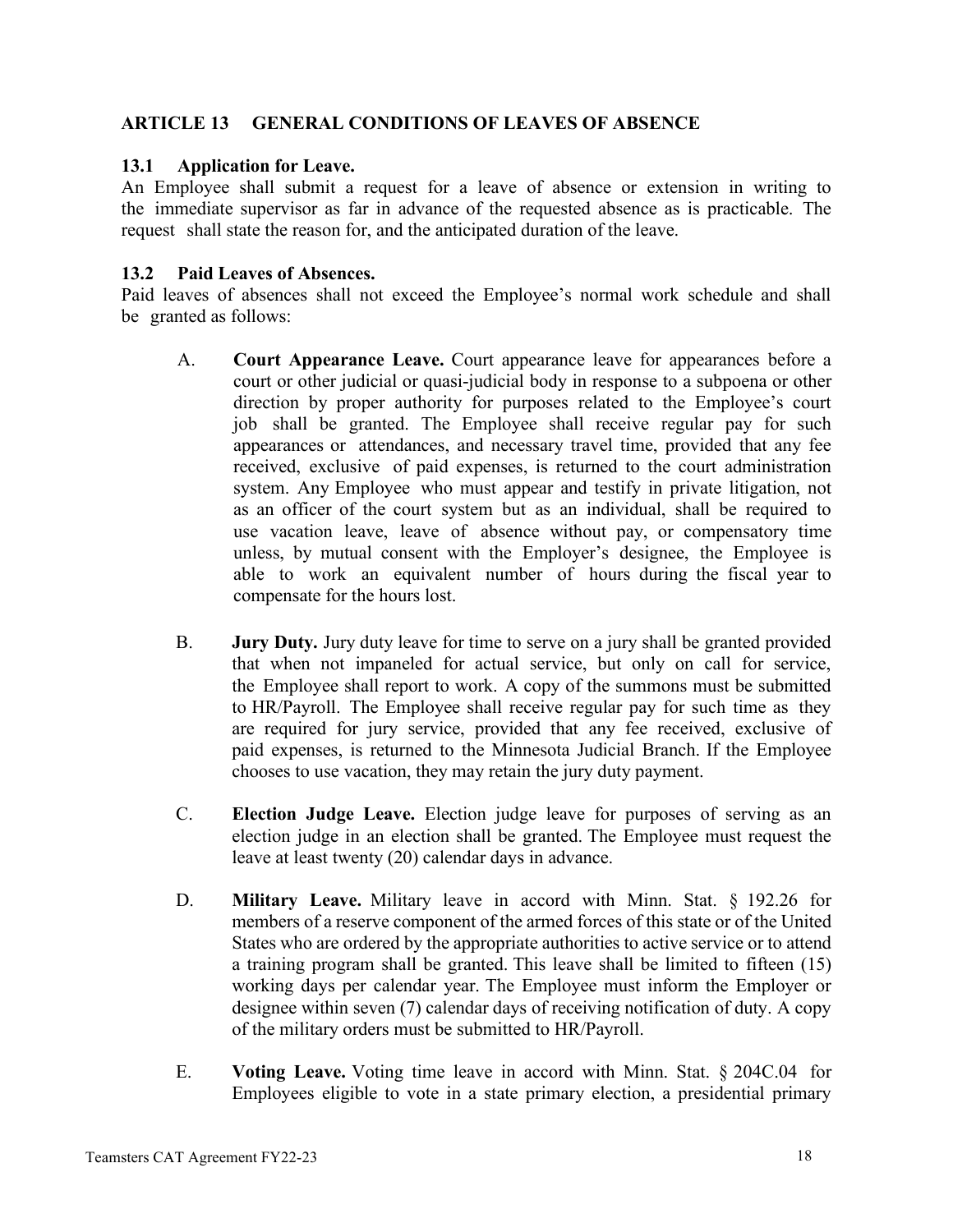## ARTICLE 13 GENERAL CONDITIONS OF LEAVES OF ABSENCE

### 13.1 Application for Leave.

An Employee shall submit a request for a leave of absence or extension in writing to the immediate supervisor as far in advance of the requested absence as is practicable. The request shall state the reason for, and the anticipated duration of the leave.

### 13.2 Paid Leaves of Absences.

Paid leaves of absences shall not exceed the Employee's normal work schedule and shall be granted as follows:

A. **Court Appearance Leave.** Court appearance leave for appearances before a court or other judicial or quasi-judicial body in response to a subpoena or other direction by proper authority for purposes related to the Employee's court job shall be granted. The Employee shall receive regular pay for such appearances or attendances, and necessary travel time, provided that any fee received, exclusive of paid expenses, is returned to the court administration system. Any Employee who must appear and testify in private litigation, not as an officer of the court system but as an individual, shall be required to use vacation leave, leave of absence without pay, or compensatory time unless, by mutual consent with the Employer's designee, the Employee is able to work an equivalent number of hours during the fiscal year to compensate for the hours lost.

B. **Jury Duty.** Jury duty leave for time to serve on a jury shall be granted provided that when not impaneled for actual service, but only on call for service, the Employee shall report to work. A copy of the summons must be submitted to HR/Payroll. The Employee shall receive regular pay for such time as they are required for jury service, provided that any fee received, exclusive of paid expenses, is returned to the Minnesota Judicial Branch. If the Employee chooses to use vacation, they may retain the jury duty payment.

C. **Election Judge Leave.** Election judge leave for purposes of serving as an election judge in an election shall be granted. The Employee must request the leave at least twenty (20) calendar days in advance.

D. **Military Leave.** Military leave in accord with Minn. Stat. § 192.26 for members of a reserve component of the armed forces of this state or of the United States who are ordered by the appropriate authorities to active service or to attend a training program shall be granted. This leave shall be limited to fifteen (15) working days per calendar year. The Employee must inform the Employer or designee within seven (7) calendar days of receiving notification of duty. A copy of the military orders must be submitted to HR/Payroll.

E. **Voting Leave.** Voting time leave in accord with Minn. Stat. § 204C.04 for Employees eligible to vote in a state primary election, a presidential primary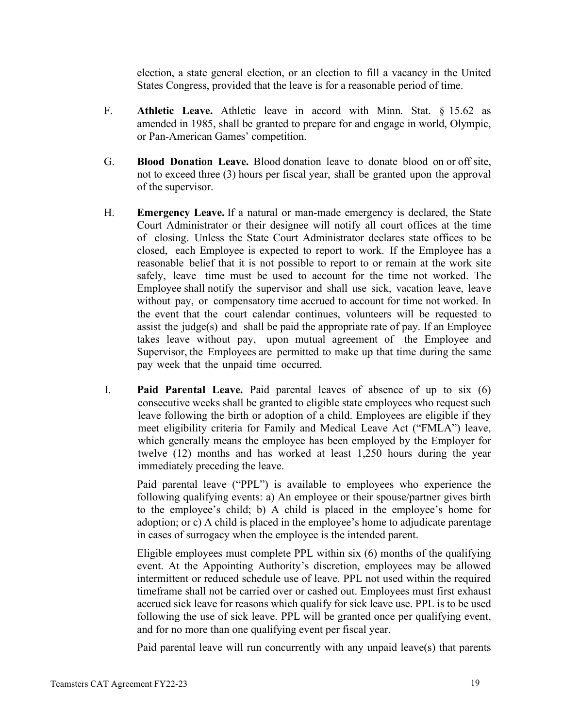election, a state general election, or an election to fill a vacancy in the United States Congress, provided that the leave is for a reasonable period of time.

F. **Athletic Leave.** Athletic leave in accord with Minn. Stat. § 15.62 as amended in 1985, shall be granted to prepare for and engage in world, Olympic, or Pan-American Games' competition.

G. **Blood Donation Leave.** Blood donation leave to donate blood on or off site, not to exceed three (3) hours per fiscal year, shall be granted upon the approval of the supervisor.

H. **Emergency Leave.** If a natural or man-made emergency is declared, the State Court Administrator or their designee will notify all court offices at the time of closing. Unless the State Court Administrator declares state offices to be closed, each Employee is expected to report to work. If the Employee has a reasonable belief that it is not possible to report to or remain at the work site safely, leave time must be used to account for the time not worked. The Employee shall notify the supervisor and shall use sick, vacation leave, leave without pay, or compensatory time accrued to account for time not worked. In the event that the court calendar continues, volunteers will be requested to assist the judge(s) and shall be paid the appropriate rate of pay. If an Employee takes leave without pay, upon mutual agreement of the Employee and Supervisor, the Employees are permitted to make up that time during the same pay week that the unpaid time occurred.

I. **Paid Parental Leave.** Paid parental leaves of absence of up to six (6) consecutive weeks shall be granted to eligible state employees who request such leave following the birth or adoption of a child. Employees are eligible if they meet eligibility criteria for Family and Medical Leave Act ("FMLA") leave, which generally means the employee has been employed by the Employer for twelve (12) months and has worked at least 1,250 hours during the year immediately preceding the leave.

Paid parental leave ("PPL") is available to employees who experience the following qualifying events: a) An employee or their spouse/partner gives birth to the employee's child; b) A child is placed in the employee's home for adoption; or c) A child is placed in the employee's home to adjudicate parentage in cases of surrogacy when the employee is the intended parent.

Eligible employees must complete PPL within six (6) months of the qualifying event. At the Appointing Authority's discretion, employees may be allowed intermittent or reduced schedule use of leave. PPL not used within the required timeframe shall not be carried over or cashed out. Employees must first exhaust accrued sick leave for reasons which qualify for sick leave use. PPL is to be used following the use of sick leave. PPL will be granted once per qualifying event, and for no more than one qualifying event per fiscal year.

Paid parental leave will run concurrently with any unpaid leave(s) that parents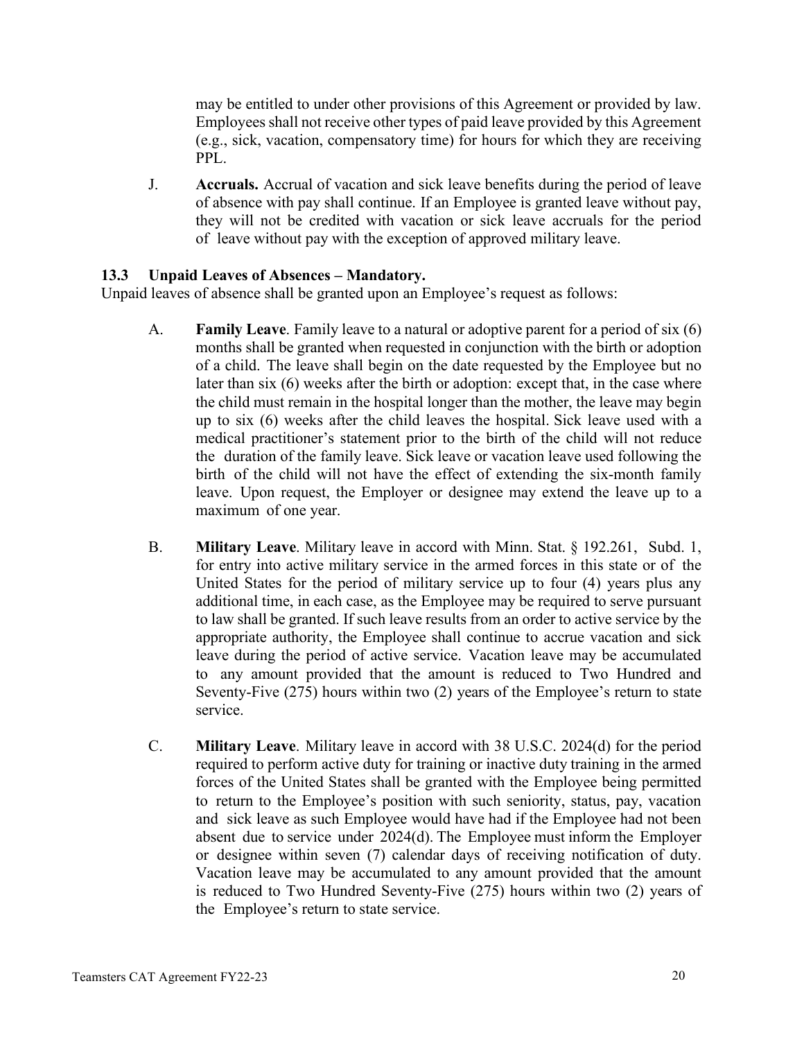may be entitled to under other provisions of this Agreement or provided by law. Employees shall not receive other types of paid leave provided by this Agreement (e.g., sick, vacation, compensatory time) for hours for which they are receiving PPL.

J. **Accruals.** Accrual of vacation and sick leave benefits during the period of leave of absence with pay shall continue. If an Employee is granted leave without pay, they will not be credited with vacation or sick leave accruals for the period of leave without pay with the exception of approved military leave.

### 13.3 Unpaid Leaves of Absences – Mandatory.

Unpaid leaves of absence shall be granted upon an Employee's request as follows:

A. **Family Leave**. Family leave to a natural or adoptive parent for a period of six (6) months shall be granted when requested in conjunction with the birth or adoption of a child. The leave shall begin on the date requested by the Employee but no later than six (6) weeks after the birth or adoption: except that, in the case where the child must remain in the hospital longer than the mother, the leave may begin up to six (6) weeks after the child leaves the hospital. Sick leave used with a medical practitioner's statement prior to the birth of the child will not reduce the duration of the family leave. Sick leave or vacation leave used following the birth of the child will not have the effect of extending the six-month family leave. Upon request, the Employer or designee may extend the leave up to a maximum of one year.

B. **Military Leave**. Military leave in accord with Minn. Stat. § 192.261, Subd. 1, for entry into active military service in the armed forces in this state or of the United States for the period of military service up to four (4) years plus any additional time, in each case, as the Employee may be required to serve pursuant to law shall be granted. If such leave results from an order to active service by the appropriate authority, the Employee shall continue to accrue vacation and sick leave during the period of active service. Vacation leave may be accumulated to any amount provided that the amount is reduced to Two Hundred and Seventy-Five (275) hours within two (2) years of the Employee's return to state service.

C. **Military Leave**. Military leave in accord with 38 U.S.C. 2024(d) for the period required to perform active duty for training or inactive duty training in the armed forces of the United States shall be granted with the Employee being permitted to return to the Employee's position with such seniority, status, pay, vacation and sick leave as such Employee would have had if the Employee had not been absent due to service under 2024(d). The Employee must inform the Employer or designee within seven (7) calendar days of receiving notification of duty. Vacation leave may be accumulated to any amount provided that the amount is reduced to Two Hundred Seventy-Five (275) hours within two (2) years of the Employee's return to state service.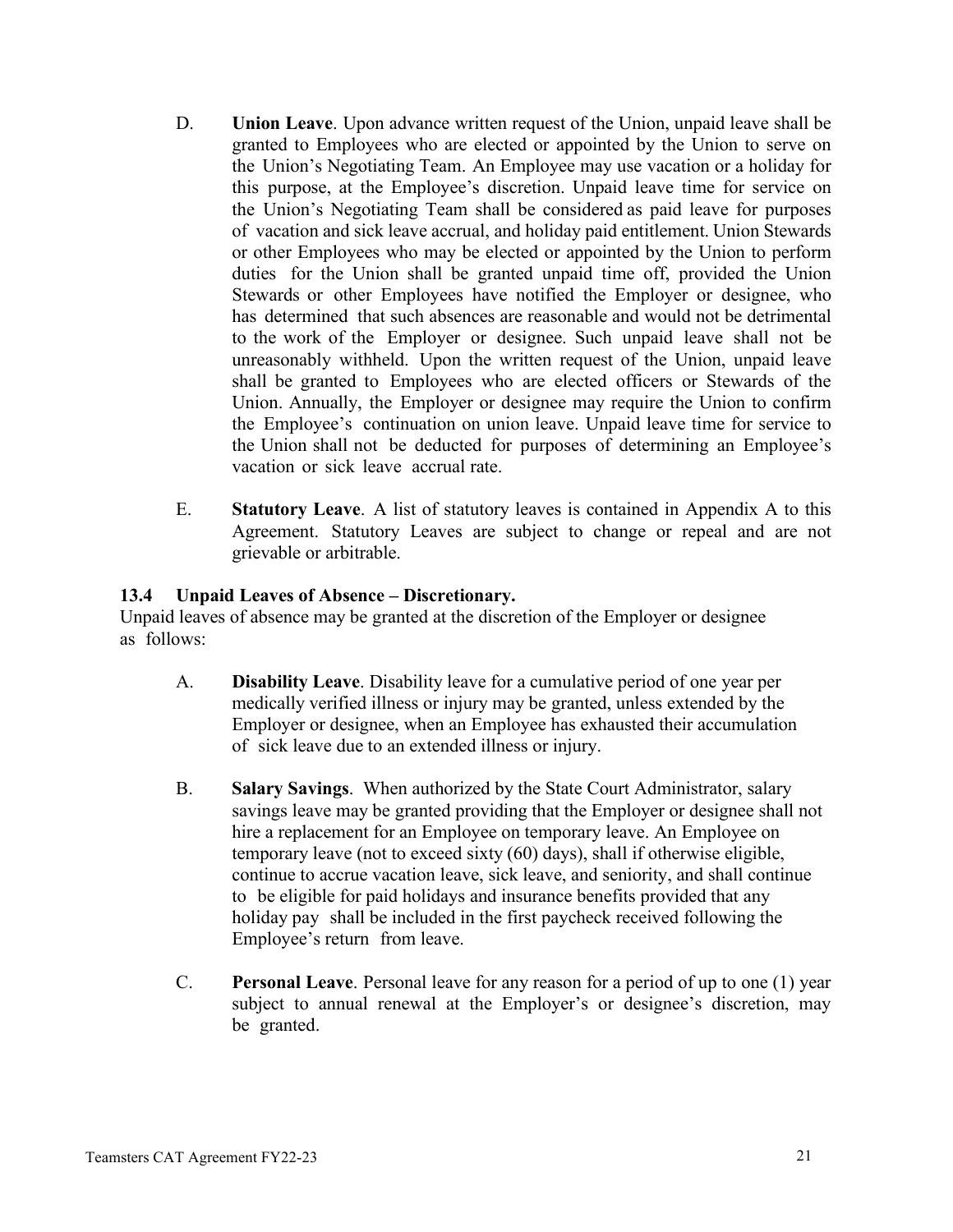D. **Union Leave**. Upon advance written request of the Union, unpaid leave shall be granted to Employees who are elected or appointed by the Union to serve on the Union's Negotiating Team. An Employee may use vacation or a holiday for this purpose, at the Employee's discretion. Unpaid leave time for service on the Union's Negotiating Team shall be considered as paid leave for purposes of vacation and sick leave accrual, and holiday paid entitlement. Union Stewards or other Employees who may be elected or appointed by the Union to perform duties for the Union shall be granted unpaid time off, provided the Union Stewards or other Employees have notified the Employer or designee, who has determined that such absences are reasonable and would not be detrimental to the work of the Employer or designee. Such unpaid leave shall not be unreasonably withheld. Upon the written request of the Union, unpaid leave shall be granted to Employees who are elected officers or Stewards of the Union. Annually, the Employer or designee may require the Union to confirm the Employee's continuation on union leave. Unpaid leave time for service to the Union shall not be deducted for purposes of determining an Employee's vacation or sick leave accrual rate.

E. **Statutory Leave**. A list of statutory leaves is contained in Appendix A to this Agreement. Statutory Leaves are subject to change or repeal and are not grievable or arbitrable.

### 13.4 Unpaid Leaves of Absence – Discretionary.

Unpaid leaves of absence may be granted at the discretion of the Employer or designee as follows:

A. **Disability Leave**. Disability leave for a cumulative period of one year per medically verified illness or injury may be granted, unless extended by the Employer or designee, when an Employee has exhausted their accumulation of sick leave due to an extended illness or injury.

B. **Salary Savings**. When authorized by the State Court Administrator, salary savings leave may be granted providing that the Employer or designee shall not hire a replacement for an Employee on temporary leave. An Employee on temporary leave (not to exceed sixty (60) days), shall if otherwise eligible, continue to accrue vacation leave, sick leave, and seniority, and shall continue to be eligible for paid holidays and insurance benefits provided that any holiday pay shall be included in the first paycheck received following the Employee's return from leave.

C. **Personal Leave**. Personal leave for any reason for a period of up to one (1) year subject to annual renewal at the Employer's or designee's discretion, may be granted.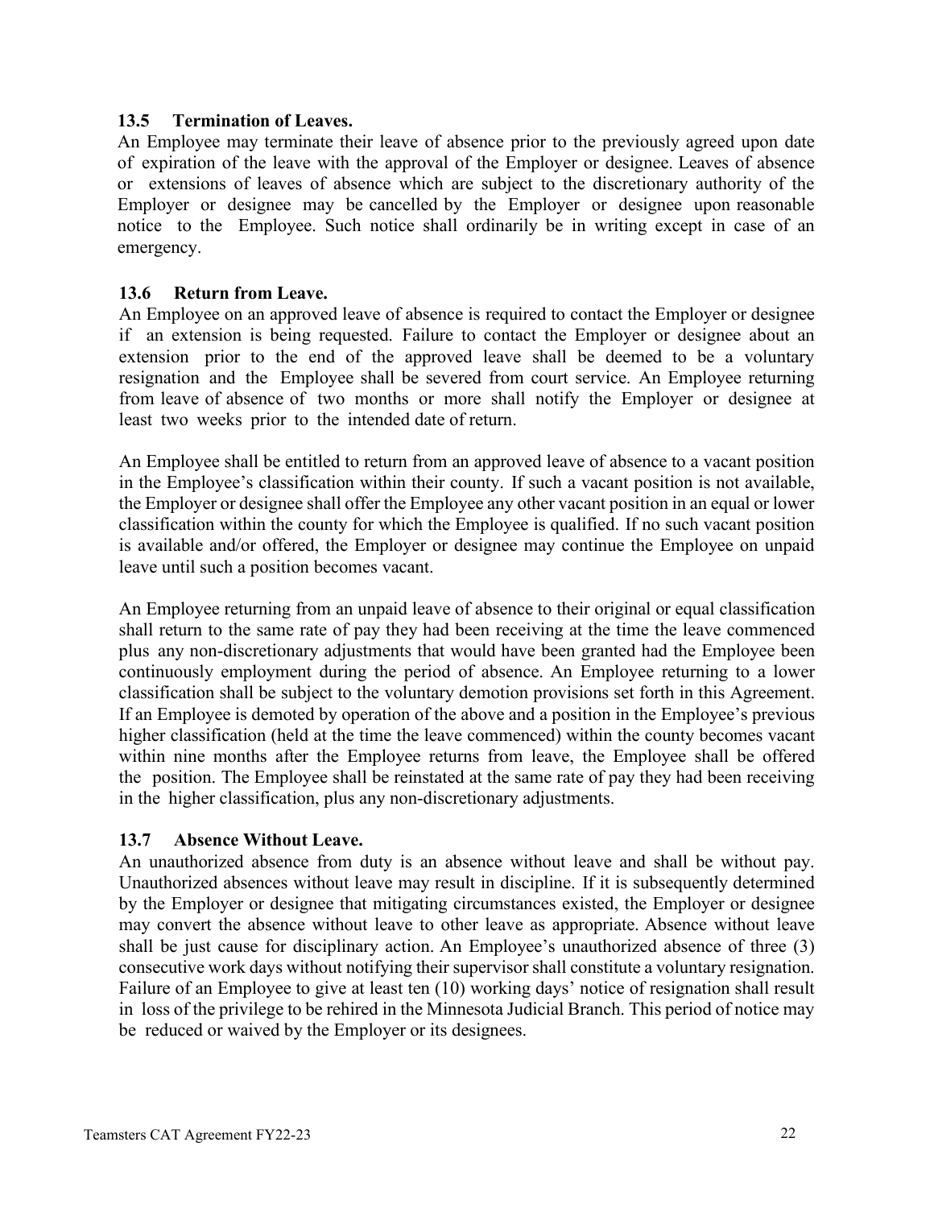### 13.5 Termination of Leaves.

An Employee may terminate their leave of absence prior to the previously agreed upon date of expiration of the leave with the approval of the Employer or designee. Leaves of absence or extensions of leaves of absence which are subject to the discretionary authority of the Employer or designee may be cancelled by the Employer or designee upon reasonable notice to the Employee. Such notice shall ordinarily be in writing except in case of an emergency.

### 13.6 Return from Leave.

An Employee on an approved leave of absence is required to contact the Employer or designee if an extension is being requested. Failure to contact the Employer or designee about an extension prior to the end of the approved leave shall be deemed to be a voluntary resignation and the Employee shall be severed from court service. An Employee returning from leave of absence of two months or more shall notify the Employer or designee at least two weeks prior to the intended date of return.

An Employee shall be entitled to return from an approved leave of absence to a vacant position in the Employee's classification within their county. If such a vacant position is not available, the Employer or designee shall offer the Employee any other vacant position in an equal or lower classification within the county for which the Employee is qualified. If no such vacant position is available and/or offered, the Employer or designee may continue the Employee on unpaid leave until such a position becomes vacant.

An Employee returning from an unpaid leave of absence to their original or equal classification shall return to the same rate of pay they had been receiving at the time the leave commenced plus any non-discretionary adjustments that would have been granted had the Employee been continuously employment during the period of absence. An Employee returning to a lower classification shall be subject to the voluntary demotion provisions set forth in this Agreement. If an Employee is demoted by operation of the above and a position in the Employee's previous higher classification (held at the time the leave commenced) within the county becomes vacant within nine months after the Employee returns from leave, the Employee shall be offered the position. The Employee shall be reinstated at the same rate of pay they had been receiving in the higher classification, plus any non-discretionary adjustments.

### 13.7 Absence Without Leave.

An unauthorized absence from duty is an absence without leave and shall be without pay. Unauthorized absences without leave may result in discipline. If it is subsequently determined by the Employer or designee that mitigating circumstances existed, the Employer or designee may convert the absence without leave to other leave as appropriate. Absence without leave shall be just cause for disciplinary action. An Employee's unauthorized absence of three (3) consecutive work days without notifying their supervisor shall constitute a voluntary resignation. Failure of an Employee to give at least ten (10) working days' notice of resignation shall result in loss of the privilege to be rehired in the Minnesota Judicial Branch. This period of notice may be reduced or waived by the Employer or its designees.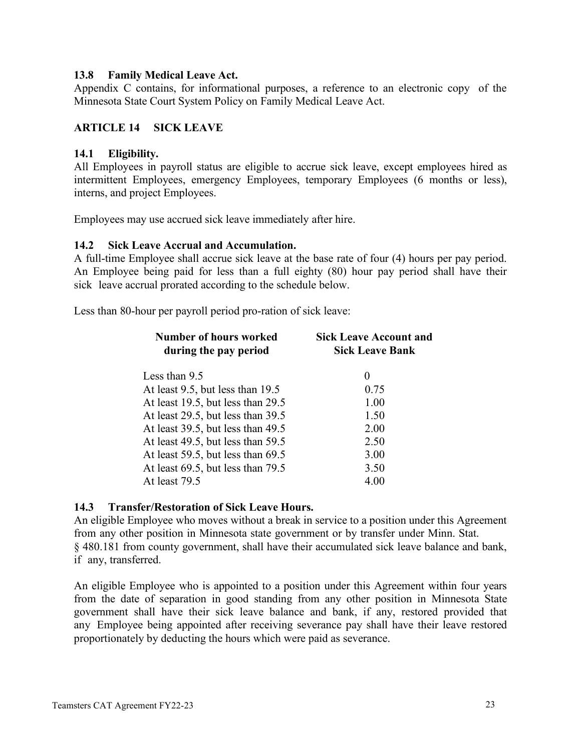### 13.8 Family Medical Leave Act.

Appendix C contains, for informational purposes, a reference to an electronic copy of the Minnesota State Court System Policy on Family Medical Leave Act.

## ARTICLE 14 SICK LEAVE

### 14.1 Eligibility.

All Employees in payroll status are eligible to accrue sick leave, except employees hired as intermittent Employees, emergency Employees, temporary Employees (6 months or less), interns, and project Employees.

Employees may use accrued sick leave immediately after hire.

### 14.2 Sick Leave Accrual and Accumulation.

A full-time Employee shall accrue sick leave at the base rate of four (4) hours per pay period. An Employee being paid for less than a full eighty (80) hour pay period shall have their sick leave accrual prorated according to the schedule below.

Less than 80-hour per payroll period pro-ration of sick leave:

| Number of hours worked during the pay period | Sick Leave Account and Sick Leave Bank |
|---|---|
| Less than 9.5 | 0 |
| At least 9.5, but less than 19.5 | 0.75 |
| At least 19.5, but less than 29.5 | 1.00 |
| At least 29.5, but less than 39.5 | 1.50 |
| At least 39.5, but less than 49.5 | 2.00 |
| At least 49.5, but less than 59.5 | 2.50 |
| At least 59.5, but less than 69.5 | 3.00 |
| At least 69.5, but less than 79.5 | 3.50 |
| At least 79.5 | 4.00 |

### 14.3 Transfer/Restoration of Sick Leave Hours.

An eligible Employee who moves without a break in service to a position under this Agreement from any other position in Minnesota state government or by transfer under Minn. Stat. § 480.181 from county government, shall have their accumulated sick leave balance and bank, if any, transferred.

An eligible Employee who is appointed to a position under this Agreement within four years from the date of separation in good standing from any other position in Minnesota State government shall have their sick leave balance and bank, if any, restored provided that any Employee being appointed after receiving severance pay shall have their leave restored proportionately by deducting the hours which were paid as severance.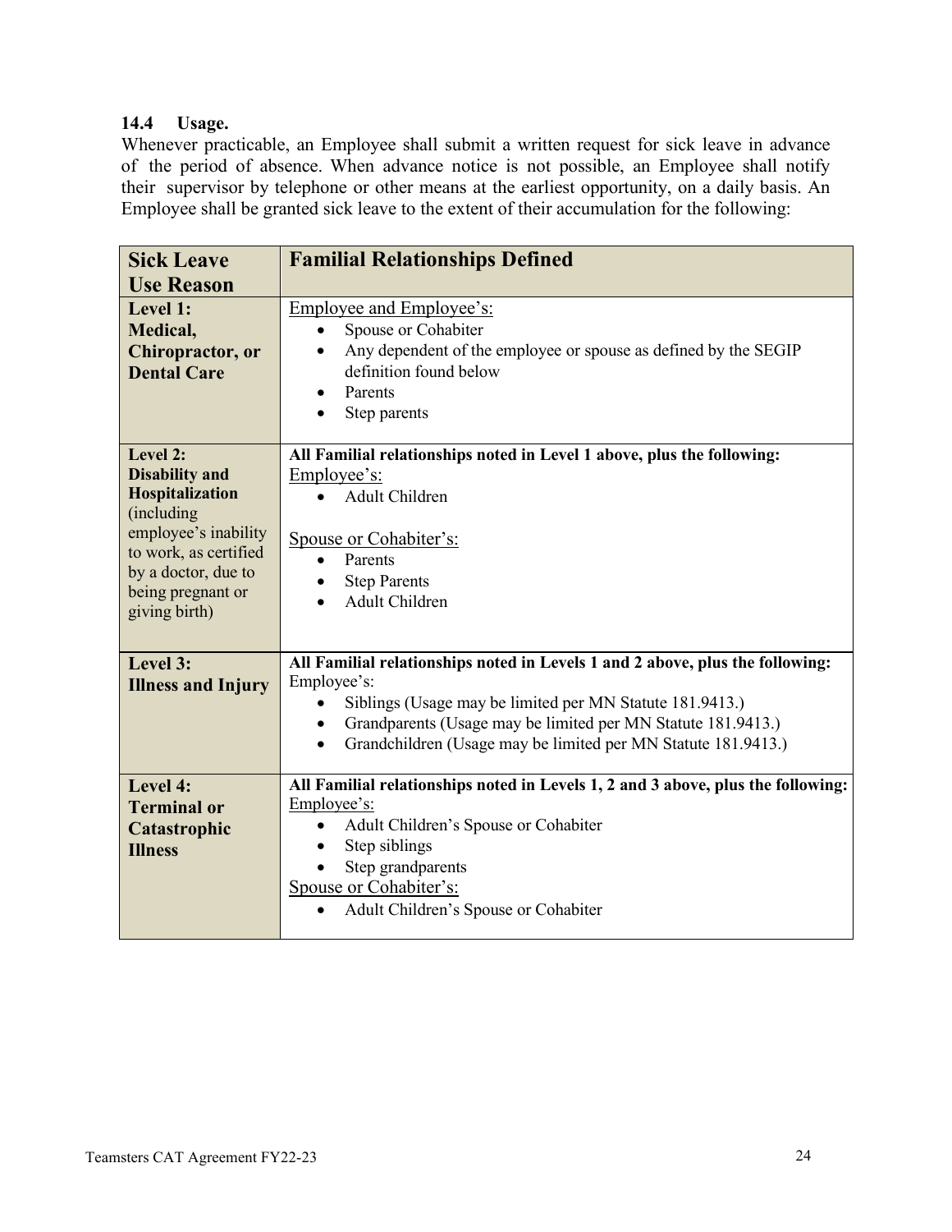**14.4 Usage.**
Whenever practicable, an Employee shall submit a written request for sick leave in advance of the period of absence. When advance notice is not possible, an Employee shall notify their supervisor by telephone or other means at the earliest opportunity, on a daily basis. An Employee shall be granted sick leave to the extent of their accumulation for the following:

| Sick Leave Use Reason | Familial Relationships Defined |
|---|---|
| **Level 1: Medical, Chiropractor, or Dental Care** | Employee and Employee's:<br>• Spouse or Cohabiter<br>• Any dependent of the employee or spouse as defined by the SEGIP definition found below<br>• Parents<br>• Step parents |
| **Level 2: Disability and Hospitalization** (including employee's inability to work, as certified by a doctor, due to being pregnant or giving birth) | **All Familial relationships noted in Level 1 above, plus the following:**<br>Employee's:<br>• Adult Children<br><br>Spouse or Cohabiter's:<br>• Parents<br>• Step Parents<br>• Adult Children |
| **Level 3: Illness and Injury** | **All Familial relationships noted in Levels 1 and 2 above, plus the following:**<br>Employee's:<br>• Siblings (Usage may be limited per MN Statute 181.9413.)<br>• Grandparents (Usage may be limited per MN Statute 181.9413.)<br>• Grandchildren (Usage may be limited per MN Statute 181.9413.) |
| **Level 4: Terminal or Catastrophic Illness** | **All Familial relationships noted in Levels 1, 2 and 3 above, plus the following:**<br>Employee's:<br>• Adult Children's Spouse or Cohabiter<br>• Step siblings<br>• Step grandparents<br>Spouse or Cohabiter's:<br>• Adult Children's Spouse or Cohabiter |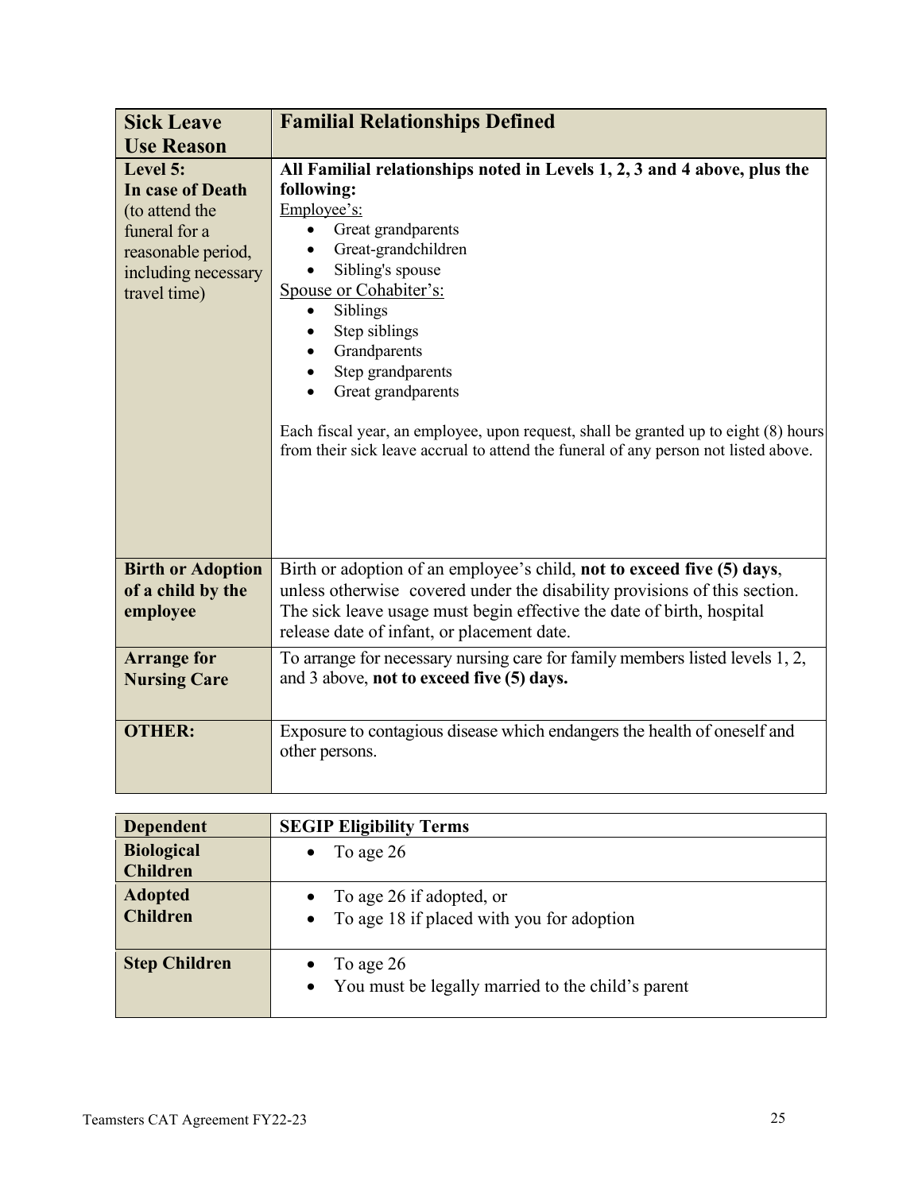| Sick Leave Use Reason | Familial Relationships Defined |
|---|---|
| **Level 5: In case of Death** (to attend the funeral for a reasonable period, including necessary travel time) | **All Familial relationships noted in Levels 1, 2, 3 and 4 above, plus the following:**<br>Employee's:<br>• Great grandparents<br>• Great-grandchildren<br>• Sibling's spouse<br>Spouse or Cohabiter's:<br>• Siblings<br>• Step siblings<br>• Grandparents<br>• Step grandparents<br>• Great grandparents<br><br>Each fiscal year, an employee, upon request, shall be granted up to eight (8) hours from their sick leave accrual to attend the funeral of any person not listed above. |
| **Birth or Adoption of a child by the employee** | Birth or adoption of an employee's child, **not to exceed five (5) days**, unless otherwise covered under the disability provisions of this section. The sick leave usage must begin effective the date of birth, hospital release date of infant, or placement date. |
| **Arrange for Nursing Care** | To arrange for necessary nursing care for family members listed levels 1, 2, and 3 above, **not to exceed five (5) days.** |
| **OTHER:** | Exposure to contagious disease which endangers the health of oneself and other persons. |

| Dependent | SEGIP Eligibility Terms |
|---|---|
| **Biological Children** | • To age 26 |
| **Adopted Children** | • To age 26 if adopted, or<br>• To age 18 if placed with you for adoption |
| **Step Children** | • To age 26<br>• You must be legally married to the child's parent |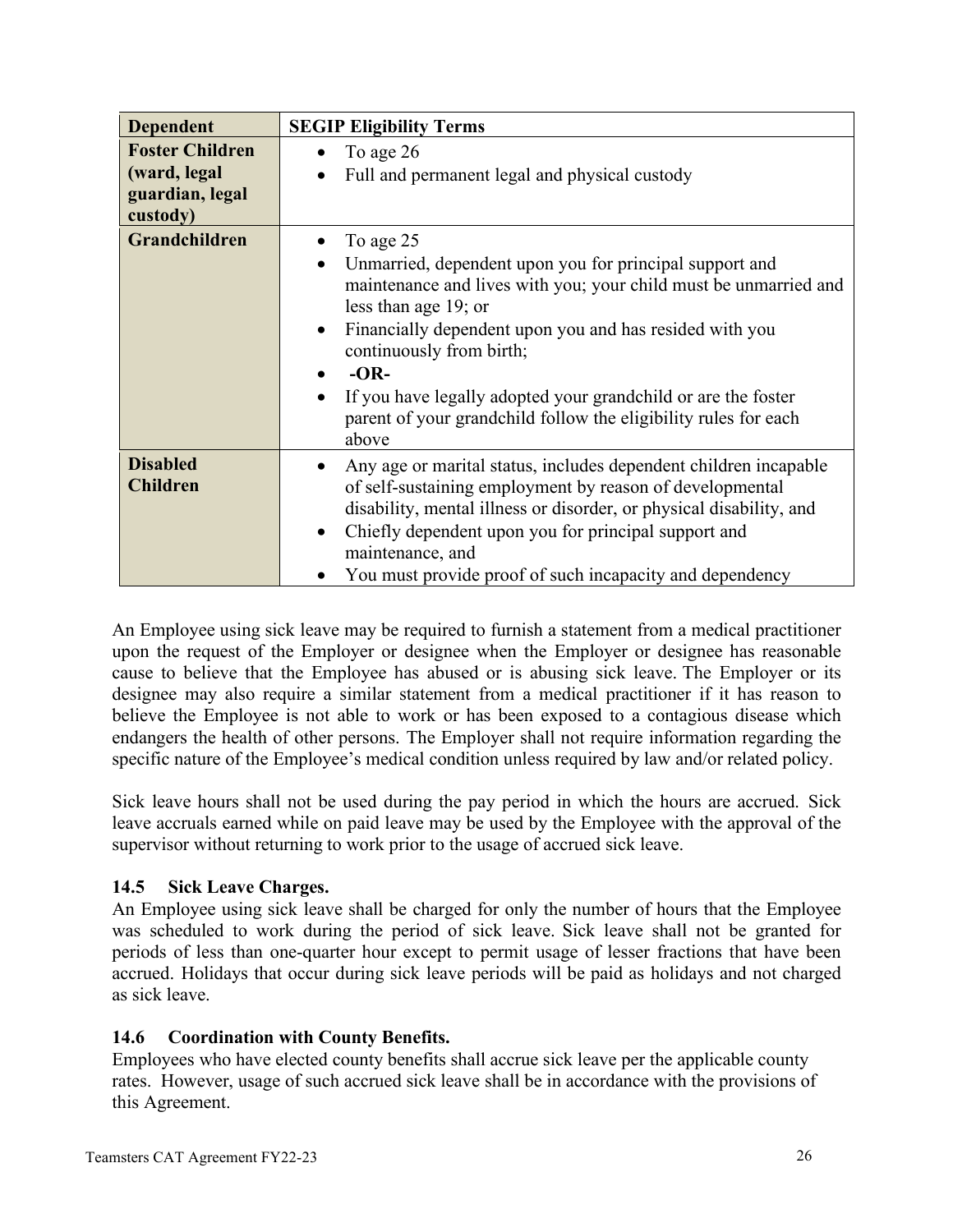| Dependent | SEGIP Eligibility Terms |
|---|---|
| **Foster Children (ward, legal guardian, legal custody)** | • To age 26<br>• Full and permanent legal and physical custody |
| **Grandchildren** | • To age 25<br>• Unmarried, dependent upon you for principal support and maintenance and lives with you; your child must be unmarried and less than age 19; or<br>• Financially dependent upon you and has resided with you continuously from birth;<br>• **-OR-**<br>• If you have legally adopted your grandchild or are the foster parent of your grandchild follow the eligibility rules for each above |
| **Disabled Children** | • Any age or marital status, includes dependent children incapable of self-sustaining employment by reason of developmental disability, mental illness or disorder, or physical disability, and<br>• Chiefly dependent upon you for principal support and maintenance, and<br>• You must provide proof of such incapacity and dependency |

An Employee using sick leave may be required to furnish a statement from a medical practitioner upon the request of the Employer or designee when the Employer or designee has reasonable cause to believe that the Employee has abused or is abusing sick leave. The Employer or its designee may also require a similar statement from a medical practitioner if it has reason to believe the Employee is not able to work or has been exposed to a contagious disease which endangers the health of other persons. The Employer shall not require information regarding the specific nature of the Employee's medical condition unless required by law and/or related policy.

Sick leave hours shall not be used during the pay period in which the hours are accrued. Sick leave accruals earned while on paid leave may be used by the Employee with the approval of the supervisor without returning to work prior to the usage of accrued sick leave.

**14.5 Sick Leave Charges.**
An Employee using sick leave shall be charged for only the number of hours that the Employee was scheduled to work during the period of sick leave. Sick leave shall not be granted for periods of less than one-quarter hour except to permit usage of lesser fractions that have been accrued. Holidays that occur during sick leave periods will be paid as holidays and not charged as sick leave.

**14.6 Coordination with County Benefits.**
Employees who have elected county benefits shall accrue sick leave per the applicable county rates. However, usage of such accrued sick leave shall be in accordance with the provisions of this Agreement.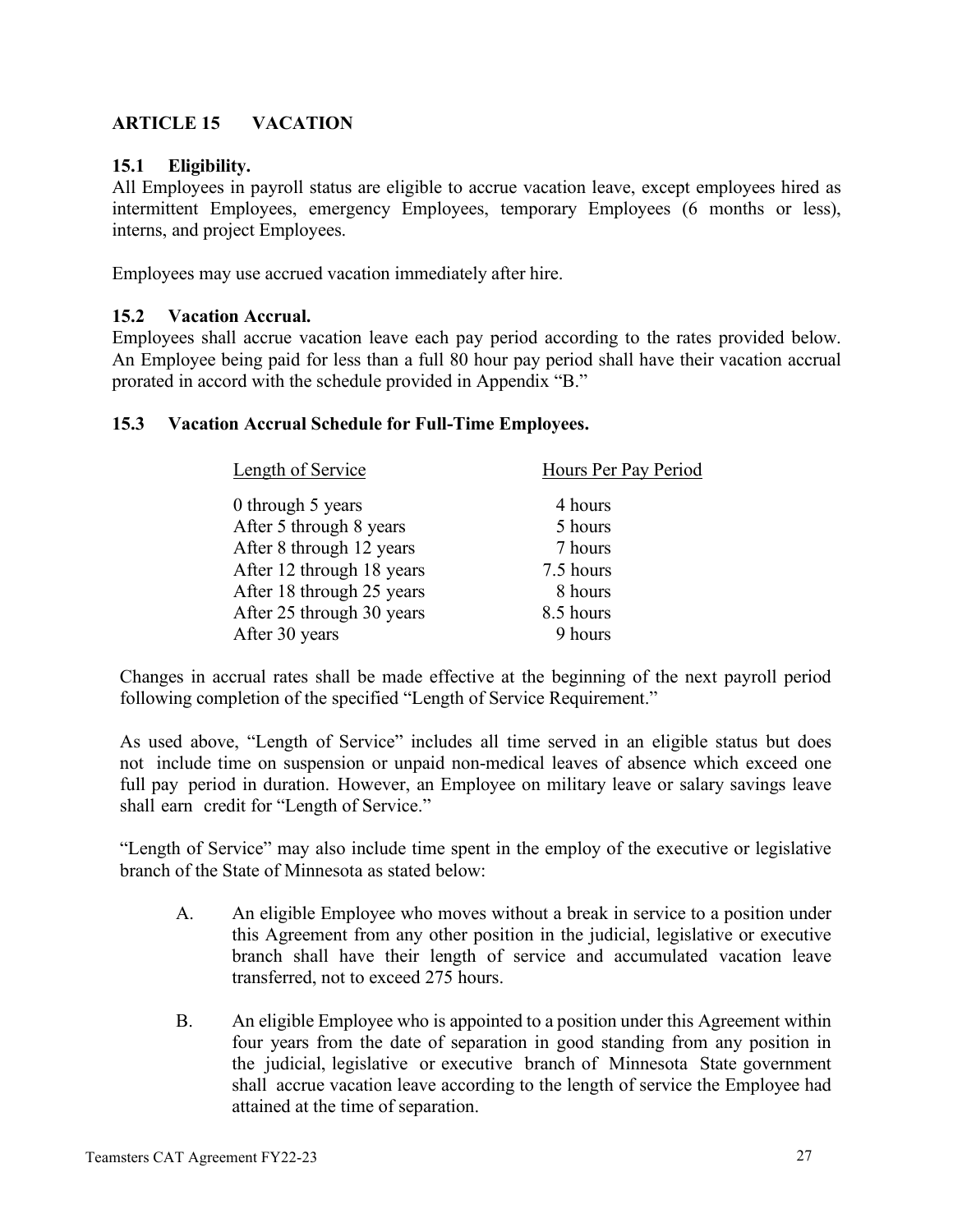## ARTICLE 15 VACATION

### 15.1 Eligibility.

All Employees in payroll status are eligible to accrue vacation leave, except employees hired as intermittent Employees, emergency Employees, temporary Employees (6 months or less), interns, and project Employees.

Employees may use accrued vacation immediately after hire.

### 15.2 Vacation Accrual.

Employees shall accrue vacation leave each pay period according to the rates provided below. An Employee being paid for less than a full 80 hour pay period shall have their vacation accrual prorated in accord with the schedule provided in Appendix "B."

### 15.3 Vacation Accrual Schedule for Full-Time Employees.

| Length of Service | Hours Per Pay Period |
|---|---|
| 0 through 5 years | 4 hours |
| After 5 through 8 years | 5 hours |
| After 8 through 12 years | 7 hours |
| After 12 through 18 years | 7.5 hours |
| After 18 through 25 years | 8 hours |
| After 25 through 30 years | 8.5 hours |
| After 30 years | 9 hours |

Changes in accrual rates shall be made effective at the beginning of the next payroll period following completion of the specified "Length of Service Requirement."

As used above, "Length of Service" includes all time served in an eligible status but does not include time on suspension or unpaid non-medical leaves of absence which exceed one full pay period in duration. However, an Employee on military leave or salary savings leave shall earn credit for "Length of Service."

"Length of Service" may also include time spent in the employ of the executive or legislative branch of the State of Minnesota as stated below:

A. An eligible Employee who moves without a break in service to a position under this Agreement from any other position in the judicial, legislative or executive branch shall have their length of service and accumulated vacation leave transferred, not to exceed 275 hours.

B. An eligible Employee who is appointed to a position under this Agreement within four years from the date of separation in good standing from any position in the judicial, legislative or executive branch of Minnesota State government shall accrue vacation leave according to the length of service the Employee had attained at the time of separation.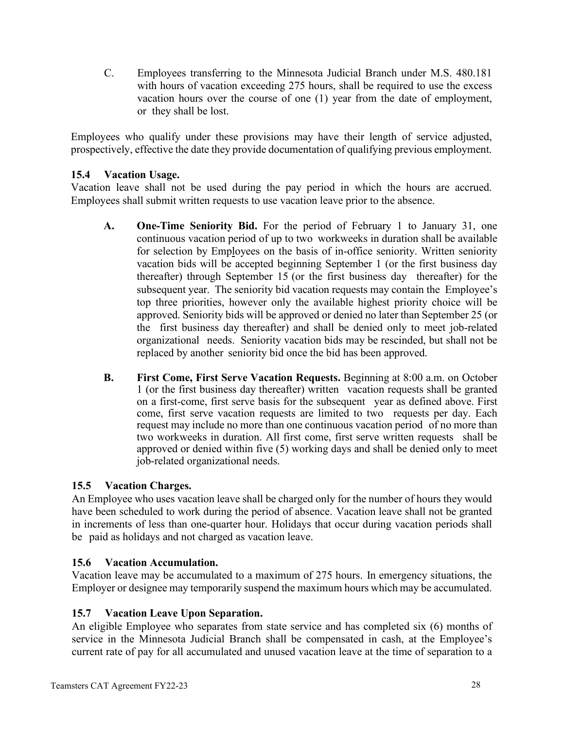C. Employees transferring to the Minnesota Judicial Branch under M.S. 480.181 with hours of vacation exceeding 275 hours, shall be required to use the excess vacation hours over the course of one (1) year from the date of employment, or they shall be lost.

Employees who qualify under these provisions may have their length of service adjusted, prospectively, effective the date they provide documentation of qualifying previous employment.

### 15.4 Vacation Usage.

Vacation leave shall not be used during the pay period in which the hours are accrued. Employees shall submit written requests to use vacation leave prior to the absence.

**A. One-Time Seniority Bid.** For the period of February 1 to January 31, one continuous vacation period of up to two workweeks in duration shall be available for selection by Employees on the basis of in-office seniority. Written seniority vacation bids will be accepted beginning September 1 (or the first business day thereafter) through September 15 (or the first business day thereafter) for the subsequent year. The seniority bid vacation requests may contain the Employee's top three priorities, however only the available highest priority choice will be approved. Seniority bids will be approved or denied no later than September 25 (or the first business day thereafter) and shall be denied only to meet job-related organizational needs. Seniority vacation bids may be rescinded, but shall not be replaced by another seniority bid once the bid has been approved.

**B. First Come, First Serve Vacation Requests.** Beginning at 8:00 a.m. on October 1 (or the first business day thereafter) written vacation requests shall be granted on a first-come, first serve basis for the subsequent year as defined above. First come, first serve vacation requests are limited to two requests per day. Each request may include no more than one continuous vacation period of no more than two workweeks in duration. All first come, first serve written requests shall be approved or denied within five (5) working days and shall be denied only to meet job-related organizational needs.

### 15.5 Vacation Charges.

An Employee who uses vacation leave shall be charged only for the number of hours they would have been scheduled to work during the period of absence. Vacation leave shall not be granted in increments of less than one-quarter hour. Holidays that occur during vacation periods shall be paid as holidays and not charged as vacation leave.

### 15.6 Vacation Accumulation.

Vacation leave may be accumulated to a maximum of 275 hours. In emergency situations, the Employer or designee may temporarily suspend the maximum hours which may be accumulated.

### 15.7 Vacation Leave Upon Separation.

An eligible Employee who separates from state service and has completed six (6) months of service in the Minnesota Judicial Branch shall be compensated in cash, at the Employee's current rate of pay for all accumulated and unused vacation leave at the time of separation to a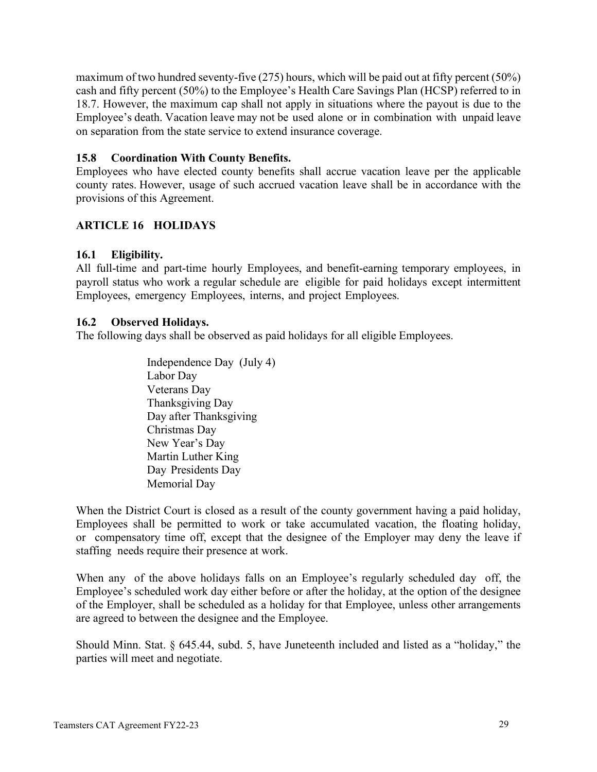maximum of two hundred seventy-five (275) hours, which will be paid out at fifty percent (50%) cash and fifty percent (50%) to the Employee's Health Care Savings Plan (HCSP) referred to in 18.7. However, the maximum cap shall not apply in situations where the payout is due to the Employee's death. Vacation leave may not be used alone or in combination with unpaid leave on separation from the state service to extend insurance coverage.

### 15.8 Coordination With County Benefits.

Employees who have elected county benefits shall accrue vacation leave per the applicable county rates. However, usage of such accrued vacation leave shall be in accordance with the provisions of this Agreement.

## ARTICLE 16 HOLIDAYS

### 16.1 Eligibility.

All full-time and part-time hourly Employees, and benefit-earning temporary employees, in payroll status who work a regular schedule are eligible for paid holidays except intermittent Employees, emergency Employees, interns, and project Employees.

### 16.2 Observed Holidays.

The following days shall be observed as paid holidays for all eligible Employees.

- Independence Day (July 4)
- Labor Day
- Veterans Day
- Thanksgiving Day
- Day after Thanksgiving
- Christmas Day
- New Year's Day
- Martin Luther King Day
- Presidents Day
- Memorial Day

When the District Court is closed as a result of the county government having a paid holiday, Employees shall be permitted to work or take accumulated vacation, the floating holiday, or compensatory time off, except that the designee of the Employer may deny the leave if staffing needs require their presence at work.

When any of the above holidays falls on an Employee's regularly scheduled day off, the Employee's scheduled work day either before or after the holiday, at the option of the designee of the Employer, shall be scheduled as a holiday for that Employee, unless other arrangements are agreed to between the designee and the Employee.

Should Minn. Stat. § 645.44, subd. 5, have Juneteenth included and listed as a "holiday," the parties will meet and negotiate.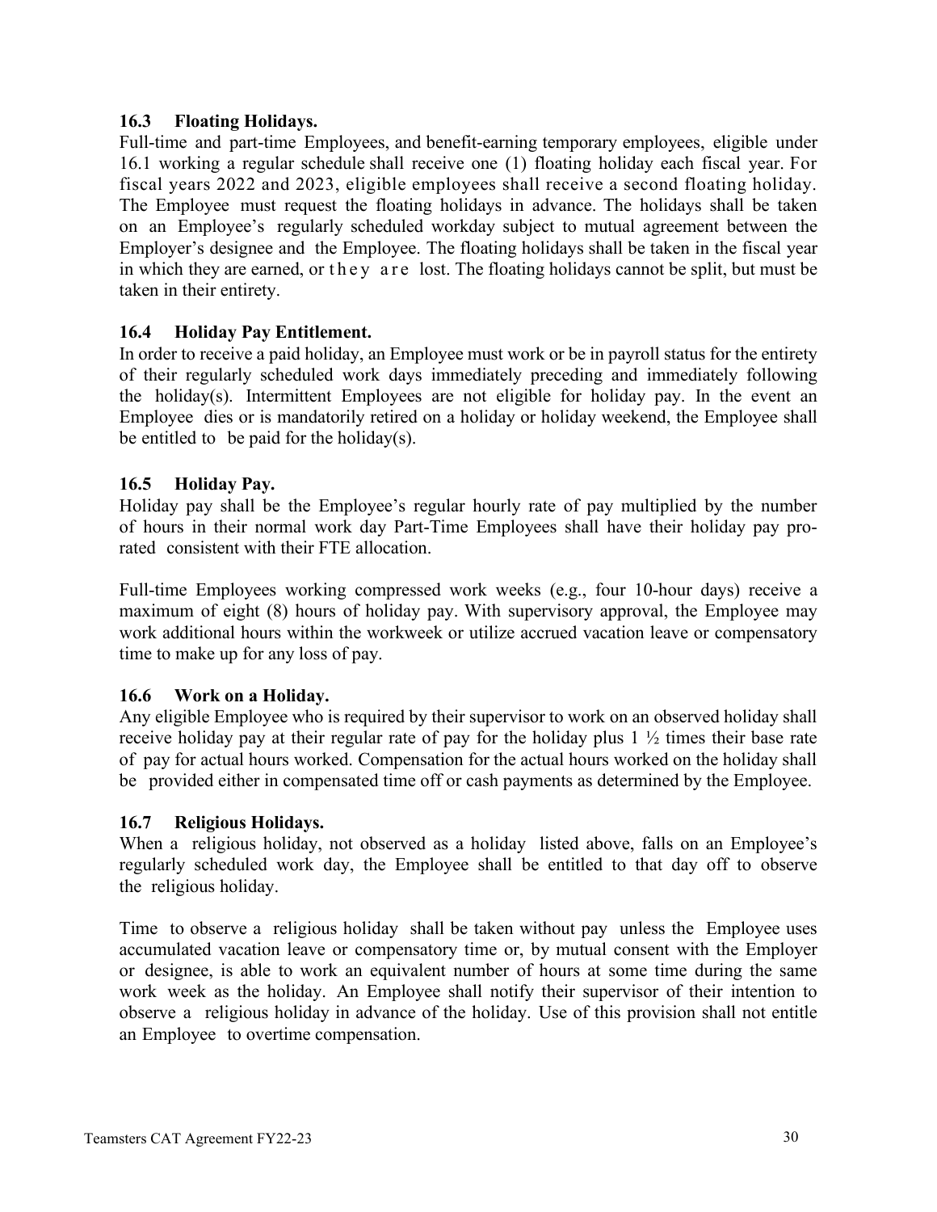### 16.3 Floating Holidays.

Full-time and part-time Employees, and benefit-earning temporary employees, eligible under 16.1 working a regular schedule shall receive one (1) floating holiday each fiscal year. For fiscal years 2022 and 2023, eligible employees shall receive a second floating holiday. The Employee must request the floating holidays in advance. The holidays shall be taken on an Employee's regularly scheduled workday subject to mutual agreement between the Employer's designee and the Employee. The floating holidays shall be taken in the fiscal year in which they are earned, or they are lost. The floating holidays cannot be split, but must be taken in their entirety.

### 16.4 Holiday Pay Entitlement.

In order to receive a paid holiday, an Employee must work or be in payroll status for the entirety of their regularly scheduled work days immediately preceding and immediately following the holiday(s). Intermittent Employees are not eligible for holiday pay. In the event an Employee dies or is mandatorily retired on a holiday or holiday weekend, the Employee shall be entitled to be paid for the holiday(s).

### 16.5 Holiday Pay.

Holiday pay shall be the Employee's regular hourly rate of pay multiplied by the number of hours in their normal work day Part-Time Employees shall have their holiday pay pro-rated consistent with their FTE allocation.

Full-time Employees working compressed work weeks (e.g., four 10-hour days) receive a maximum of eight (8) hours of holiday pay. With supervisory approval, the Employee may work additional hours within the workweek or utilize accrued vacation leave or compensatory time to make up for any loss of pay.

### 16.6 Work on a Holiday.

Any eligible Employee who is required by their supervisor to work on an observed holiday shall receive holiday pay at their regular rate of pay for the holiday plus 1 ½ times their base rate of pay for actual hours worked. Compensation for the actual hours worked on the holiday shall be provided either in compensated time off or cash payments as determined by the Employee.

### 16.7 Religious Holidays.

When a religious holiday, not observed as a holiday listed above, falls on an Employee's regularly scheduled work day, the Employee shall be entitled to that day off to observe the religious holiday.

Time to observe a religious holiday shall be taken without pay unless the Employee uses accumulated vacation leave or compensatory time or, by mutual consent with the Employer or designee, is able to work an equivalent number of hours at some time during the same work week as the holiday. An Employee shall notify their supervisor of their intention to observe a religious holiday in advance of the holiday. Use of this provision shall not entitle an Employee to overtime compensation.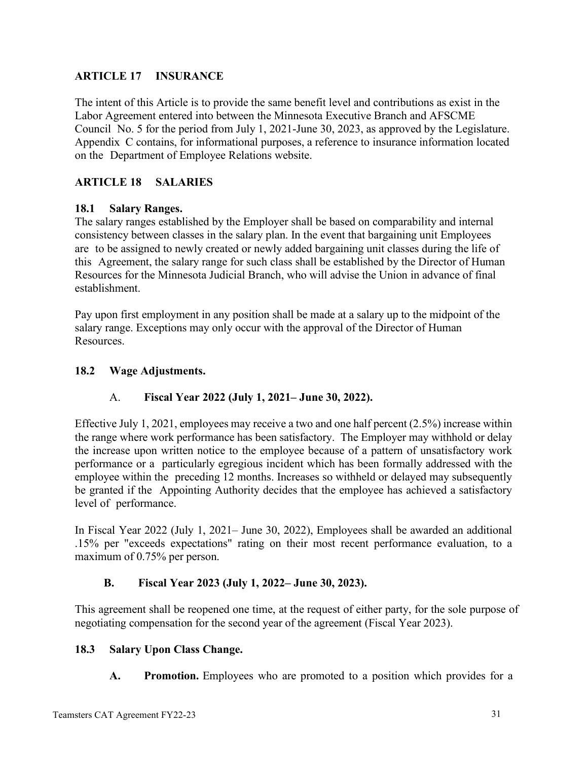## ARTICLE 17 INSURANCE

The intent of this Article is to provide the same benefit level and contributions as exist in the Labor Agreement entered into between the Minnesota Executive Branch and AFSCME Council No. 5 for the period from July 1, 2021-June 30, 2023, as approved by the Legislature. Appendix C contains, for informational purposes, a reference to insurance information located on the Department of Employee Relations website.

## ARTICLE 18 SALARIES

### 18.1 Salary Ranges.

The salary ranges established by the Employer shall be based on comparability and internal consistency between classes in the salary plan. In the event that bargaining unit Employees are to be assigned to newly created or newly added bargaining unit classes during the life of this Agreement, the salary range for such class shall be established by the Director of Human Resources for the Minnesota Judicial Branch, who will advise the Union in advance of final establishment.

Pay upon first employment in any position shall be made at a salary up to the midpoint of the salary range. Exceptions may only occur with the approval of the Director of Human Resources.

### 18.2 Wage Adjustments.

**A. Fiscal Year 2022 (July 1, 2021– June 30, 2022).**

Effective July 1, 2021, employees may receive a two and one half percent (2.5%) increase within the range where work performance has been satisfactory. The Employer may withhold or delay the increase upon written notice to the employee because of a pattern of unsatisfactory work performance or a particularly egregious incident which has been formally addressed with the employee within the preceding 12 months. Increases so withheld or delayed may subsequently be granted if the Appointing Authority decides that the employee has achieved a satisfactory level of performance.

In Fiscal Year 2022 (July 1, 2021– June 30, 2022), Employees shall be awarded an additional .15% per "exceeds expectations" rating on their most recent performance evaluation, to a maximum of 0.75% per person.

**B. Fiscal Year 2023 (July 1, 2022– June 30, 2023).**

This agreement shall be reopened one time, at the request of either party, for the sole purpose of negotiating compensation for the second year of the agreement (Fiscal Year 2023).

### 18.3 Salary Upon Class Change.

**A. Promotion.** Employees who are promoted to a position which provides for a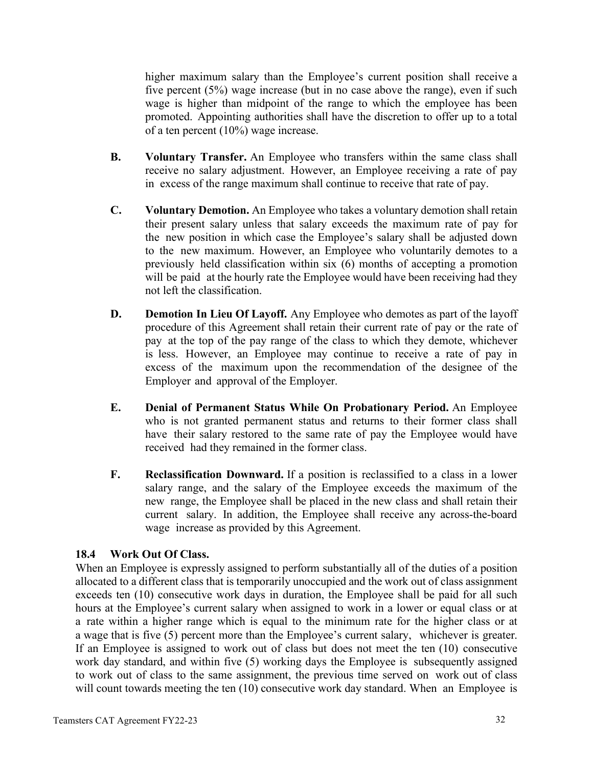higher maximum salary than the Employee's current position shall receive a five percent (5%) wage increase (but in no case above the range), even if such wage is higher than midpoint of the range to which the employee has been promoted. Appointing authorities shall have the discretion to offer up to a total of a ten percent (10%) wage increase.

**B. Voluntary Transfer.** An Employee who transfers within the same class shall receive no salary adjustment. However, an Employee receiving a rate of pay in excess of the range maximum shall continue to receive that rate of pay.

**C. Voluntary Demotion.** An Employee who takes a voluntary demotion shall retain their present salary unless that salary exceeds the maximum rate of pay for the new position in which case the Employee's salary shall be adjusted down to the new maximum. However, an Employee who voluntarily demotes to a previously held classification within six (6) months of accepting a promotion will be paid at the hourly rate the Employee would have been receiving had they not left the classification.

**D. Demotion In Lieu Of Layoff.** Any Employee who demotes as part of the layoff procedure of this Agreement shall retain their current rate of pay or the rate of pay at the top of the pay range of the class to which they demote, whichever is less. However, an Employee may continue to receive a rate of pay in excess of the maximum upon the recommendation of the designee of the Employer and approval of the Employer.

**E. Denial of Permanent Status While On Probationary Period.** An Employee who is not granted permanent status and returns to their former class shall have their salary restored to the same rate of pay the Employee would have received had they remained in the former class.

**F. Reclassification Downward.** If a position is reclassified to a class in a lower salary range, and the salary of the Employee exceeds the maximum of the new range, the Employee shall be placed in the new class and shall retain their current salary. In addition, the Employee shall receive any across-the-board wage increase as provided by this Agreement.

### 18.4 Work Out Of Class.

When an Employee is expressly assigned to perform substantially all of the duties of a position allocated to a different class that is temporarily unoccupied and the work out of class assignment exceeds ten (10) consecutive work days in duration, the Employee shall be paid for all such hours at the Employee's current salary when assigned to work in a lower or equal class or at a rate within a higher range which is equal to the minimum rate for the higher class or at a wage that is five (5) percent more than the Employee's current salary, whichever is greater. If an Employee is assigned to work out of class but does not meet the ten (10) consecutive work day standard, and within five (5) working days the Employee is subsequently assigned to work out of class to the same assignment, the previous time served on work out of class will count towards meeting the ten (10) consecutive work day standard. When an Employee is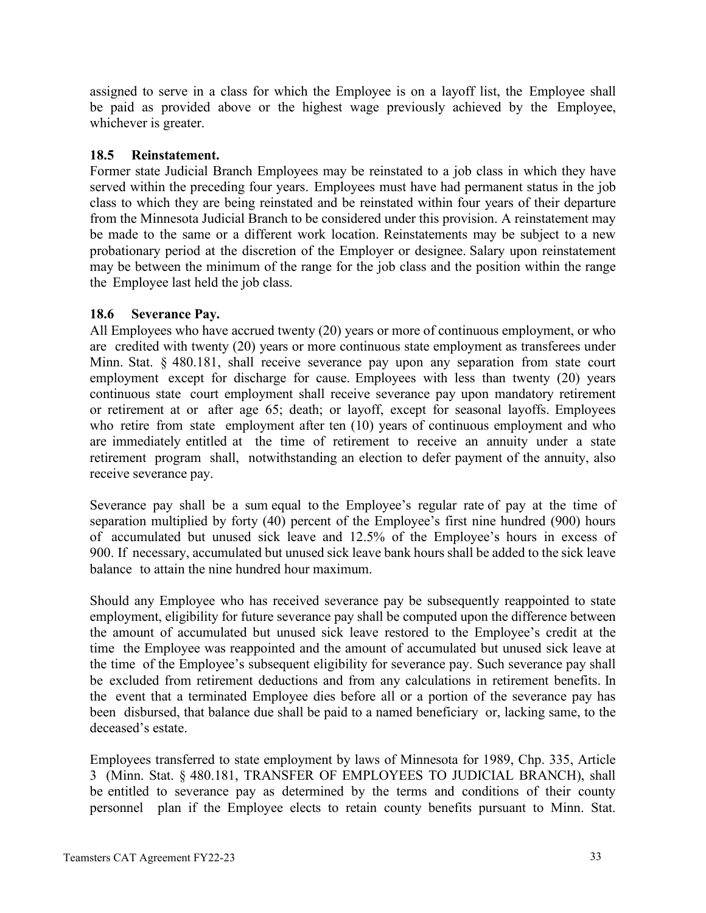assigned to serve in a class for which the Employee is on a layoff list, the Employee shall be paid as provided above or the highest wage previously achieved by the Employee, whichever is greater.

### 18.5 Reinstatement.

Former state Judicial Branch Employees may be reinstated to a job class in which they have served within the preceding four years. Employees must have had permanent status in the job class to which they are being reinstated and be reinstated within four years of their departure from the Minnesota Judicial Branch to be considered under this provision. A reinstatement may be made to the same or a different work location. Reinstatements may be subject to a new probationary period at the discretion of the Employer or designee. Salary upon reinstatement may be between the minimum of the range for the job class and the position within the range the Employee last held the job class.

### 18.6 Severance Pay.

All Employees who have accrued twenty (20) years or more of continuous employment, or who are credited with twenty (20) years or more continuous state employment as transferees under Minn. Stat. § 480.181, shall receive severance pay upon any separation from state court employment except for discharge for cause. Employees with less than twenty (20) years continuous state court employment shall receive severance pay upon mandatory retirement or retirement at or after age 65; death; or layoff, except for seasonal layoffs. Employees who retire from state employment after ten (10) years of continuous employment and who are immediately entitled at the time of retirement to receive an annuity under a state retirement program shall, notwithstanding an election to defer payment of the annuity, also receive severance pay.

Severance pay shall be a sum equal to the Employee's regular rate of pay at the time of separation multiplied by forty (40) percent of the Employee's first nine hundred (900) hours of accumulated but unused sick leave and 12.5% of the Employee's hours in excess of 900. If necessary, accumulated but unused sick leave bank hours shall be added to the sick leave balance to attain the nine hundred hour maximum.

Should any Employee who has received severance pay be subsequently reappointed to state employment, eligibility for future severance pay shall be computed upon the difference between the amount of accumulated but unused sick leave restored to the Employee's credit at the time the Employee was reappointed and the amount of accumulated but unused sick leave at the time of the Employee's subsequent eligibility for severance pay. Such severance pay shall be excluded from retirement deductions and from any calculations in retirement benefits. In the event that a terminated Employee dies before all or a portion of the severance pay has been disbursed, that balance due shall be paid to a named beneficiary or, lacking same, to the deceased's estate.

Employees transferred to state employment by laws of Minnesota for 1989, Chp. 335, Article 3 (Minn. Stat. § 480.181, TRANSFER OF EMPLOYEES TO JUDICIAL BRANCH), shall be entitled to severance pay as determined by the terms and conditions of their county personnel plan if the Employee elects to retain county benefits pursuant to Minn. Stat.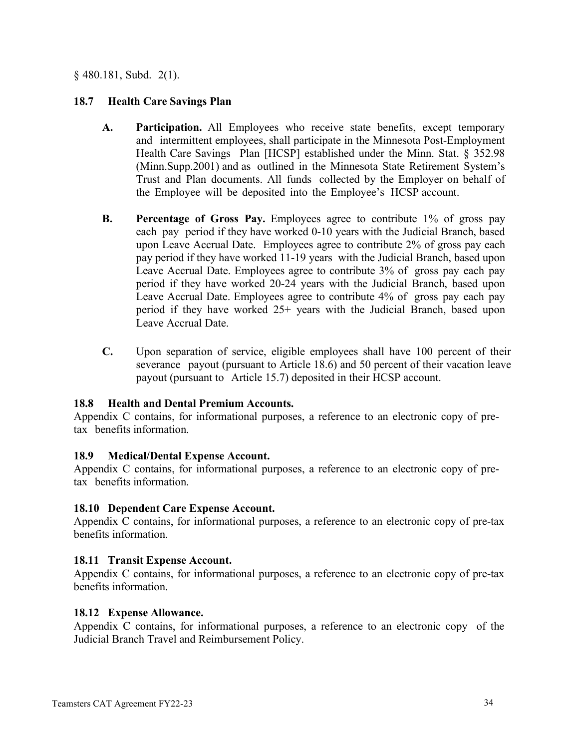§ 480.181, Subd. 2(1).

### 18.7 Health Care Savings Plan

**A. Participation.** All Employees who receive state benefits, except temporary and intermittent employees, shall participate in the Minnesota Post-Employment Health Care Savings Plan [HCSP] established under the Minn. Stat. § 352.98 (Minn.Supp.2001) and as outlined in the Minnesota State Retirement System's Trust and Plan documents. All funds collected by the Employer on behalf of the Employee will be deposited into the Employee's HCSP account.

**B. Percentage of Gross Pay.** Employees agree to contribute 1% of gross pay each pay period if they have worked 0-10 years with the Judicial Branch, based upon Leave Accrual Date. Employees agree to contribute 2% of gross pay each pay period if they have worked 11-19 years with the Judicial Branch, based upon Leave Accrual Date. Employees agree to contribute 3% of gross pay each pay period if they have worked 20-24 years with the Judicial Branch, based upon Leave Accrual Date. Employees agree to contribute 4% of gross pay each pay period if they have worked 25+ years with the Judicial Branch, based upon Leave Accrual Date.

**C.** Upon separation of service, eligible employees shall have 100 percent of their severance payout (pursuant to Article 18.6) and 50 percent of their vacation leave payout (pursuant to Article 15.7) deposited in their HCSP account.

### 18.8 Health and Dental Premium Accounts.

Appendix C contains, for informational purposes, a reference to an electronic copy of pre-tax benefits information.

### 18.9 Medical/Dental Expense Account.

Appendix C contains, for informational purposes, a reference to an electronic copy of pre-tax benefits information.

### 18.10 Dependent Care Expense Account.

Appendix C contains, for informational purposes, a reference to an electronic copy of pre-tax benefits information.

### 18.11 Transit Expense Account.

Appendix C contains, for informational purposes, a reference to an electronic copy of pre-tax benefits information.

### 18.12 Expense Allowance.

Appendix C contains, for informational purposes, a reference to an electronic copy of the Judicial Branch Travel and Reimbursement Policy.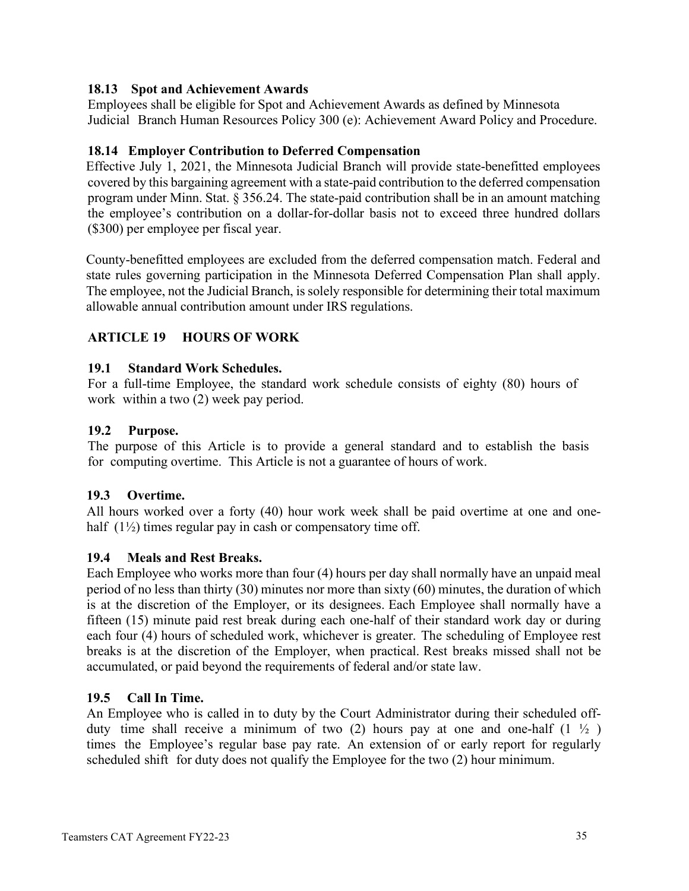### 18.13 Spot and Achievement Awards

Employees shall be eligible for Spot and Achievement Awards as defined by Minnesota Judicial Branch Human Resources Policy 300 (e): Achievement Award Policy and Procedure.

### 18.14 Employer Contribution to Deferred Compensation

Effective July 1, 2021, the Minnesota Judicial Branch will provide state-benefitted employees covered by this bargaining agreement with a state-paid contribution to the deferred compensation program under Minn. Stat. § 356.24. The state-paid contribution shall be in an amount matching the employee's contribution on a dollar-for-dollar basis not to exceed three hundred dollars ($300) per employee per fiscal year.

County-benefitted employees are excluded from the deferred compensation match. Federal and state rules governing participation in the Minnesota Deferred Compensation Plan shall apply. The employee, not the Judicial Branch, is solely responsible for determining their total maximum allowable annual contribution amount under IRS regulations.

## ARTICLE 19 HOURS OF WORK

### 19.1 Standard Work Schedules.

For a full-time Employee, the standard work schedule consists of eighty (80) hours of work within a two (2) week pay period.

### 19.2 Purpose.

The purpose of this Article is to provide a general standard and to establish the basis for computing overtime. This Article is not a guarantee of hours of work.

### 19.3 Overtime.

All hours worked over a forty (40) hour work week shall be paid overtime at one and one-half (1½) times regular pay in cash or compensatory time off.

### 19.4 Meals and Rest Breaks.

Each Employee who works more than four (4) hours per day shall normally have an unpaid meal period of no less than thirty (30) minutes nor more than sixty (60) minutes, the duration of which is at the discretion of the Employer, or its designees. Each Employee shall normally have a fifteen (15) minute paid rest break during each one-half of their standard work day or during each four (4) hours of scheduled work, whichever is greater. The scheduling of Employee rest breaks is at the discretion of the Employer, when practical. Rest breaks missed shall not be accumulated, or paid beyond the requirements of federal and/or state law.

### 19.5 Call In Time.

An Employee who is called in to duty by the Court Administrator during their scheduled off-duty time shall receive a minimum of two (2) hours pay at one and one-half (1 ½ ) times the Employee's regular base pay rate. An extension of or early report for regularly scheduled shift for duty does not qualify the Employee for the two (2) hour minimum.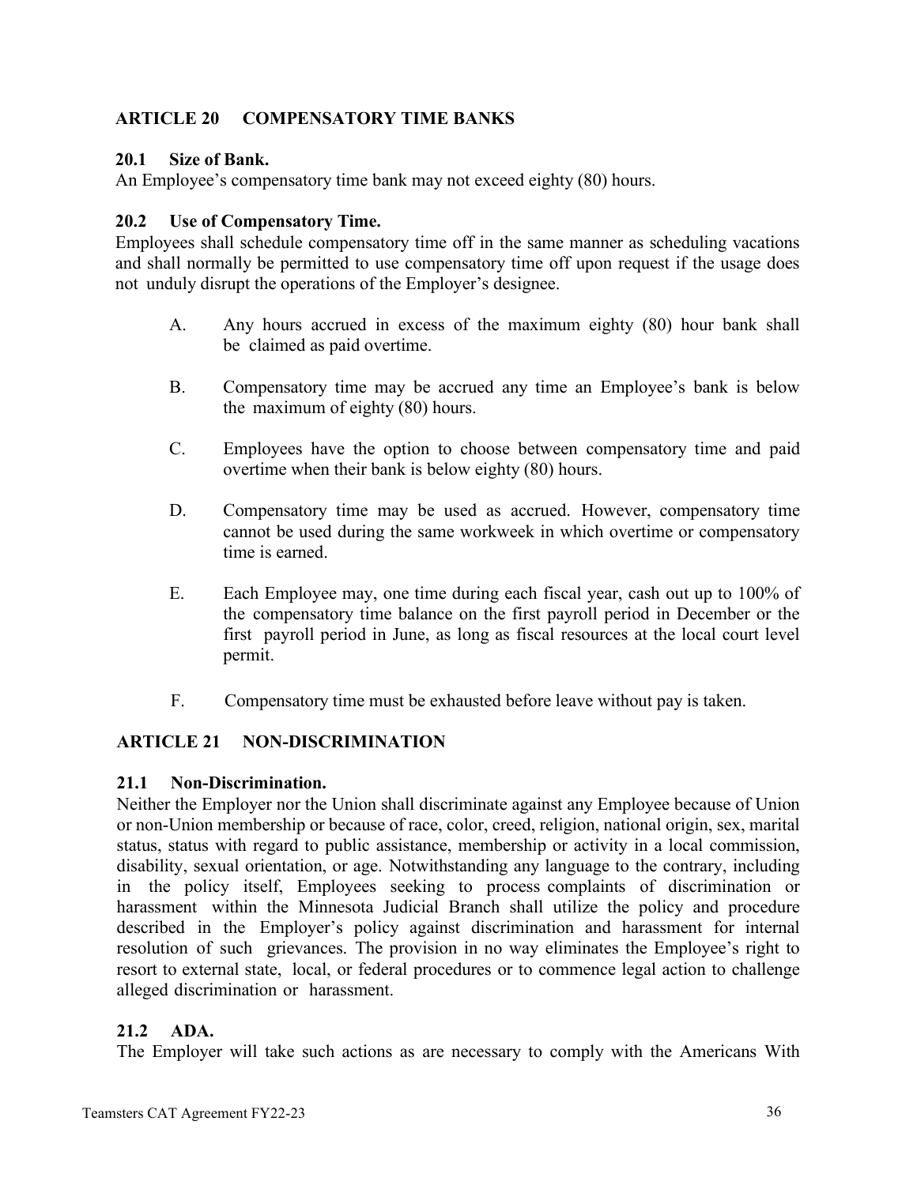## ARTICLE 20 COMPENSATORY TIME BANKS

### 20.1 Size of Bank.

An Employee's compensatory time bank may not exceed eighty (80) hours.

### 20.2 Use of Compensatory Time.

Employees shall schedule compensatory time off in the same manner as scheduling vacations and shall normally be permitted to use compensatory time off upon request if the usage does not unduly disrupt the operations of the Employer's designee.

A. Any hours accrued in excess of the maximum eighty (80) hour bank shall be claimed as paid overtime.

B. Compensatory time may be accrued any time an Employee's bank is below the maximum of eighty (80) hours.

C. Employees have the option to choose between compensatory time and paid overtime when their bank is below eighty (80) hours.

D. Compensatory time may be used as accrued. However, compensatory time cannot be used during the same workweek in which overtime or compensatory time is earned.

E. Each Employee may, one time during each fiscal year, cash out up to 100% of the compensatory time balance on the first payroll period in December or the first payroll period in June, as long as fiscal resources at the local court level permit.

F. Compensatory time must be exhausted before leave without pay is taken.

## ARTICLE 21 NON-DISCRIMINATION

### 21.1 Non-Discrimination.

Neither the Employer nor the Union shall discriminate against any Employee because of Union or non-Union membership or because of race, color, creed, religion, national origin, sex, marital status, status with regard to public assistance, membership or activity in a local commission, disability, sexual orientation, or age. Notwithstanding any language to the contrary, including in the policy itself, Employees seeking to process complaints of discrimination or harassment within the Minnesota Judicial Branch shall utilize the policy and procedure described in the Employer's policy against discrimination and harassment for internal resolution of such grievances. The provision in no way eliminates the Employee's right to resort to external state, local, or federal procedures or to commence legal action to challenge alleged discrimination or harassment.

### 21.2 ADA.

The Employer will take such actions as are necessary to comply with the Americans With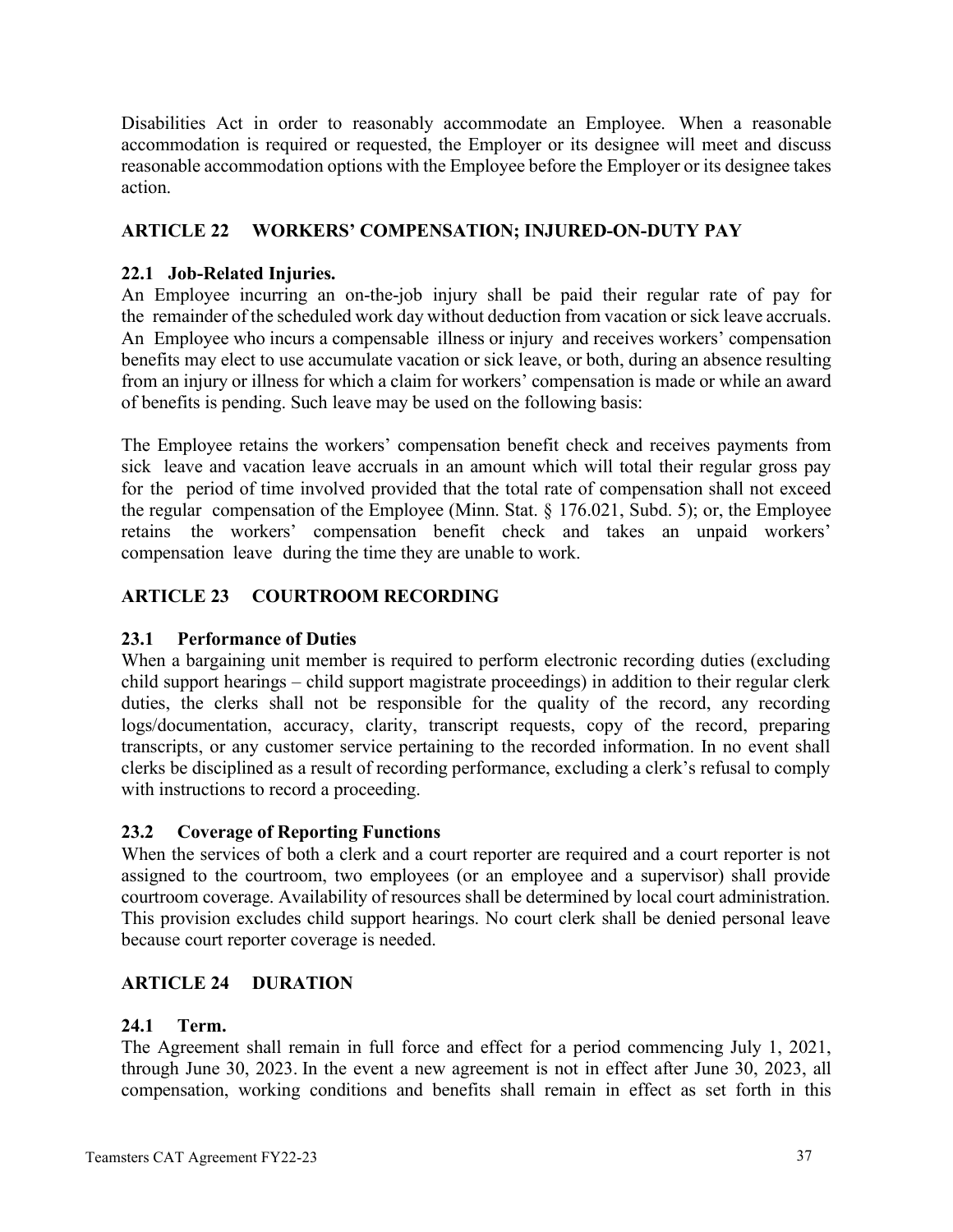Disabilities Act in order to reasonably accommodate an Employee. When a reasonable accommodation is required or requested, the Employer or its designee will meet and discuss reasonable accommodation options with the Employee before the Employer or its designee takes action.

## ARTICLE 22 WORKERS' COMPENSATION; INJURED-ON-DUTY PAY

### 22.1 Job-Related Injuries.

An Employee incurring an on-the-job injury shall be paid their regular rate of pay for the remainder of the scheduled work day without deduction from vacation or sick leave accruals. An Employee who incurs a compensable illness or injury and receives workers' compensation benefits may elect to use accumulate vacation or sick leave, or both, during an absence resulting from an injury or illness for which a claim for workers' compensation is made or while an award of benefits is pending. Such leave may be used on the following basis:

The Employee retains the workers' compensation benefit check and receives payments from sick leave and vacation leave accruals in an amount which will total their regular gross pay for the period of time involved provided that the total rate of compensation shall not exceed the regular compensation of the Employee (Minn. Stat. § 176.021, Subd. 5); or, the Employee retains the workers' compensation benefit check and takes an unpaid workers' compensation leave during the time they are unable to work.

## ARTICLE 23 COURTROOM RECORDING

### 23.1 Performance of Duties

When a bargaining unit member is required to perform electronic recording duties (excluding child support hearings – child support magistrate proceedings) in addition to their regular clerk duties, the clerks shall not be responsible for the quality of the record, any recording logs/documentation, accuracy, clarity, transcript requests, copy of the record, preparing transcripts, or any customer service pertaining to the recorded information. In no event shall clerks be disciplined as a result of recording performance, excluding a clerk's refusal to comply with instructions to record a proceeding.

### 23.2 Coverage of Reporting Functions

When the services of both a clerk and a court reporter are required and a court reporter is not assigned to the courtroom, two employees (or an employee and a supervisor) shall provide courtroom coverage. Availability of resources shall be determined by local court administration. This provision excludes child support hearings. No court clerk shall be denied personal leave because court reporter coverage is needed.

## ARTICLE 24 DURATION

### 24.1 Term.

The Agreement shall remain in full force and effect for a period commencing July 1, 2021, through June 30, 2023. In the event a new agreement is not in effect after June 30, 2023, all compensation, working conditions and benefits shall remain in effect as set forth in this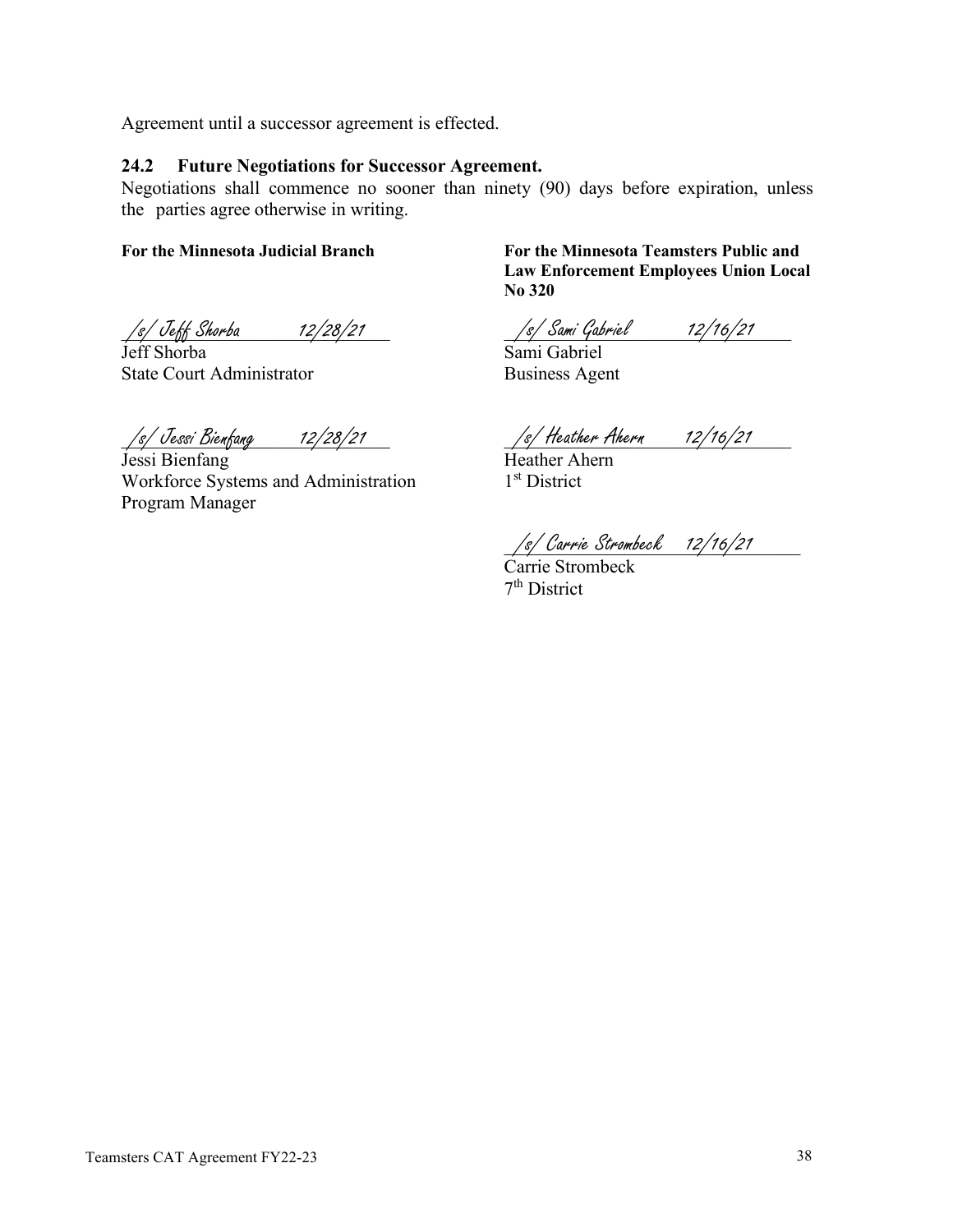Agreement until a successor agreement is effected.

### 24.2 Future Negotiations for Successor Agreement.

Negotiations shall commence no sooner than ninety (90) days before expiration, unless the parties agree otherwise in writing.

**For the Minnesota Judicial Branch**

/s/ Jeff Shorba 12/28/21

Jeff Shorba
State Court Administrator

/s/ Jessi Bienfang 12/28/21

Jessi Bienfang
Workforce Systems and Administration Program Manager

**For the Minnesota Teamsters Public and Law Enforcement Employees Union Local No 320**

/s/ Sami Gabriel 12/16/21

Sami Gabriel
Business Agent

/s/ Heather Ahern 12/16/21

Heather Ahern
1st District

/s/ Carrie Strombeck 12/16/21

Carrie Strombeck
7th District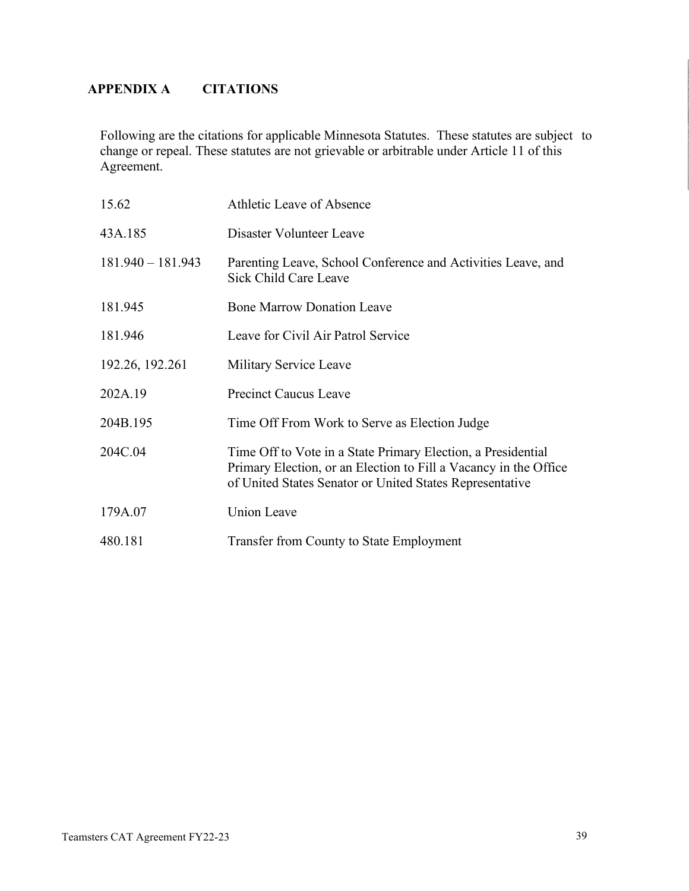## APPENDIX A CITATIONS

Following are the citations for applicable Minnesota Statutes. These statutes are subject to change or repeal. These statutes are not grievable or arbitrable under Article 11 of this Agreement.

| | |
|---|---|
| 15.62 | Athletic Leave of Absence |
| 43A.185 | Disaster Volunteer Leave |
| 181.940 – 181.943 | Parenting Leave, School Conference and Activities Leave, and Sick Child Care Leave |
| 181.945 | Bone Marrow Donation Leave |
| 181.946 | Leave for Civil Air Patrol Service |
| 192.26, 192.261 | Military Service Leave |
| 202A.19 | Precinct Caucus Leave |
| 204B.195 | Time Off From Work to Serve as Election Judge |
| 204C.04 | Time Off to Vote in a State Primary Election, a Presidential Primary Election, or an Election to Fill a Vacancy in the Office of United States Senator or United States Representative |
| 179A.07 | Union Leave |
| 480.181 | Transfer from County to State Employment |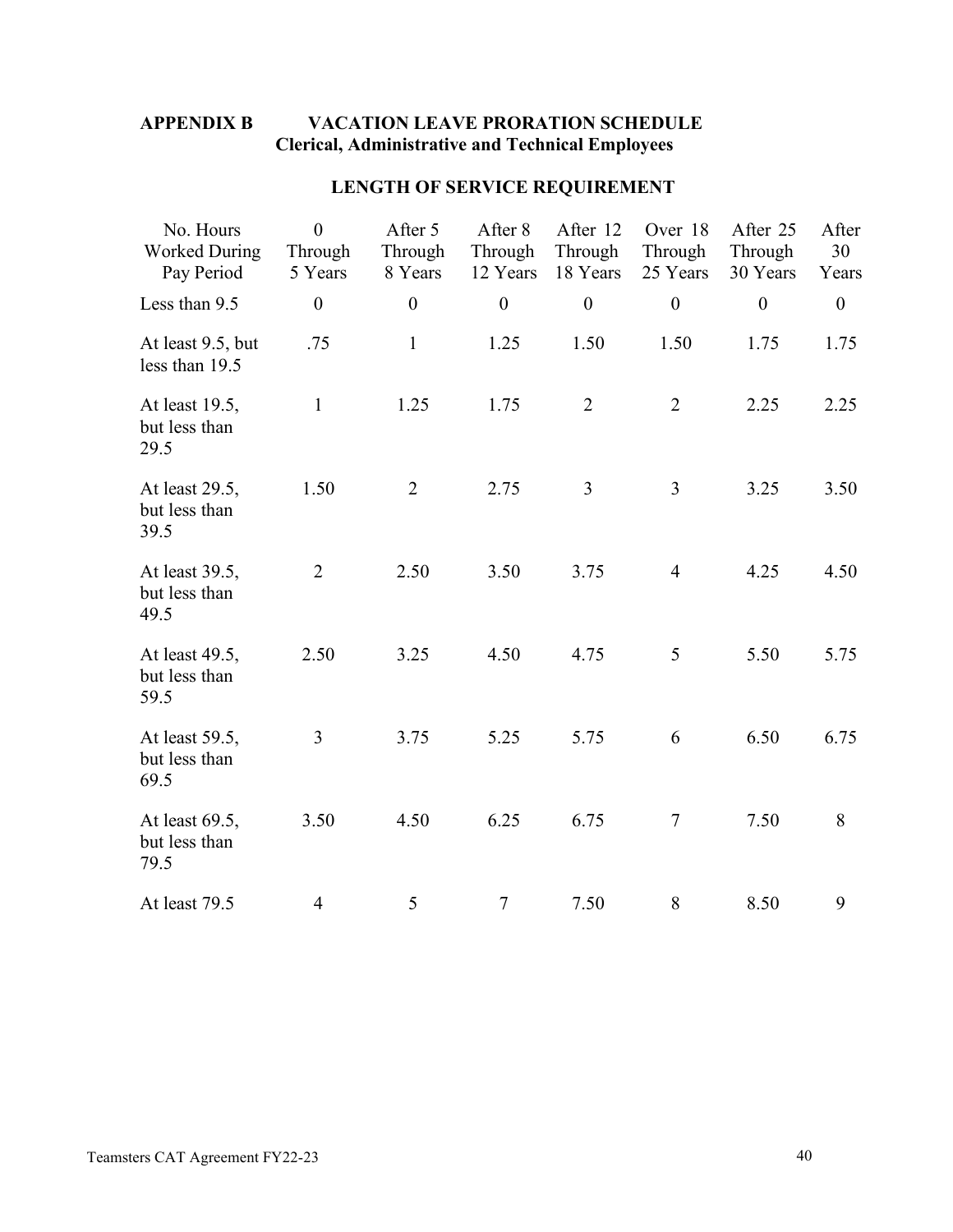## APPENDIX B VACATION LEAVE PRORATION SCHEDULE

### Clerical, Administrative and Technical Employees

### LENGTH OF SERVICE REQUIREMENT

| No. Hours Worked During Pay Period | 0 Through 5 Years | After 5 Through 8 Years | After 8 Through 12 Years | After 12 Through 18 Years | Over 18 Through 25 Years | After 25 Through 30 Years | After 30 Years |
|---|---|---|---|---|---|---|---|
| Less than 9.5 | 0 | 0 | 0 | 0 | 0 | 0 | 0 |
| At least 9.5, but less than 19.5 | .75 | 1 | 1.25 | 1.50 | 1.50 | 1.75 | 1.75 |
| At least 19.5, but less than 29.5 | 1 | 1.25 | 1.75 | 2 | 2 | 2.25 | 2.25 |
| At least 29.5, but less than 39.5 | 1.50 | 2 | 2.75 | 3 | 3 | 3.25 | 3.50 |
| At least 39.5, but less than 49.5 | 2 | 2.50 | 3.50 | 3.75 | 4 | 4.25 | 4.50 |
| At least 49.5, but less than 59.5 | 2.50 | 3.25 | 4.50 | 4.75 | 5 | 5.50 | 5.75 |
| At least 59.5, but less than 69.5 | 3 | 3.75 | 5.25 | 5.75 | 6 | 6.50 | 6.75 |
| At least 69.5, but less than 79.5 | 3.50 | 4.50 | 6.25 | 6.75 | 7 | 7.50 | 8 |
| At least 79.5 | 4 | 5 | 7 | 7.50 | 8 | 8.50 | 9 |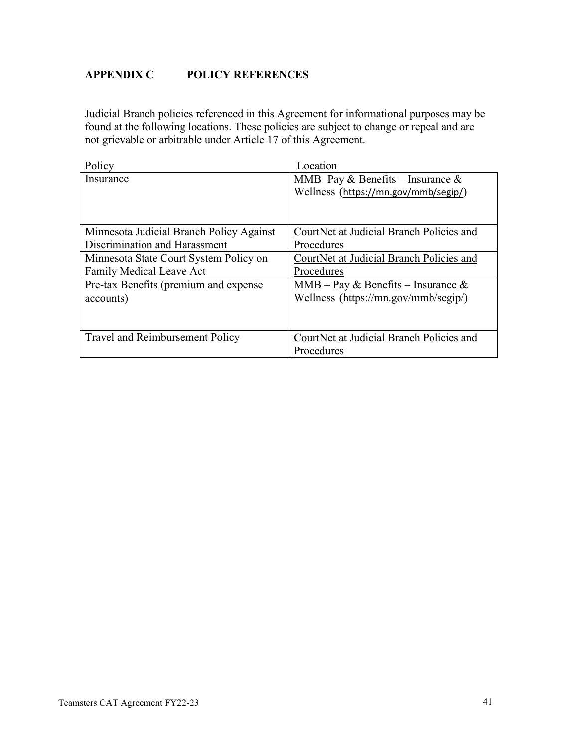## APPENDIX C POLICY REFERENCES

Judicial Branch policies referenced in this Agreement for informational purposes may be found at the following locations. These policies are subject to change or repeal and are not grievable or arbitrable under Article 17 of this Agreement.

| Policy | Location |
| --- | --- |
| Insurance | MMB–Pay & Benefits – Insurance & Wellness (https://mn.gov/mmb/segip/) |
| Minnesota Judicial Branch Policy Against Discrimination and Harassment | CourtNet at Judicial Branch Policies and Procedures |
| Minnesota State Court System Policy on Family Medical Leave Act | CourtNet at Judicial Branch Policies and Procedures |
| Pre-tax Benefits (premium and expense accounts) | MMB – Pay & Benefits – Insurance & Wellness (https://mn.gov/mmb/segip/) |
| Travel and Reimbursement Policy | CourtNet at Judicial Branch Policies and Procedures |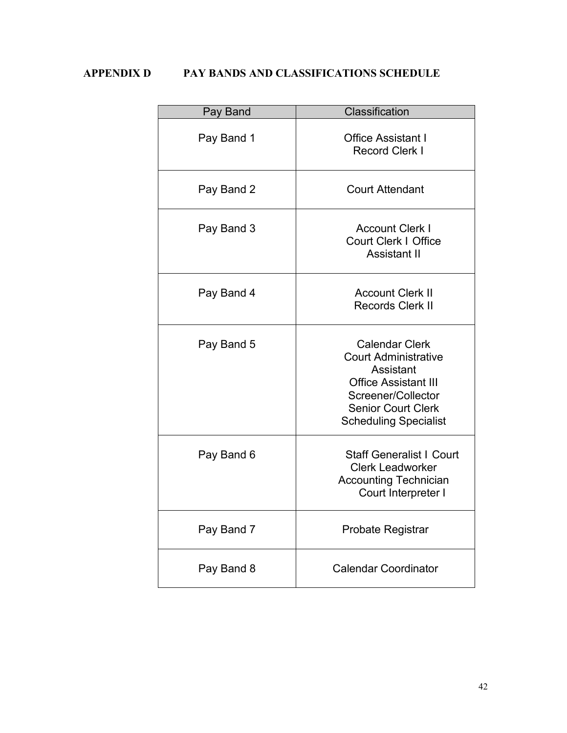## APPENDIX D PAY BANDS AND CLASSIFICATIONS SCHEDULE

| Pay Band | Classification |
|---|---|
| Pay Band 1 | Office Assistant I<br>Record Clerk I |
| Pay Band 2 | Court Attendant |
| Pay Band 3 | Account Clerk I<br>Court Clerk I Office<br>Assistant II |
| Pay Band 4 | Account Clerk II<br>Records Clerk II |
| Pay Band 5 | Calendar Clerk<br>Court Administrative<br>Assistant<br>Office Assistant III<br>Screener/Collector<br>Senior Court Clerk<br>Scheduling Specialist |
| Pay Band 6 | Staff Generalist I Court<br>Clerk Leadworker<br>Accounting Technician<br>Court Interpreter I |
| Pay Band 7 | Probate Registrar |
| Pay Band 8 | Calendar Coordinator |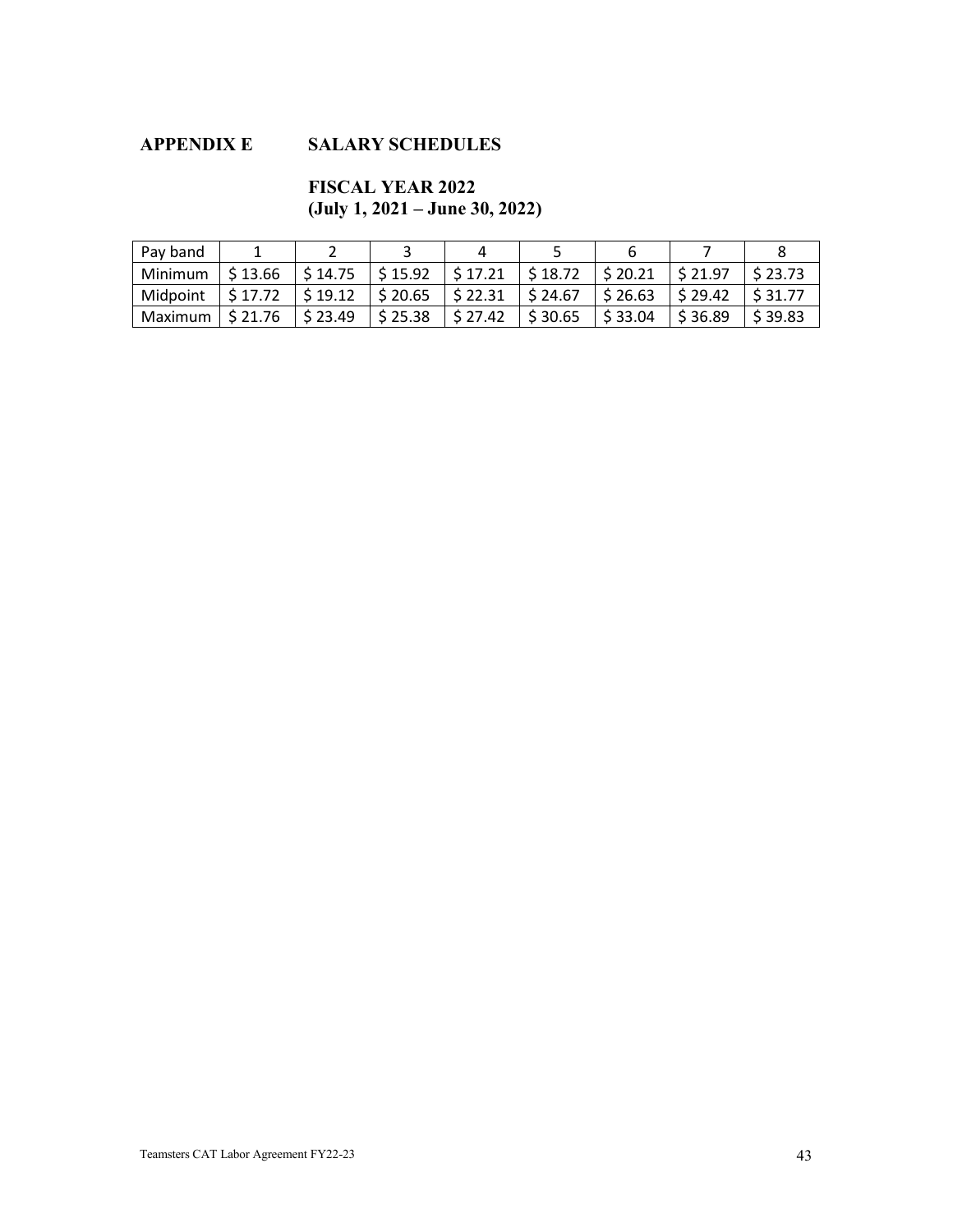## APPENDIX E SALARY SCHEDULES

### FISCAL YEAR 2022
### (July 1, 2021 – June 30, 2022)

| Pay band | 1 | 2 | 3 | 4 | 5 | 6 | 7 | 8 |
|---|---|---|---|---|---|---|---|---|
| Minimum | $ 13.66 | $ 14.75 | $ 15.92 | $ 17.21 | $ 18.72 | $ 20.21 | $ 21.97 | $ 23.73 |
| Midpoint | $ 17.72 | $ 19.12 | $ 20.65 | $ 22.31 | $ 24.67 | $ 26.63 | $ 29.42 | $ 31.77 |
| Maximum | $ 21.76 | $ 23.49 | $ 25.38 | $ 27.42 | $ 30.65 | $ 33.04 | $ 36.89 | $ 39.83 |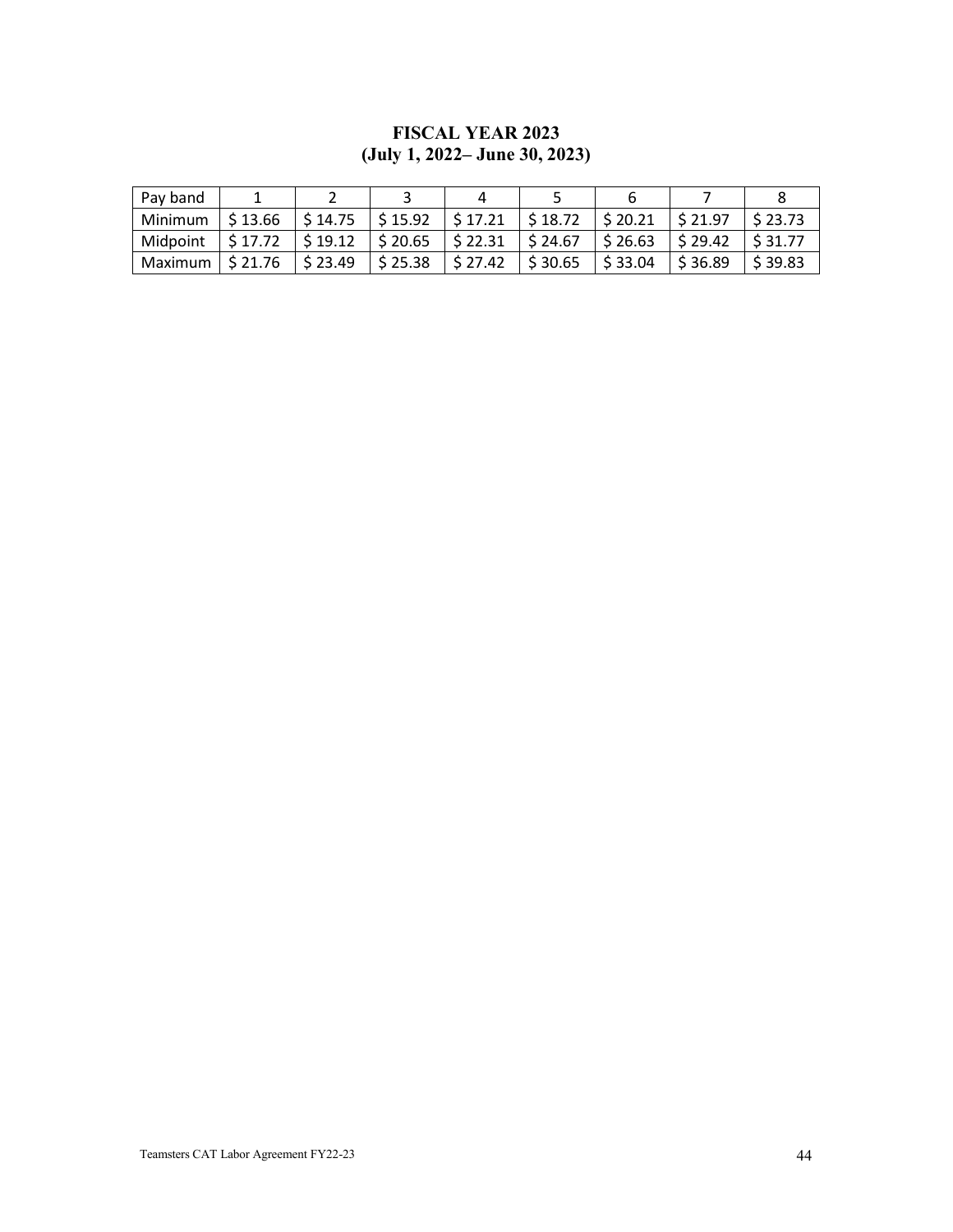**FISCAL YEAR 2023**
**(July 1, 2022– June 30, 2023)**

| Pay band | 1 | 2 | 3 | 4 | 5 | 6 | 7 | 8 |
|---|---|---|---|---|---|---|---|---|
| Minimum | $ 13.66 | $ 14.75 | $ 15.92 | $ 17.21 | $ 18.72 | $ 20.21 | $ 21.97 | $ 23.73 |
| Midpoint | $ 17.72 | $ 19.12 | $ 20.65 | $ 22.31 | $ 24.67 | $ 26.63 | $ 29.42 | $ 31.77 |
| Maximum | $ 21.76 | $ 23.49 | $ 25.38 | $ 27.42 | $ 30.65 | $ 33.04 | $ 36.89 | $ 39.83 |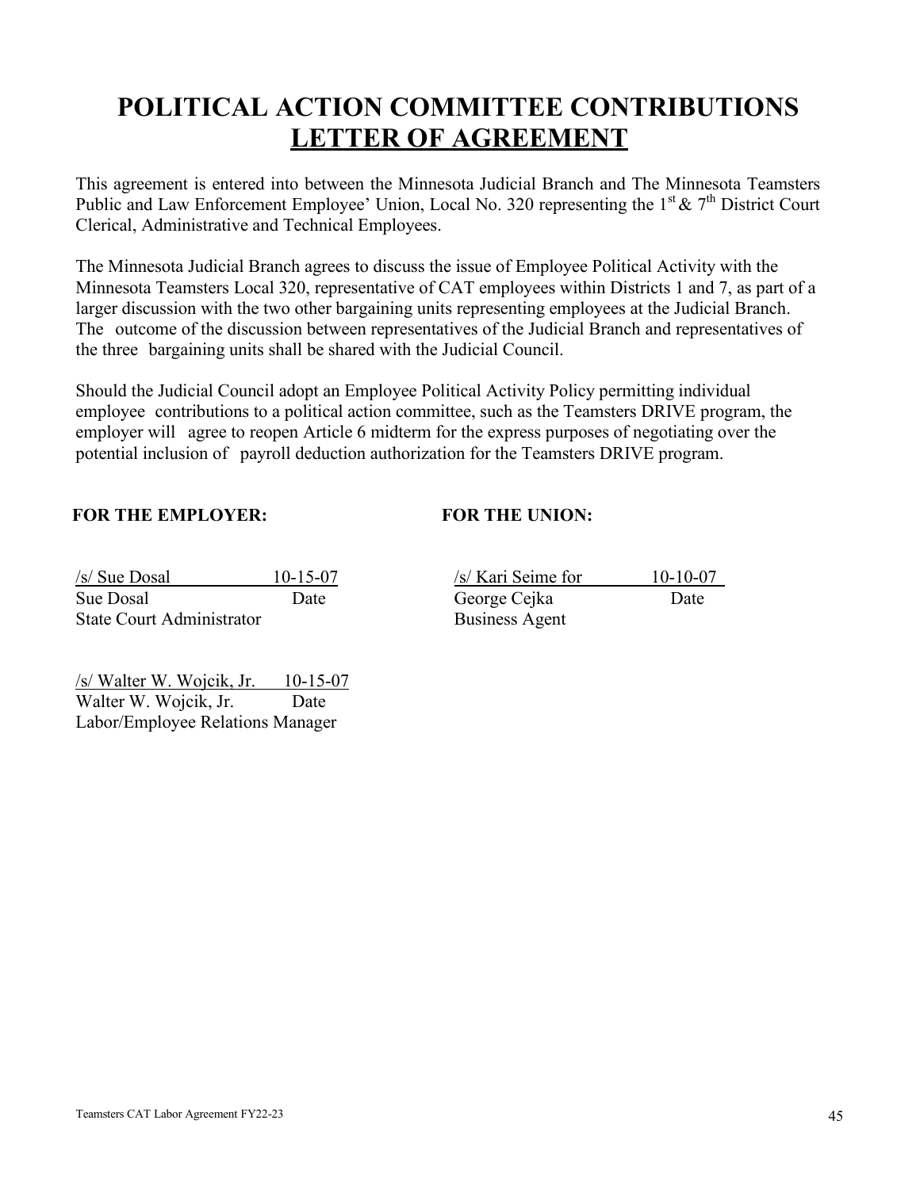# POLITICAL ACTION COMMITTEE CONTRIBUTIONS
# LETTER OF AGREEMENT

This agreement is entered into between the Minnesota Judicial Branch and The Minnesota Teamsters Public and Law Enforcement Employee' Union, Local No. 320 representing the 1st & 7th District Court Clerical, Administrative and Technical Employees.

The Minnesota Judicial Branch agrees to discuss the issue of Employee Political Activity with the Minnesota Teamsters Local 320, representative of CAT employees within Districts 1 and 7, as part of a larger discussion with the two other bargaining units representing employees at the Judicial Branch. The outcome of the discussion between representatives of the Judicial Branch and representatives of the three bargaining units shall be shared with the Judicial Council.

Should the Judicial Council adopt an Employee Political Activity Policy permitting individual employee contributions to a political action committee, such as the Teamsters DRIVE program, the employer will agree to reopen Article 6 midterm for the express purposes of negotiating over the potential inclusion of payroll deduction authorization for the Teamsters DRIVE program.

**FOR THE EMPLOYER:**

/s/ Sue Dosal 10-15-07
Sue Dosal Date
State Court Administrator

/s/ Walter W. Wojcik, Jr. 10-15-07
Walter W. Wojcik, Jr. Date
Labor/Employee Relations Manager

**FOR THE UNION:**

/s/ Kari Seime for 10-10-07
George Cejka Date
Business Agent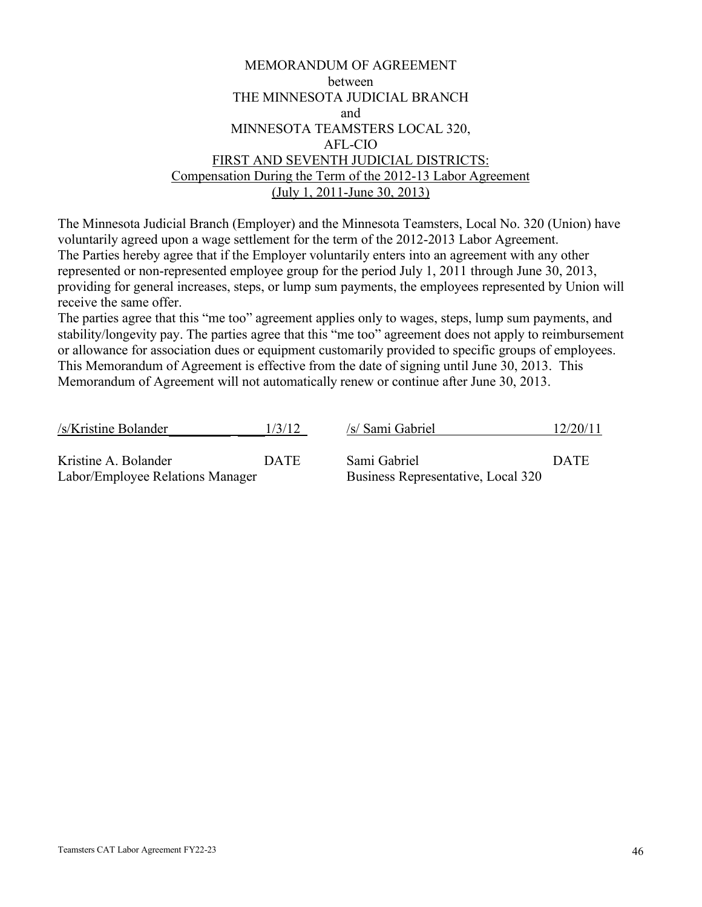MEMORANDUM OF AGREEMENT
between
THE MINNESOTA JUDICIAL BRANCH
and
MINNESOTA TEAMSTERS LOCAL 320,
AFL-CIO
FIRST AND SEVENTH JUDICIAL DISTRICTS:
Compensation During the Term of the 2012-13 Labor Agreement
(July 1, 2011-June 30, 2013)

The Minnesota Judicial Branch (Employer) and the Minnesota Teamsters, Local No. 320 (Union) have voluntarily agreed upon a wage settlement for the term of the 2012-2013 Labor Agreement.
The Parties hereby agree that if the Employer voluntarily enters into an agreement with any other represented or non-represented employee group for the period July 1, 2011 through June 30, 2013, providing for general increases, steps, or lump sum payments, the employees represented by Union will receive the same offer.
The parties agree that this "me too" agreement applies only to wages, steps, lump sum payments, and stability/longevity pay. The parties agree that this "me too" agreement does not apply to reimbursement or allowance for association dues or equipment customarily provided to specific groups of employees.
This Memorandum of Agreement is effective from the date of signing until June 30, 2013. This Memorandum of Agreement will not automatically renew or continue after June 30, 2013.

| | | | |
|---|---|---|---|
| /s/Kristine Bolander | 1/3/12 | /s/ Sami Gabriel | 12/20/11 |
| Kristine A. Bolander<br>Labor/Employee Relations Manager | DATE | Sami Gabriel<br>Business Representative, Local 320 | DATE |